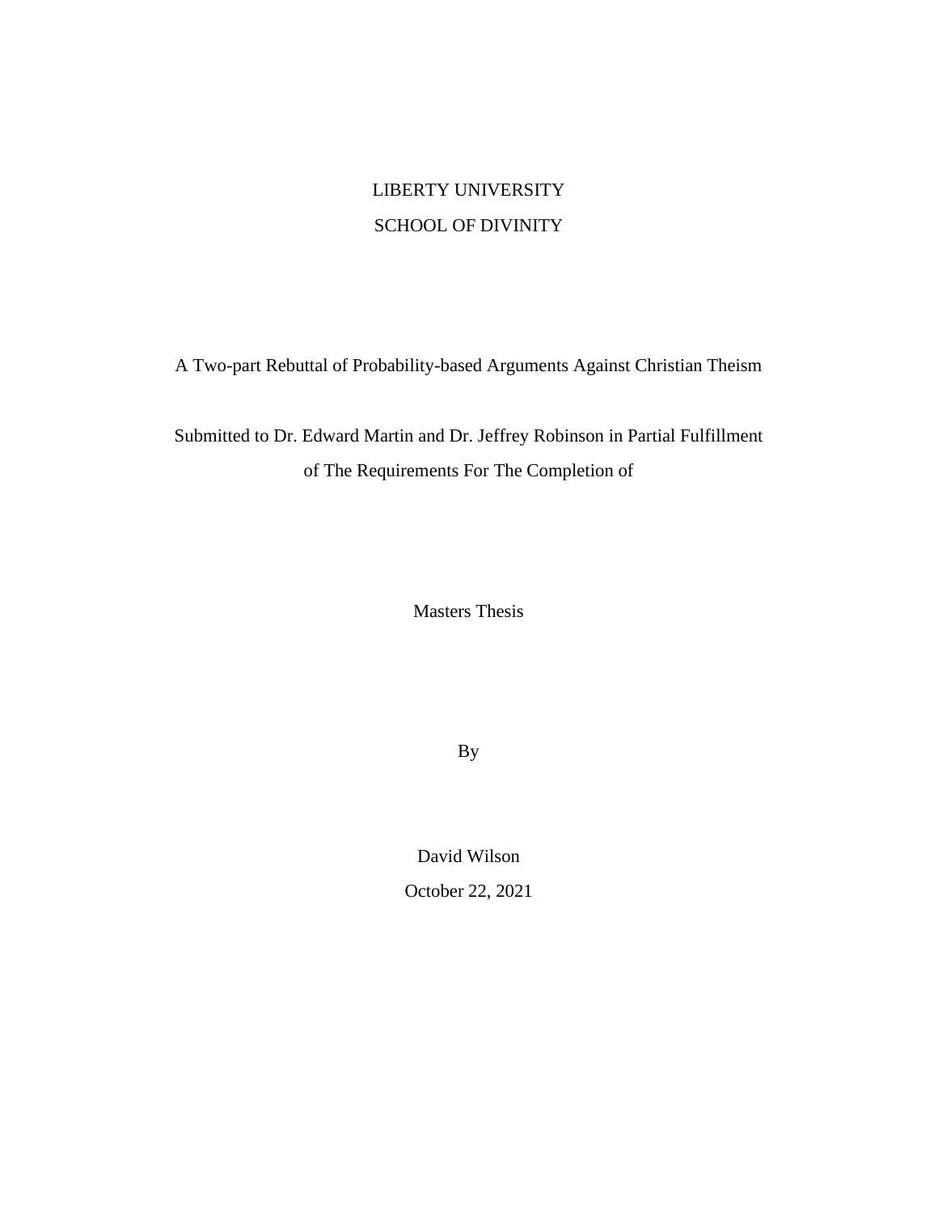LIBERTY UNIVERSITY

SCHOOL OF DIVINITY

A Two-part Rebuttal of Probability-based Arguments Against Christian Theism

Submitted to Dr. Edward Martin and Dr. Jeffrey Robinson in Partial Fulfillment of The Requirements For The Completion of

Masters Thesis

By

David Wilson

October 22, 2021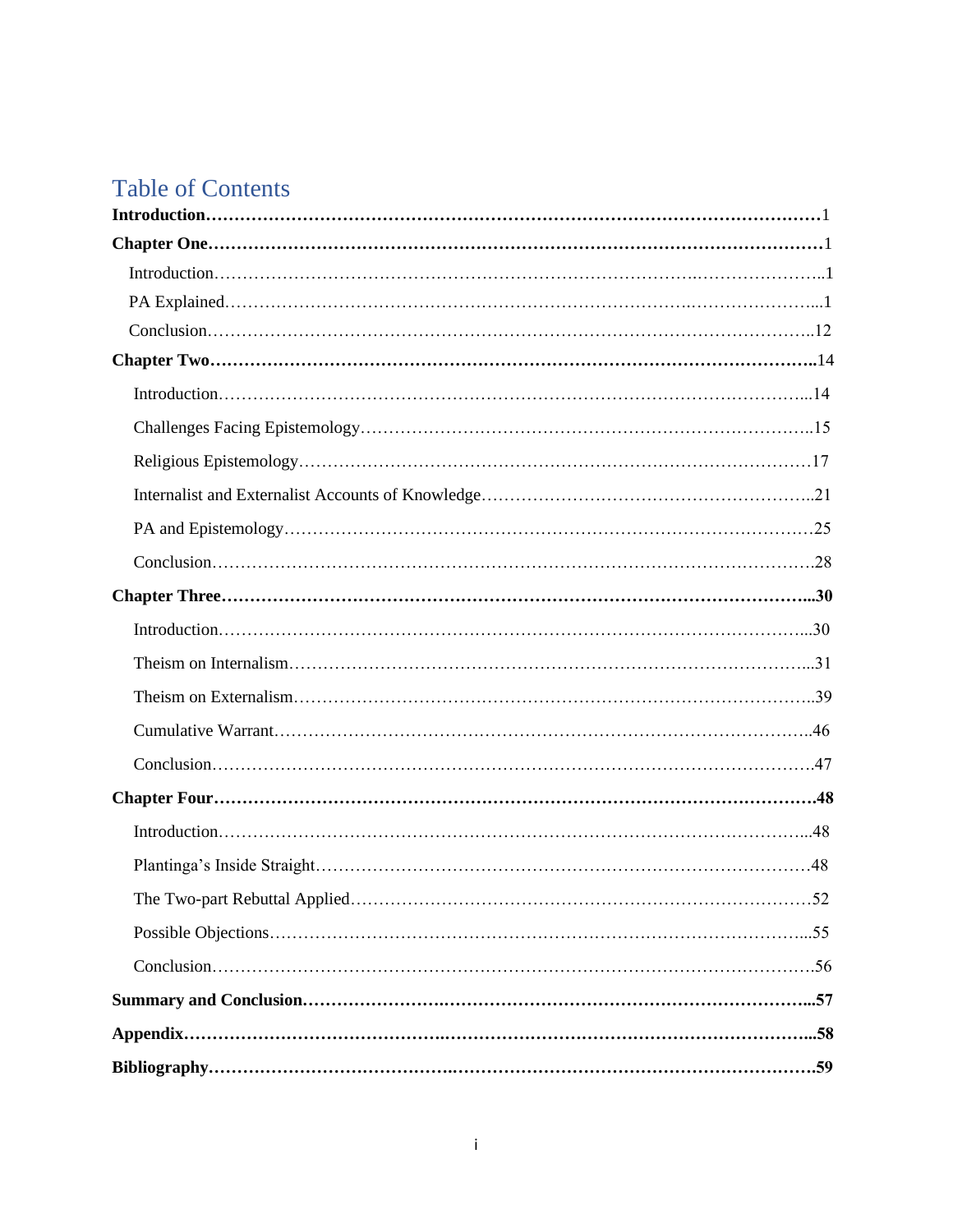# Table of Contents

**Introduction**……………………………………………………………………………………………1

**Chapter One**……………………………………………………………………………………………1

Introduction……………………………………………………………………………………..1

PA Explained……………………………………………………………………………………...1

Conclusion…………………………………………………………………………………….12

**Chapter Two**…………………………………………………………………………………………..14

Introduction…………………………………………………………………………………...14

Challenges Facing Epistemology……………………………………………………………..15

Religious Epistemology……………………………………………………………………….17

Internalist and Externalist Accounts of Knowledge…………………………………………..21

PA and Epistemology………………………………………………………………………….25

Conclusion……………………………………………………………………………………..28

**Chapter Three**………………………………………………………………………………………...30

Introduction…………………………………………………………………………………...30

Theism on Internalism………………………………………………………………………...31

Theism on Externalism………………………………………………………………………..39

Cumulative Warrant…………………………………………………………………………..46

Conclusion……………………………………………………………………………………..47

**Chapter Four**…………………………………………………………………………………………..48

Introduction…………………………………………………………………………………...48

Plantinga's Inside Straight…………………………………………………………………….48

The Two-part Rebuttal Applied……………………………………………………………….52

Possible Objections…………………………………………………………………………...55

Conclusion……………………………………………………………………………………..56

**Summary and Conclusion**……………………………………………………………………………..57

**Appendix**………………………………………………………………………………………………...58

**Bibliography**……………………………………………………………………………………………59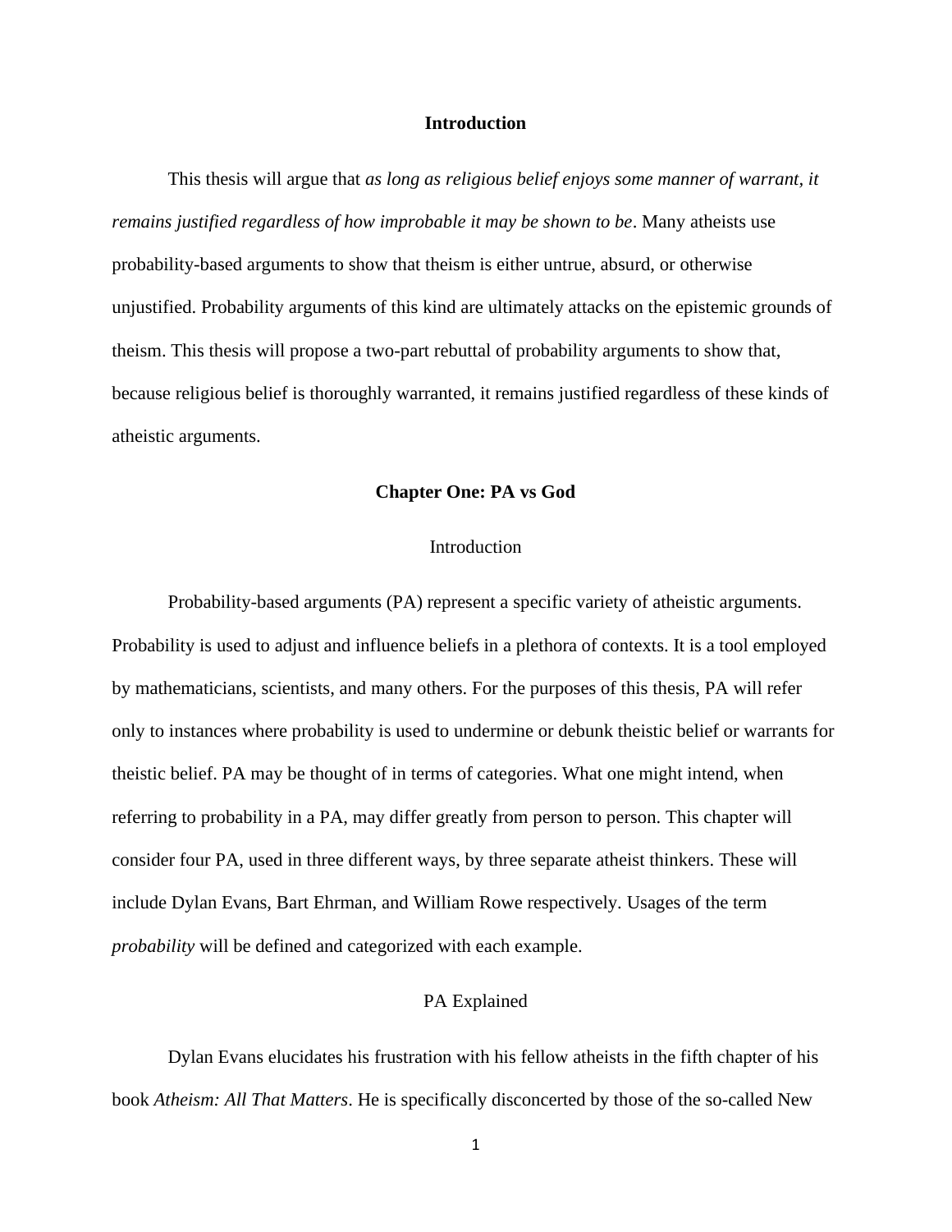# Introduction

This thesis will argue that *as long as religious belief enjoys some manner of warrant, it remains justified regardless of how improbable it may be shown to be*. Many atheists use probability-based arguments to show that theism is either untrue, absurd, or otherwise unjustified. Probability arguments of this kind are ultimately attacks on the epistemic grounds of theism. This thesis will propose a two-part rebuttal of probability arguments to show that, because religious belief is thoroughly warranted, it remains justified regardless of these kinds of atheistic arguments.

# Chapter One: PA vs God

## Introduction

Probability-based arguments (PA) represent a specific variety of atheistic arguments. Probability is used to adjust and influence beliefs in a plethora of contexts. It is a tool employed by mathematicians, scientists, and many others. For the purposes of this thesis, PA will refer only to instances where probability is used to undermine or debunk theistic belief or warrants for theistic belief. PA may be thought of in terms of categories. What one might intend, when referring to probability in a PA, may differ greatly from person to person. This chapter will consider four PA, used in three different ways, by three separate atheist thinkers. These will include Dylan Evans, Bart Ehrman, and William Rowe respectively. Usages of the term *probability* will be defined and categorized with each example.

## PA Explained

Dylan Evans elucidates his frustration with his fellow atheists in the fifth chapter of his book *Atheism: All That Matters*. He is specifically disconcerted by those of the so-called New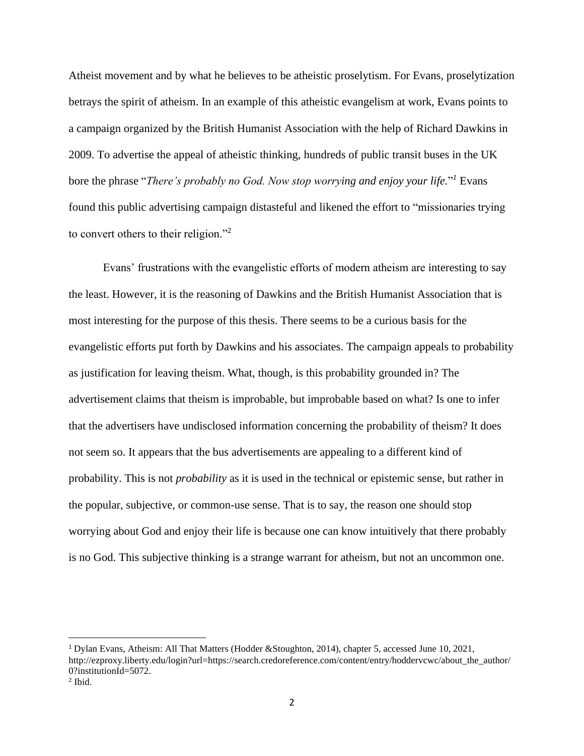Atheist movement and by what he believes to be atheistic proselytism. For Evans, proselytization betrays the spirit of atheism. In an example of this atheistic evangelism at work, Evans points to a campaign organized by the British Humanist Association with the help of Richard Dawkins in 2009. To advertise the appeal of atheistic thinking, hundreds of public transit buses in the UK bore the phrase "*There's probably no God. Now stop worrying and enjoy your life.*"[1] Evans found this public advertising campaign distasteful and likened the effort to "missionaries trying to convert others to their religion."[2]

Evans' frustrations with the evangelistic efforts of modern atheism are interesting to say the least. However, it is the reasoning of Dawkins and the British Humanist Association that is most interesting for the purpose of this thesis. There seems to be a curious basis for the evangelistic efforts put forth by Dawkins and his associates. The campaign appeals to probability as justification for leaving theism. What, though, is this probability grounded in? The advertisement claims that theism is improbable, but improbable based on what? Is one to infer that the advertisers have undisclosed information concerning the probability of theism? It does not seem so. It appears that the bus advertisements are appealing to a different kind of probability. This is not *probability* as it is used in the technical or epistemic sense, but rather in the popular, subjective, or common-use sense. That is to say, the reason one should stop worrying about God and enjoy their life is because one can know intuitively that there probably is no God. This subjective thinking is a strange warrant for atheism, but not an uncommon one.

---

[1] Dylan Evans, Atheism: All That Matters (Hodder &Stoughton, 2014), chapter 5, accessed June 10, 2021, http://ezproxy.liberty.edu/login?url=https://search.credoreference.com/content/entry/hoddervcwc/about_the_author/0?institutionId=5072.

[2] Ibid.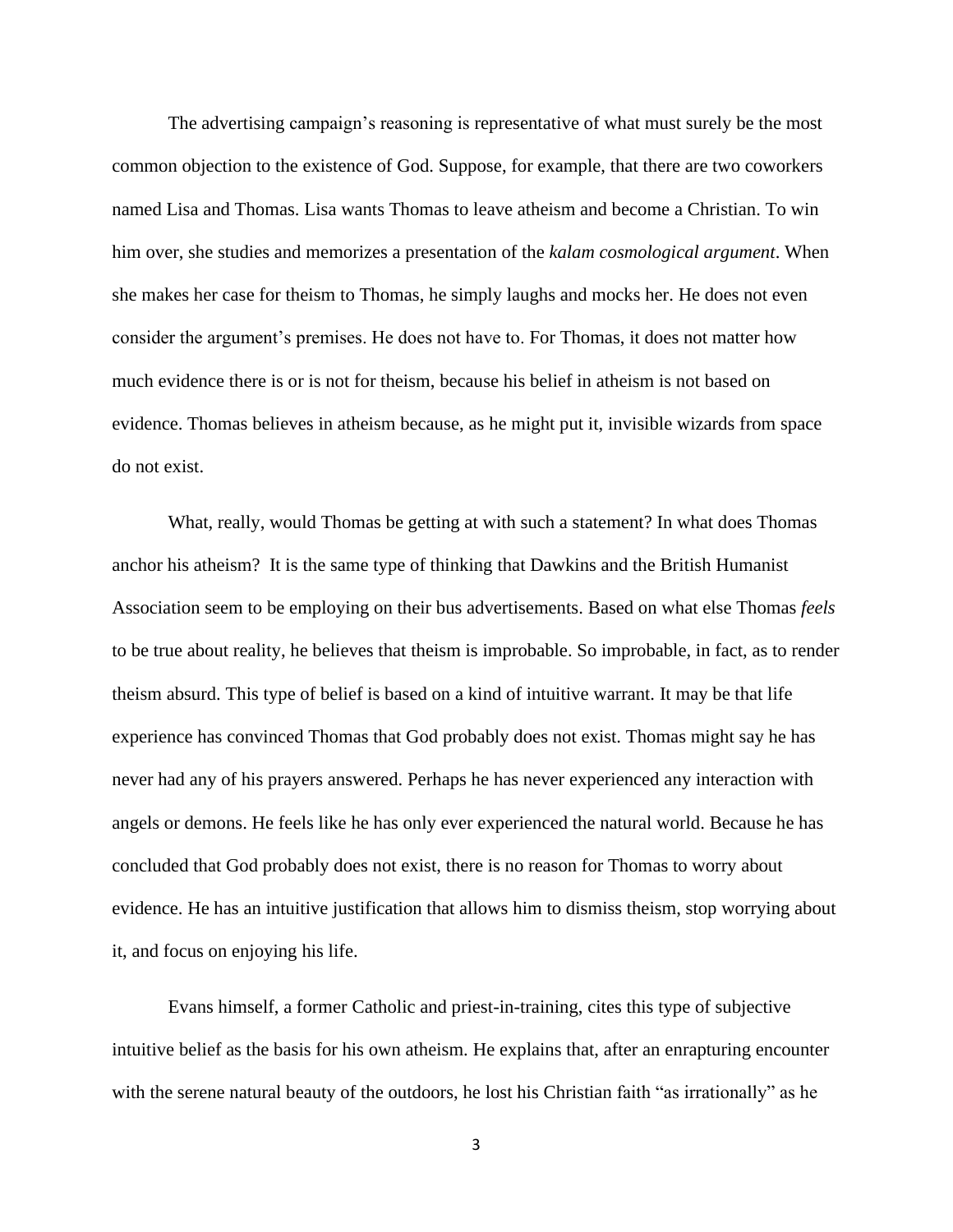The advertising campaign's reasoning is representative of what must surely be the most common objection to the existence of God. Suppose, for example, that there are two coworkers named Lisa and Thomas. Lisa wants Thomas to leave atheism and become a Christian. To win him over, she studies and memorizes a presentation of the *kalam cosmological argument*. When she makes her case for theism to Thomas, he simply laughs and mocks her. He does not even consider the argument's premises. He does not have to. For Thomas, it does not matter how much evidence there is or is not for theism, because his belief in atheism is not based on evidence. Thomas believes in atheism because, as he might put it, invisible wizards from space do not exist.

What, really, would Thomas be getting at with such a statement? In what does Thomas anchor his atheism? It is the same type of thinking that Dawkins and the British Humanist Association seem to be employing on their bus advertisements. Based on what else Thomas *feels* to be true about reality, he believes that theism is improbable. So improbable, in fact, as to render theism absurd. This type of belief is based on a kind of intuitive warrant. It may be that life experience has convinced Thomas that God probably does not exist. Thomas might say he has never had any of his prayers answered. Perhaps he has never experienced any interaction with angels or demons. He feels like he has only ever experienced the natural world. Because he has concluded that God probably does not exist, there is no reason for Thomas to worry about evidence. He has an intuitive justification that allows him to dismiss theism, stop worrying about it, and focus on enjoying his life.

Evans himself, a former Catholic and priest-in-training, cites this type of subjective intuitive belief as the basis for his own atheism. He explains that, after an enrapturing encounter with the serene natural beauty of the outdoors, he lost his Christian faith "as irrationally" as he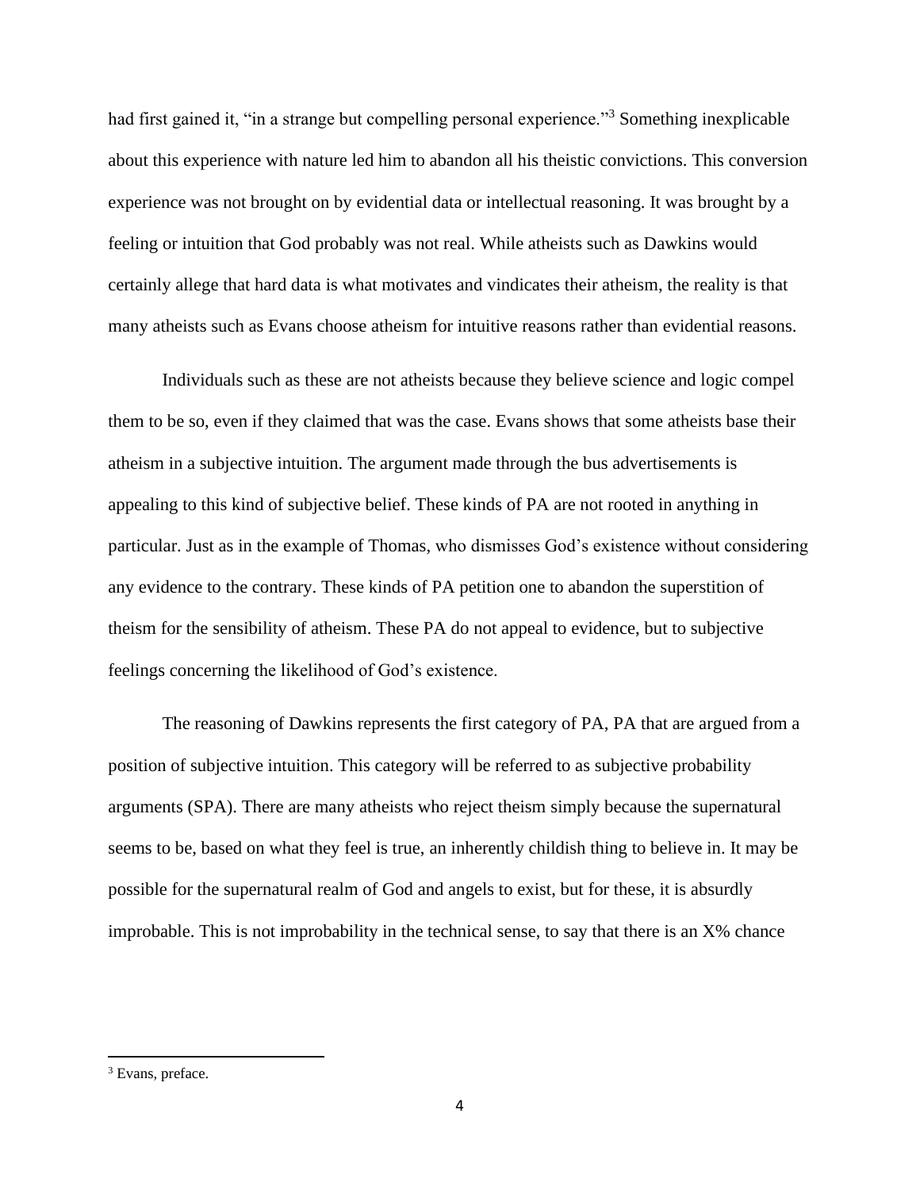had first gained it, "in a strange but compelling personal experience."[3] Something inexplicable about this experience with nature led him to abandon all his theistic convictions. This conversion experience was not brought on by evidential data or intellectual reasoning. It was brought by a feeling or intuition that God probably was not real. While atheists such as Dawkins would certainly allege that hard data is what motivates and vindicates their atheism, the reality is that many atheists such as Evans choose atheism for intuitive reasons rather than evidential reasons.

Individuals such as these are not atheists because they believe science and logic compel them to be so, even if they claimed that was the case. Evans shows that some atheists base their atheism in a subjective intuition. The argument made through the bus advertisements is appealing to this kind of subjective belief. These kinds of PA are not rooted in anything in particular. Just as in the example of Thomas, who dismisses God's existence without considering any evidence to the contrary. These kinds of PA petition one to abandon the superstition of theism for the sensibility of atheism. These PA do not appeal to evidence, but to subjective feelings concerning the likelihood of God's existence.

The reasoning of Dawkins represents the first category of PA, PA that are argued from a position of subjective intuition. This category will be referred to as subjective probability arguments (SPA). There are many atheists who reject theism simply because the supernatural seems to be, based on what they feel is true, an inherently childish thing to believe in. It may be possible for the supernatural realm of God and angels to exist, but for these, it is absurdly improbable. This is not improbability in the technical sense, to say that there is an X% chance

---

[3] Evans, preface.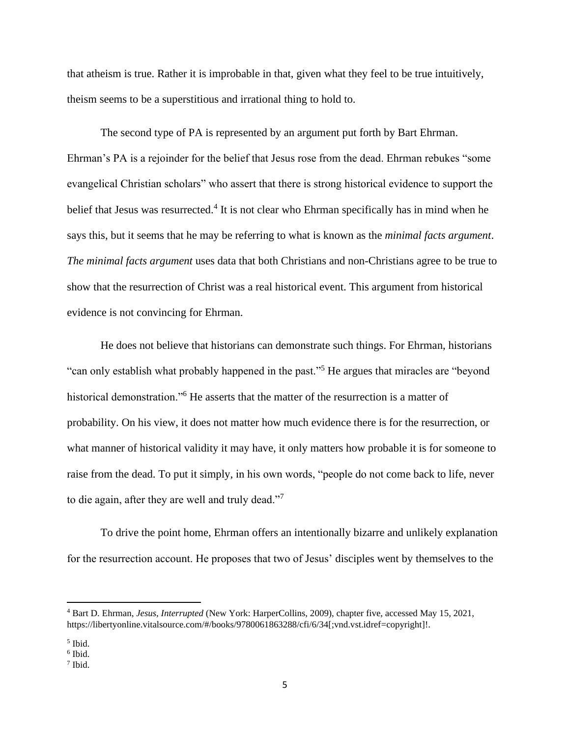that atheism is true. Rather it is improbable in that, given what they feel to be true intuitively, theism seems to be a superstitious and irrational thing to hold to.

The second type of PA is represented by an argument put forth by Bart Ehrman. Ehrman's PA is a rejoinder for the belief that Jesus rose from the dead. Ehrman rebukes "some evangelical Christian scholars" who assert that there is strong historical evidence to support the belief that Jesus was resurrected.[4] It is not clear who Ehrman specifically has in mind when he says this, but it seems that he may be referring to what is known as the *minimal facts argument*. *The minimal facts argument* uses data that both Christians and non-Christians agree to be true to show that the resurrection of Christ was a real historical event. This argument from historical evidence is not convincing for Ehrman.

He does not believe that historians can demonstrate such things. For Ehrman, historians "can only establish what probably happened in the past."[5] He argues that miracles are "beyond historical demonstration."[6] He asserts that the matter of the resurrection is a matter of probability. On his view, it does not matter how much evidence there is for the resurrection, or what manner of historical validity it may have, it only matters how probable it is for someone to raise from the dead. To put it simply, in his own words, "people do not come back to life, never to die again, after they are well and truly dead."[7]

To drive the point home, Ehrman offers an intentionally bizarre and unlikely explanation for the resurrection account. He proposes that two of Jesus' disciples went by themselves to the

---

[4] Bart D. Ehrman, *Jesus, Interrupted* (New York: HarperCollins, 2009), chapter five, accessed May 15, 2021, https://libertyonline.vitalsource.com/#/books/9780061863288/cfi/6/34[;vnd.vst.idref=copyright]!.

[5] Ibid.

[6] Ibid.

[7] Ibid.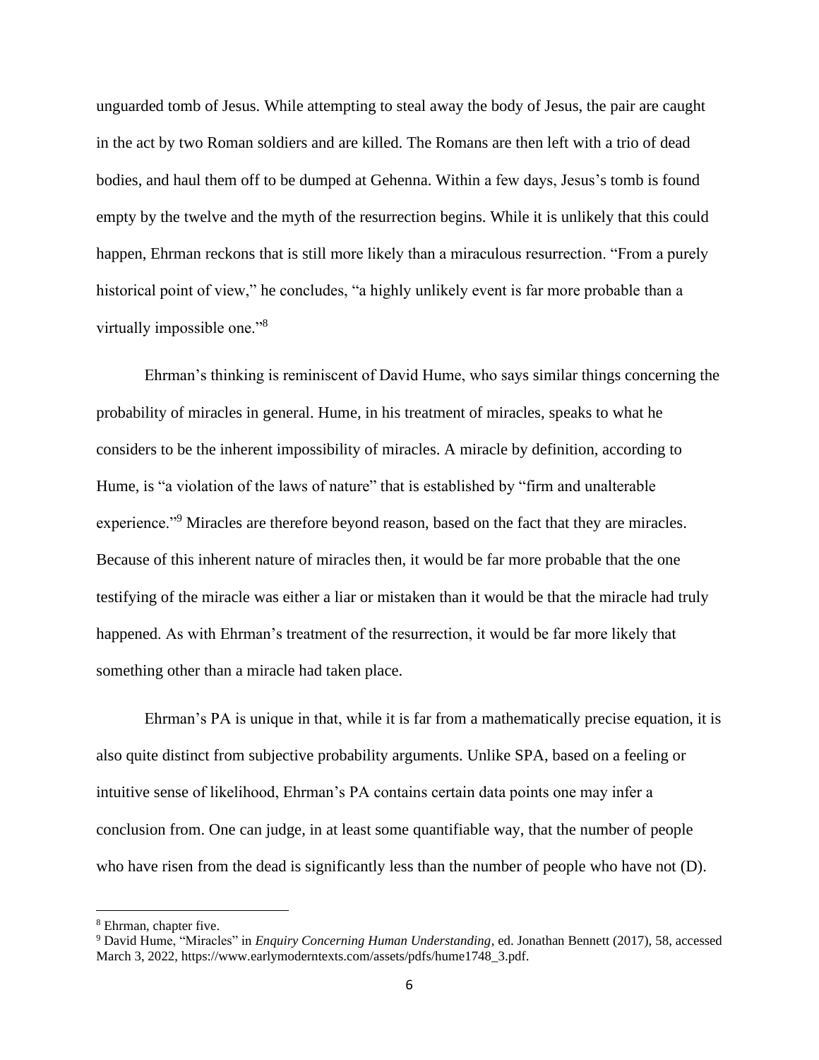unguarded tomb of Jesus. While attempting to steal away the body of Jesus, the pair are caught in the act by two Roman soldiers and are killed. The Romans are then left with a trio of dead bodies, and haul them off to be dumped at Gehenna. Within a few days, Jesus's tomb is found empty by the twelve and the myth of the resurrection begins. While it is unlikely that this could happen, Ehrman reckons that is still more likely than a miraculous resurrection. "From a purely historical point of view," he concludes, "a highly unlikely event is far more probable than a virtually impossible one."[8]

Ehrman's thinking is reminiscent of David Hume, who says similar things concerning the probability of miracles in general. Hume, in his treatment of miracles, speaks to what he considers to be the inherent impossibility of miracles. A miracle by definition, according to Hume, is "a violation of the laws of nature" that is established by "firm and unalterable experience."[9] Miracles are therefore beyond reason, based on the fact that they are miracles. Because of this inherent nature of miracles then, it would be far more probable that the one testifying of the miracle was either a liar or mistaken than it would be that the miracle had truly happened. As with Ehrman's treatment of the resurrection, it would be far more likely that something other than a miracle had taken place.

Ehrman's PA is unique in that, while it is far from a mathematically precise equation, it is also quite distinct from subjective probability arguments. Unlike SPA, based on a feeling or intuitive sense of likelihood, Ehrman's PA contains certain data points one may infer a conclusion from. One can judge, in at least some quantifiable way, that the number of people who have risen from the dead is significantly less than the number of people who have not (D).

---

[8] Ehrman, chapter five.

[9] David Hume, "Miracles" in *Enquiry Concerning Human Understanding*, ed. Jonathan Bennett (2017), 58, accessed March 3, 2022, https://www.earlymoderntexts.com/assets/pdfs/hume1748_3.pdf.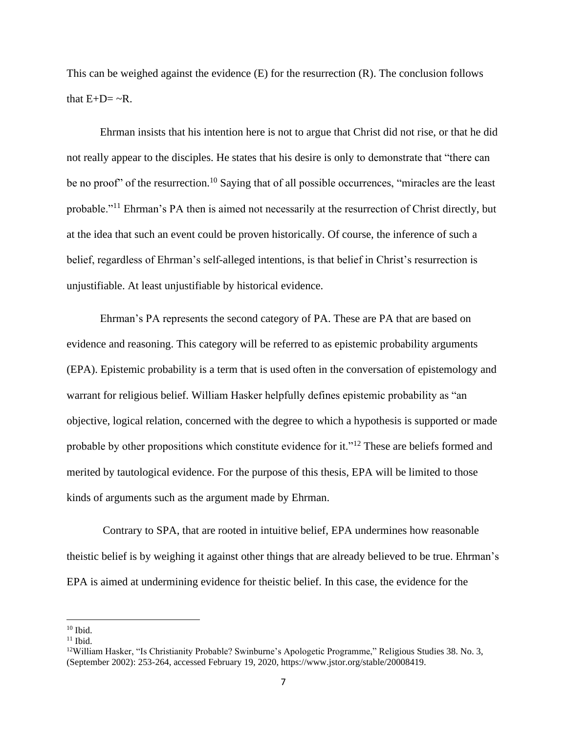This can be weighed against the evidence (E) for the resurrection (R). The conclusion follows that $E+D= \sim R$.

Ehrman insists that his intention here is not to argue that Christ did not rise, or that he did not really appear to the disciples. He states that his desire is only to demonstrate that "there can be no proof" of the resurrection.[10] Saying that of all possible occurrences, "miracles are the least probable."[11] Ehrman's PA then is aimed not necessarily at the resurrection of Christ directly, but at the idea that such an event could be proven historically. Of course, the inference of such a belief, regardless of Ehrman's self-alleged intentions, is that belief in Christ's resurrection is unjustifiable. At least unjustifiable by historical evidence.

Ehrman's PA represents the second category of PA. These are PA that are based on evidence and reasoning. This category will be referred to as epistemic probability arguments (EPA). Epistemic probability is a term that is used often in the conversation of epistemology and warrant for religious belief. William Hasker helpfully defines epistemic probability as "an objective, logical relation, concerned with the degree to which a hypothesis is supported or made probable by other propositions which constitute evidence for it."[12] These are beliefs formed and merited by tautological evidence. For the purpose of this thesis, EPA will be limited to those kinds of arguments such as the argument made by Ehrman.

Contrary to SPA, that are rooted in intuitive belief, EPA undermines how reasonable theistic belief is by weighing it against other things that are already believed to be true. Ehrman's EPA is aimed at undermining evidence for theistic belief. In this case, the evidence for the

---

[10] Ibid.

[11] Ibid.

[12] William Hasker, "Is Christianity Probable? Swinburne's Apologetic Programme," Religious Studies 38. No. 3, (September 2002): 253-264, accessed February 19, 2020, https://www.jstor.org/stable/20008419.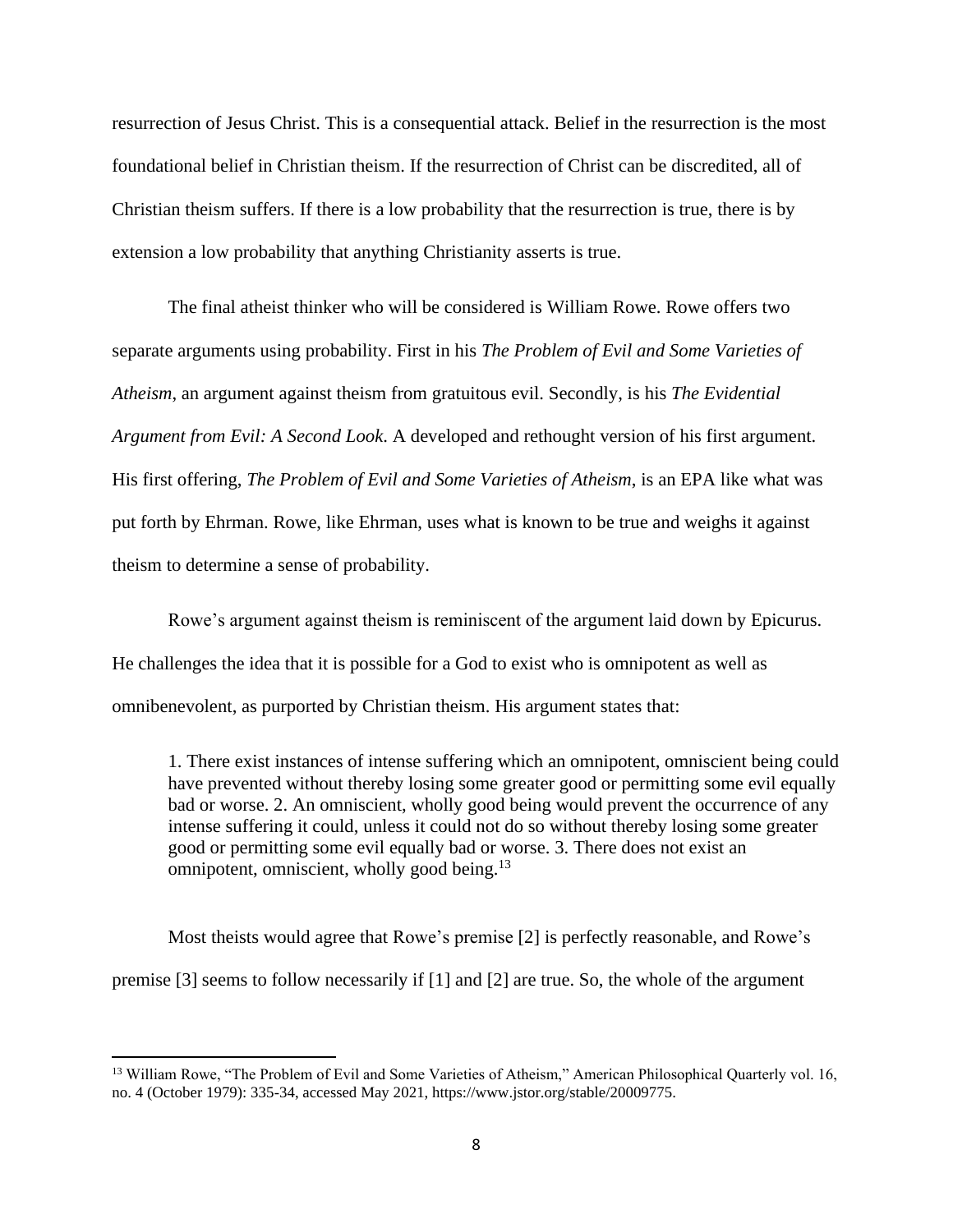resurrection of Jesus Christ. This is a consequential attack. Belief in the resurrection is the most foundational belief in Christian theism. If the resurrection of Christ can be discredited, all of Christian theism suffers. If there is a low probability that the resurrection is true, there is by extension a low probability that anything Christianity asserts is true.

The final atheist thinker who will be considered is William Rowe. Rowe offers two separate arguments using probability. First in his *The Problem of Evil and Some Varieties of Atheism*, an argument against theism from gratuitous evil. Secondly, is his *The Evidential Argument from Evil: A Second Look*. A developed and rethought version of his first argument. His first offering, *The Problem of Evil and Some Varieties of Atheism*, is an EPA like what was put forth by Ehrman. Rowe, like Ehrman, uses what is known to be true and weighs it against theism to determine a sense of probability.

Rowe's argument against theism is reminiscent of the argument laid down by Epicurus. He challenges the idea that it is possible for a God to exist who is omnipotent as well as omnibenevolent, as purported by Christian theism. His argument states that:

> 1. There exist instances of intense suffering which an omnipotent, omniscient being could have prevented without thereby losing some greater good or permitting some evil equally bad or worse. 2. An omniscient, wholly good being would prevent the occurrence of any intense suffering it could, unless it could not do so without thereby losing some greater good or permitting some evil equally bad or worse. 3. There does not exist an omnipotent, omniscient, wholly good being.[13]

Most theists would agree that Rowe's premise [2] is perfectly reasonable, and Rowe's premise [3] seems to follow necessarily if [1] and [2] are true. So, the whole of the argument

---

[13] William Rowe, "The Problem of Evil and Some Varieties of Atheism," American Philosophical Quarterly vol. 16, no. 4 (October 1979): 335-34, accessed May 2021, https://www.jstor.org/stable/20009775.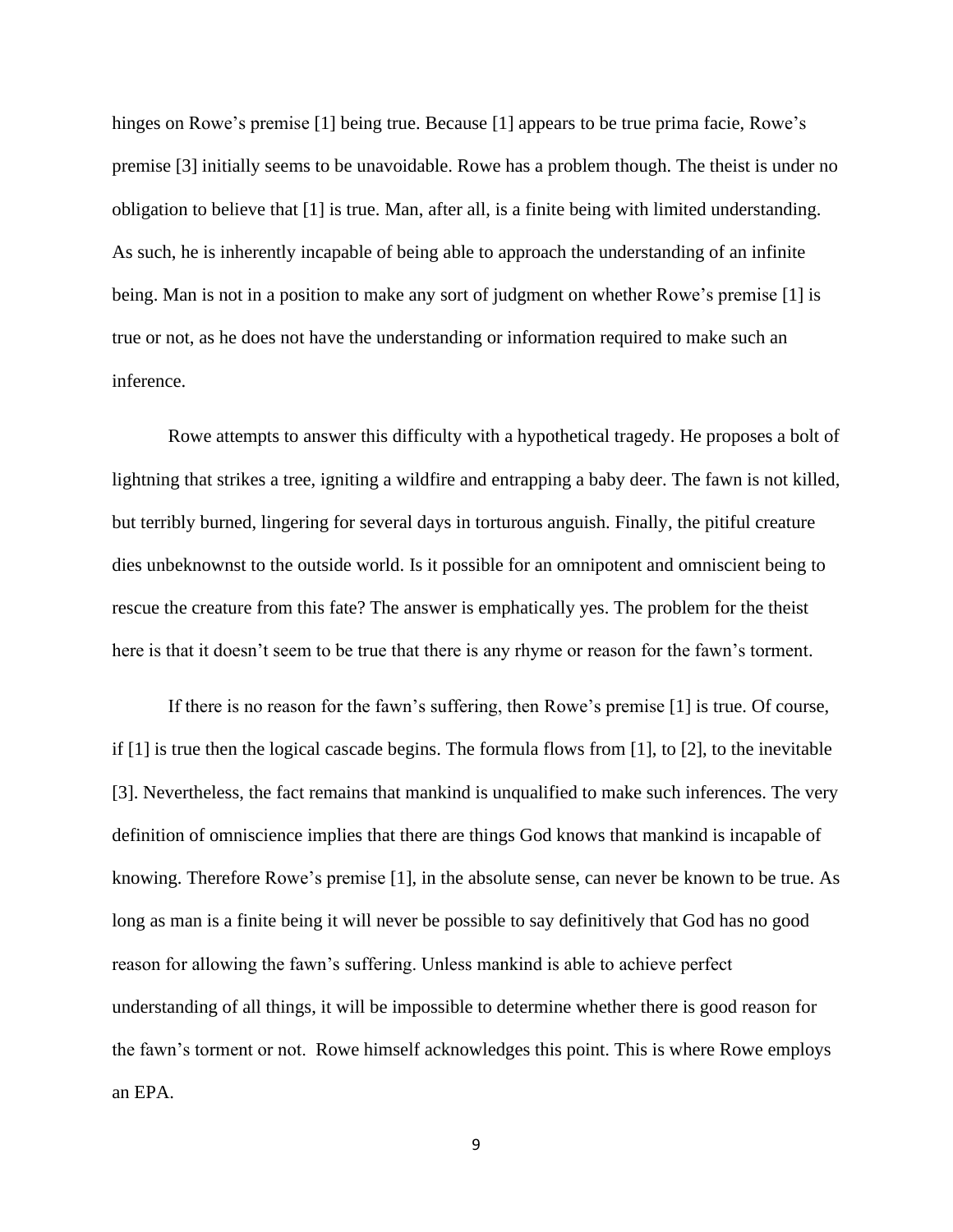hinges on Rowe's premise [1] being true. Because [1] appears to be true prima facie, Rowe's premise [3] initially seems to be unavoidable. Rowe has a problem though. The theist is under no obligation to believe that [1] is true. Man, after all, is a finite being with limited understanding. As such, he is inherently incapable of being able to approach the understanding of an infinite being. Man is not in a position to make any sort of judgment on whether Rowe's premise [1] is true or not, as he does not have the understanding or information required to make such an inference.

Rowe attempts to answer this difficulty with a hypothetical tragedy. He proposes a bolt of lightning that strikes a tree, igniting a wildfire and entrapping a baby deer. The fawn is not killed, but terribly burned, lingering for several days in torturous anguish. Finally, the pitiful creature dies unbeknownst to the outside world. Is it possible for an omnipotent and omniscient being to rescue the creature from this fate? The answer is emphatically yes. The problem for the theist here is that it doesn't seem to be true that there is any rhyme or reason for the fawn's torment.

If there is no reason for the fawn's suffering, then Rowe's premise [1] is true. Of course, if [1] is true then the logical cascade begins. The formula flows from [1], to [2], to the inevitable [3]. Nevertheless, the fact remains that mankind is unqualified to make such inferences. The very definition of omniscience implies that there are things God knows that mankind is incapable of knowing. Therefore Rowe's premise [1], in the absolute sense, can never be known to be true. As long as man is a finite being it will never be possible to say definitively that God has no good reason for allowing the fawn's suffering. Unless mankind is able to achieve perfect understanding of all things, it will be impossible to determine whether there is good reason for the fawn's torment or not. Rowe himself acknowledges this point. This is where Rowe employs an EPA.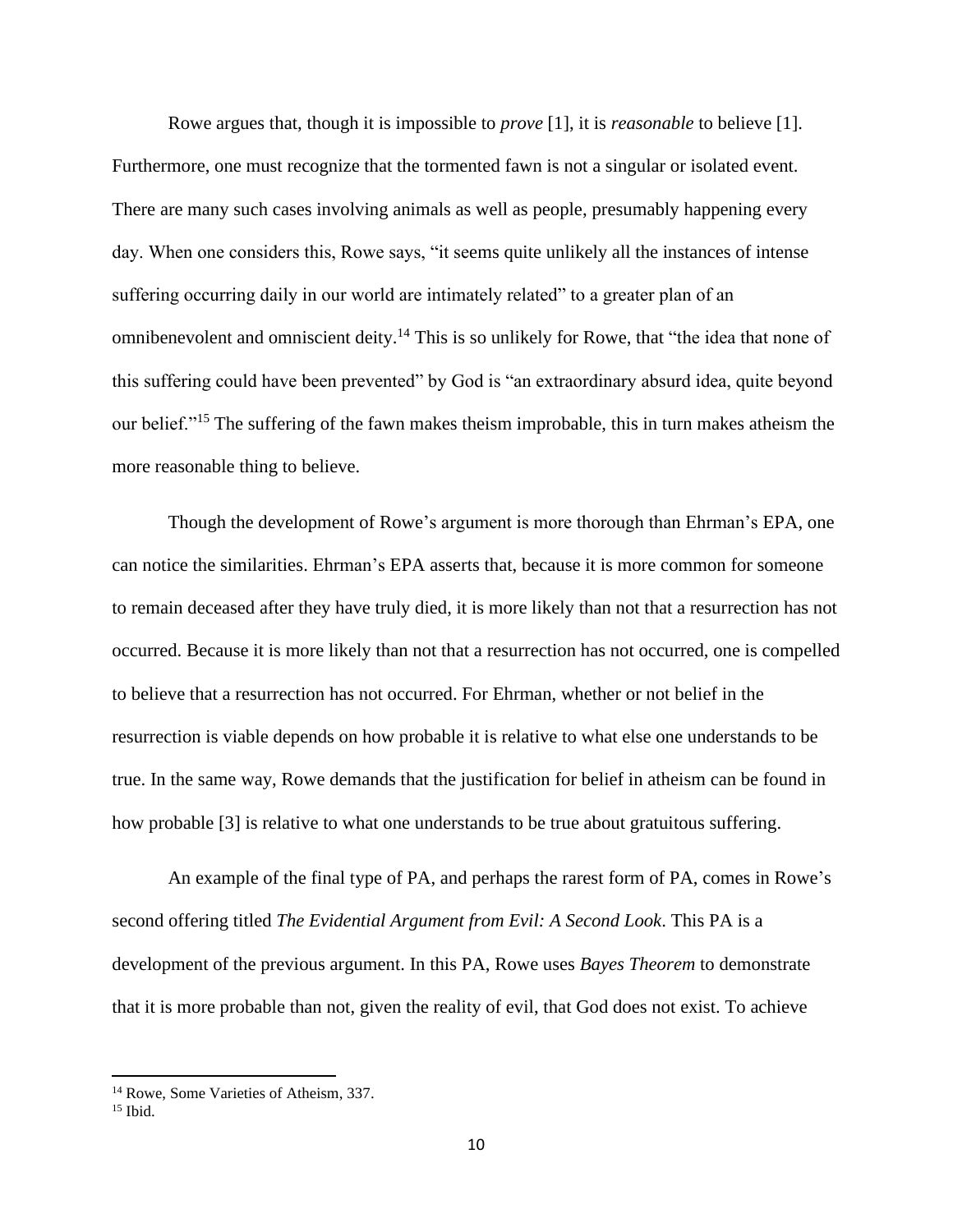Rowe argues that, though it is impossible to *prove* [1], it is *reasonable* to believe [1]. Furthermore, one must recognize that the tormented fawn is not a singular or isolated event. There are many such cases involving animals as well as people, presumably happening every day. When one considers this, Rowe says, "it seems quite unlikely all the instances of intense suffering occurring daily in our world are intimately related" to a greater plan of an omnibenevolent and omniscient deity.[14] This is so unlikely for Rowe, that "the idea that none of this suffering could have been prevented" by God is "an extraordinary absurd idea, quite beyond our belief."[15] The suffering of the fawn makes theism improbable, this in turn makes atheism the more reasonable thing to believe.

Though the development of Rowe's argument is more thorough than Ehrman's EPA, one can notice the similarities. Ehrman's EPA asserts that, because it is more common for someone to remain deceased after they have truly died, it is more likely than not that a resurrection has not occurred. Because it is more likely than not that a resurrection has not occurred, one is compelled to believe that a resurrection has not occurred. For Ehrman, whether or not belief in the resurrection is viable depends on how probable it is relative to what else one understands to be true. In the same way, Rowe demands that the justification for belief in atheism can be found in how probable [3] is relative to what one understands to be true about gratuitous suffering.

An example of the final type of PA, and perhaps the rarest form of PA, comes in Rowe's second offering titled *The Evidential Argument from Evil: A Second Look*. This PA is a development of the previous argument. In this PA, Rowe uses *Bayes Theorem* to demonstrate that it is more probable than not, given the reality of evil, that God does not exist. To achieve

---

[14] Rowe, Some Varieties of Atheism, 337.

[15] Ibid.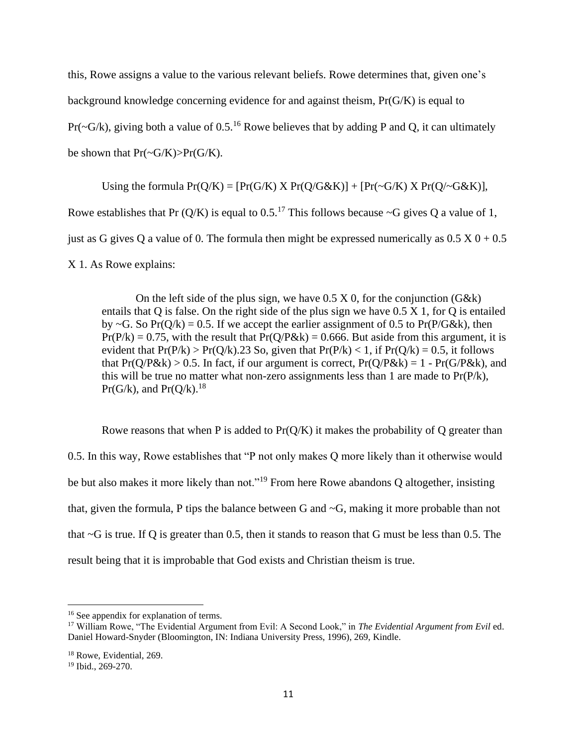this, Rowe assigns a value to the various relevant beliefs. Rowe determines that, given one's background knowledge concerning evidence for and against theism, Pr(G/K) is equal to Pr(~G/k), giving both a value of 0.5.[16] Rowe believes that by adding P and Q, it can ultimately be shown that Pr(~G/K)>Pr(G/K).

Using the formula Pr(Q/K) = [Pr(G/K) X Pr(Q/G&K)] + [Pr(~G/K) X Pr(Q/~G&K)], Rowe establishes that Pr (Q/K) is equal to 0.5.[17] This follows because ~G gives Q a value of 1, just as G gives Q a value of 0. The formula then might be expressed numerically as 0.5 X 0 + 0.5 X 1. As Rowe explains:

> On the left side of the plus sign, we have 0.5 X 0, for the conjunction (G&k) entails that Q is false. On the right side of the plus sign we have 0.5 X 1, for Q is entailed by ~G. So Pr(Q/k) = 0.5. If we accept the earlier assignment of 0.5 to Pr(P/G&k), then Pr(P/k) = 0.75, with the result that Pr(Q/P&k) = 0.666. But aside from this argument, it is evident that Pr(P/k) > Pr(Q/k).23 So, given that Pr(P/k) < 1, if Pr(Q/k) = 0.5, it follows that Pr(Q/P&k) > 0.5. In fact, if our argument is correct, Pr(Q/P&k) = 1 - Pr(G/P&k), and this will be true no matter what non-zero assignments less than 1 are made to Pr(P/k), Pr(G/k), and Pr(Q/k).[18]

Rowe reasons that when P is added to Pr(Q/K) it makes the probability of Q greater than 0.5. In this way, Rowe establishes that "P not only makes Q more likely than it otherwise would be but also makes it more likely than not."[19] From here Rowe abandons Q altogether, insisting that, given the formula, P tips the balance between G and ~G, making it more probable than not that ~G is true. If Q is greater than 0.5, then it stands to reason that G must be less than 0.5. The result being that it is improbable that God exists and Christian theism is true.

---

[16] See appendix for explanation of terms.

[17] William Rowe, "The Evidential Argument from Evil: A Second Look," in *The Evidential Argument from Evil* ed. Daniel Howard-Snyder (Bloomington, IN: Indiana University Press, 1996), 269, Kindle.

[18] Rowe, Evidential, 269.

[19] Ibid., 269-270.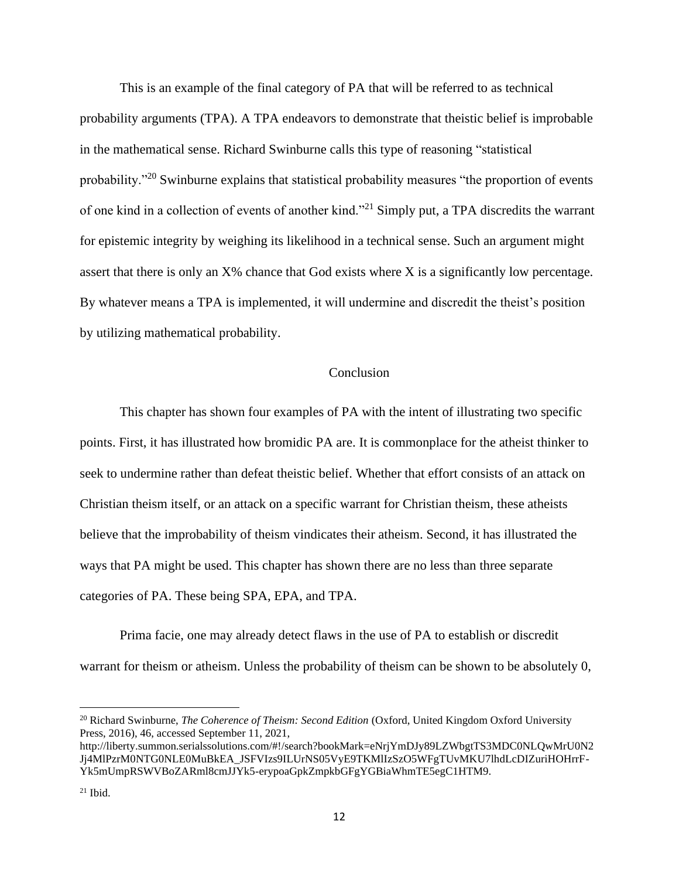This is an example of the final category of PA that will be referred to as technical probability arguments (TPA). A TPA endeavors to demonstrate that theistic belief is improbable in the mathematical sense. Richard Swinburne calls this type of reasoning "statistical probability."[20] Swinburne explains that statistical probability measures "the proportion of events of one kind in a collection of events of another kind."[21] Simply put, a TPA discredits the warrant for epistemic integrity by weighing its likelihood in a technical sense. Such an argument might assert that there is only an X% chance that God exists where X is a significantly low percentage. By whatever means a TPA is implemented, it will undermine and discredit the theist's position by utilizing mathematical probability.

## Conclusion

This chapter has shown four examples of PA with the intent of illustrating two specific points. First, it has illustrated how bromidic PA are. It is commonplace for the atheist thinker to seek to undermine rather than defeat theistic belief. Whether that effort consists of an attack on Christian theism itself, or an attack on a specific warrant for Christian theism, these atheists believe that the improbability of theism vindicates their atheism. Second, it has illustrated the ways that PA might be used. This chapter has shown there are no less than three separate categories of PA. These being SPA, EPA, and TPA.

Prima facie, one may already detect flaws in the use of PA to establish or discredit warrant for theism or atheism. Unless the probability of theism can be shown to be absolutely 0,

---

[20] Richard Swinburne, *The Coherence of Theism: Second Edition* (Oxford, United Kingdom Oxford University Press, 2016), 46, accessed September 11, 2021, http://liberty.summon.serialssolutions.com/#!/search?bookMark=eNrjYmDJy89LZWbgtTS3MDC0NLQwMrU0N2Jj4MlPzrM0NTG0NLE0MuBkEA_JSFVIzs9ILUrNS05VyE9TKMlIzSzO5WFgTUvMKU7lhdLcDIZuriHOHrrF-Yk5mUmpRSWVBoZARml8cmJJYk5-erypoaGpkZmpkbGFgYGBiaWhmTE5egC1HTM9.

[21] Ibid.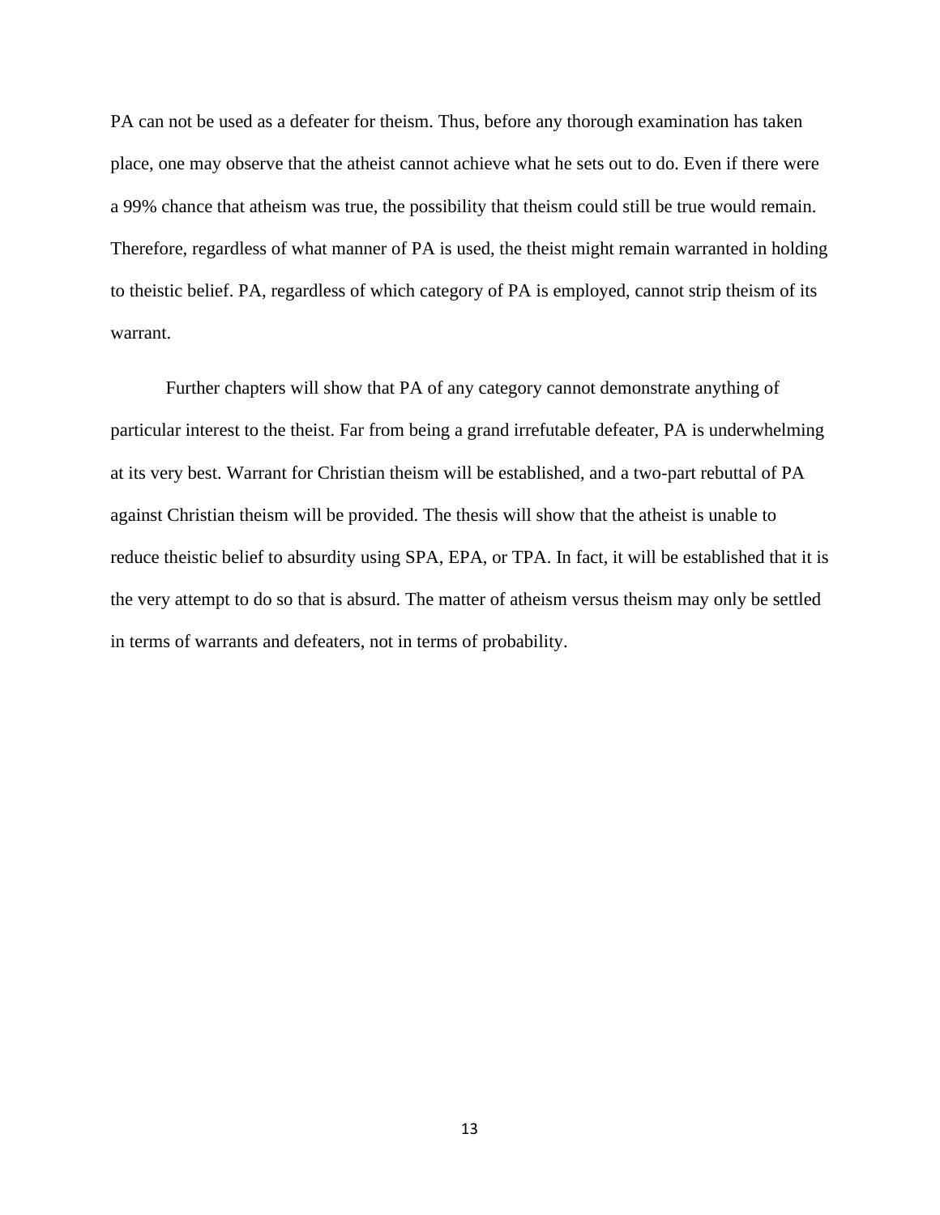PA can not be used as a defeater for theism. Thus, before any thorough examination has taken place, one may observe that the atheist cannot achieve what he sets out to do. Even if there were a 99% chance that atheism was true, the possibility that theism could still be true would remain. Therefore, regardless of what manner of PA is used, the theist might remain warranted in holding to theistic belief. PA, regardless of which category of PA is employed, cannot strip theism of its warrant.

Further chapters will show that PA of any category cannot demonstrate anything of particular interest to the theist. Far from being a grand irrefutable defeater, PA is underwhelming at its very best. Warrant for Christian theism will be established, and a two-part rebuttal of PA against Christian theism will be provided. The thesis will show that the atheist is unable to reduce theistic belief to absurdity using SPA, EPA, or TPA. In fact, it will be established that it is the very attempt to do so that is absurd. The matter of atheism versus theism may only be settled in terms of warrants and defeaters, not in terms of probability.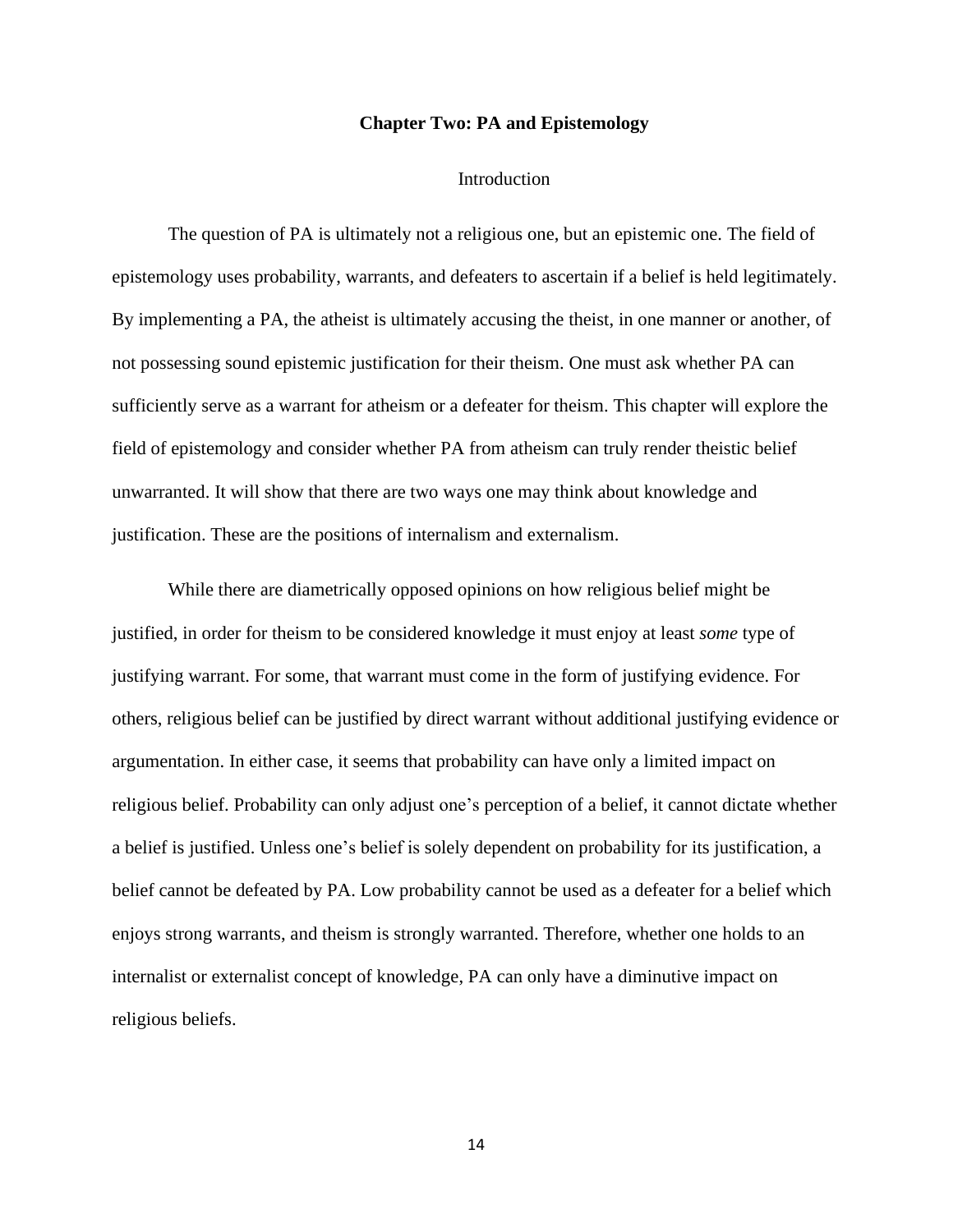## Chapter Two: PA and Epistemology

### Introduction

The question of PA is ultimately not a religious one, but an epistemic one. The field of epistemology uses probability, warrants, and defeaters to ascertain if a belief is held legitimately. By implementing a PA, the atheist is ultimately accusing the theist, in one manner or another, of not possessing sound epistemic justification for their theism. One must ask whether PA can sufficiently serve as a warrant for atheism or a defeater for theism. This chapter will explore the field of epistemology and consider whether PA from atheism can truly render theistic belief unwarranted. It will show that there are two ways one may think about knowledge and justification. These are the positions of internalism and externalism.

While there are diametrically opposed opinions on how religious belief might be justified, in order for theism to be considered knowledge it must enjoy at least *some* type of justifying warrant. For some, that warrant must come in the form of justifying evidence. For others, religious belief can be justified by direct warrant without additional justifying evidence or argumentation. In either case, it seems that probability can have only a limited impact on religious belief. Probability can only adjust one's perception of a belief, it cannot dictate whether a belief is justified. Unless one's belief is solely dependent on probability for its justification, a belief cannot be defeated by PA. Low probability cannot be used as a defeater for a belief which enjoys strong warrants, and theism is strongly warranted. Therefore, whether one holds to an internalist or externalist concept of knowledge, PA can only have a diminutive impact on religious beliefs.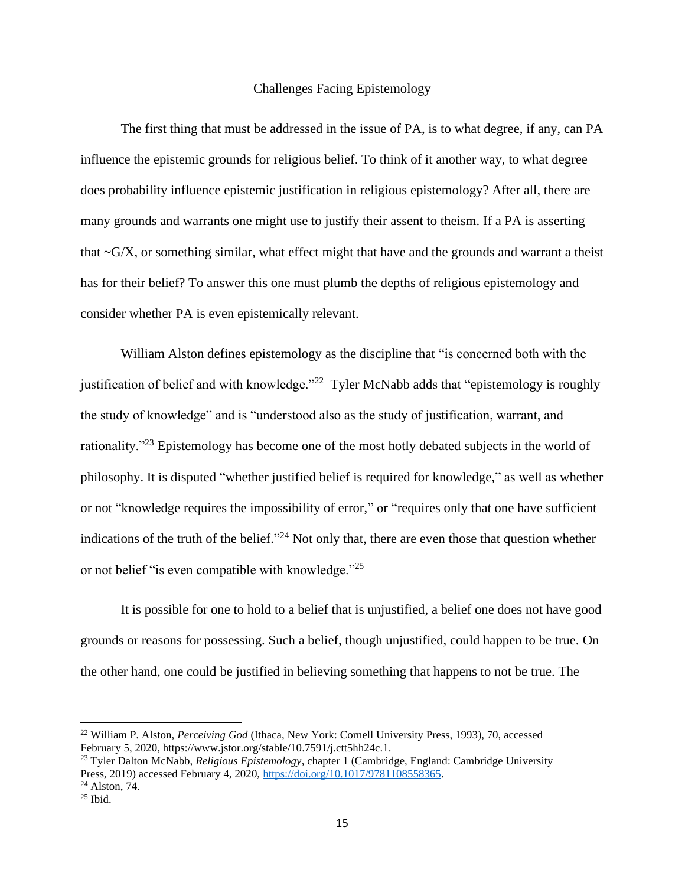## Challenges Facing Epistemology

The first thing that must be addressed in the issue of PA, is to what degree, if any, can PA influence the epistemic grounds for religious belief. To think of it another way, to what degree does probability influence epistemic justification in religious epistemology? After all, there are many grounds and warrants one might use to justify their assent to theism. If a PA is asserting that ~G/X, or something similar, what effect might that have and the grounds and warrant a theist has for their belief? To answer this one must plumb the depths of religious epistemology and consider whether PA is even epistemically relevant.

William Alston defines epistemology as the discipline that "is concerned both with the justification of belief and with knowledge."[22] Tyler McNabb adds that "epistemology is roughly the study of knowledge" and is "understood also as the study of justification, warrant, and rationality."[23] Epistemology has become one of the most hotly debated subjects in the world of philosophy. It is disputed "whether justified belief is required for knowledge," as well as whether or not "knowledge requires the impossibility of error," or "requires only that one have sufficient indications of the truth of the belief."[24] Not only that, there are even those that question whether or not belief "is even compatible with knowledge."[25]

It is possible for one to hold to a belief that is unjustified, a belief one does not have good grounds or reasons for possessing. Such a belief, though unjustified, could happen to be true. On the other hand, one could be justified in believing something that happens to not be true. The

---

[22] William P. Alston, *Perceiving God* (Ithaca, New York: Cornell University Press, 1993), 70, accessed February 5, 2020, https://www.jstor.org/stable/10.7591/j.ctt5hh24c.1.

[23] Tyler Dalton McNabb, *Religious Epistemology*, chapter 1 (Cambridge, England: Cambridge University Press, 2019) accessed February 4, 2020, https://doi.org/10.1017/9781108558365.

[24] Alston, 74.

[25] Ibid.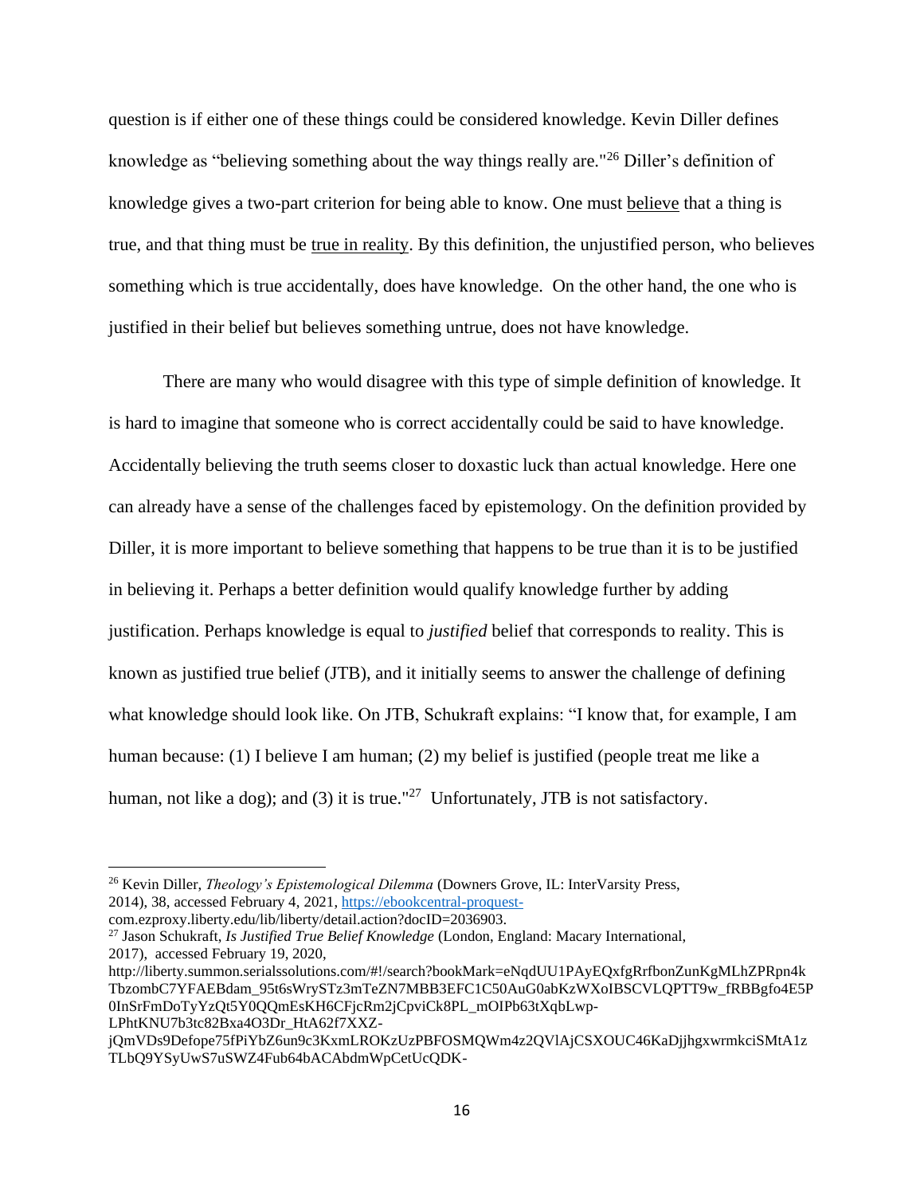question is if either one of these things could be considered knowledge. Kevin Diller defines knowledge as "believing something about the way things really are."[26] Diller's definition of knowledge gives a two-part criterion for being able to know. One must <u>believe</u> that a thing is true, and that thing must be <u>true in reality</u>. By this definition, the unjustified person, who believes something which is true accidentally, does have knowledge. On the other hand, the one who is justified in their belief but believes something untrue, does not have knowledge.

There are many who would disagree with this type of simple definition of knowledge. It is hard to imagine that someone who is correct accidentally could be said to have knowledge. Accidentally believing the truth seems closer to doxastic luck than actual knowledge. Here one can already have a sense of the challenges faced by epistemology. On the definition provided by Diller, it is more important to believe something that happens to be true than it is to be justified in believing it. Perhaps a better definition would qualify knowledge further by adding justification. Perhaps knowledge is equal to *justified* belief that corresponds to reality. This is known as justified true belief (JTB), and it initially seems to answer the challenge of defining what knowledge should look like. On JTB, Schukraft explains: "I know that, for example, I am human because: (1) I believe I am human; (2) my belief is justified (people treat me like a human, not like a dog); and (3) it is true."[27] Unfortunately, JTB is not satisfactory.

---

[26] Kevin Diller, *Theology's Epistemological Dilemma* (Downers Grove, IL: InterVarsity Press, 2014), 38, accessed February 4, 2021, https://ebookcentral-proquest-com.ezproxy.liberty.edu/lib/liberty/detail.action?docID=2036903.

[27] Jason Schukraft, *Is Justified True Belief Knowledge* (London, England: Macary International, 2017), accessed February 19, 2020, http://liberty.summon.serialssolutions.com/#!/search?bookMark=eNqdUU1PAyEQxfgRrfbonZunKgMLhZPRpn4kTbzombC7YFAEBdam_95t6sWrySTz3mTeZN7MBB3EFC1C50AuG0abKzWXoIBSCVLQPTT9w_fRBBgfo4E5P0InSrFmDoTyYzQt5Y0QQmEsKH6CFjcRm2jCpviCk8PL_mOIPb63tXqbLwp-LPhtKNU7b3tc82Bxa4O3Dr_HtA62f7XXZ-jQmVDs9Defope75fPiYbZ6un9c3KxmLROKzUzPBFOSMQWm4z2QVlAjCSXOUC46KaDjjhgxwrmkciSMtA1zTLbQ9YSyUwS7uSWZ4Fub64bACAbdmWpCetUcQDK-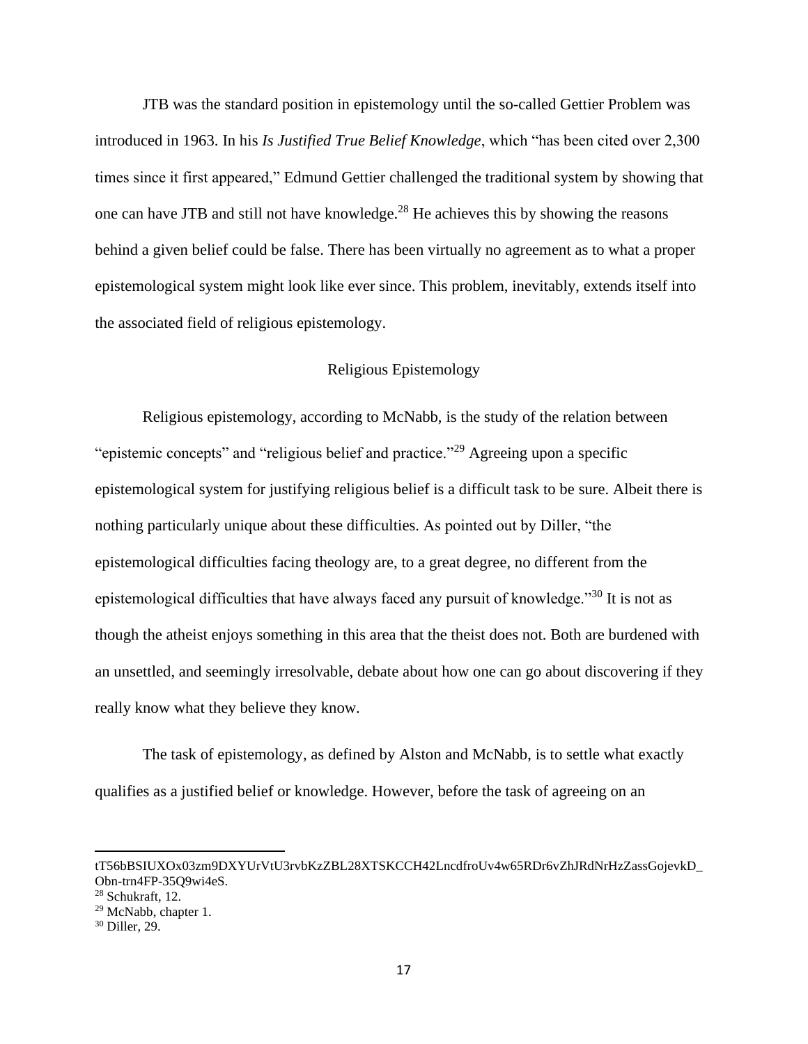JTB was the standard position in epistemology until the so-called Gettier Problem was introduced in 1963. In his *Is Justified True Belief Knowledge*, which "has been cited over 2,300 times since it first appeared," Edmund Gettier challenged the traditional system by showing that one can have JTB and still not have knowledge.[28] He achieves this by showing the reasons behind a given belief could be false. There has been virtually no agreement as to what a proper epistemological system might look like ever since. This problem, inevitably, extends itself into the associated field of religious epistemology.

## Religious Epistemology

Religious epistemology, according to McNabb, is the study of the relation between "epistemic concepts" and "religious belief and practice."[29] Agreeing upon a specific epistemological system for justifying religious belief is a difficult task to be sure. Albeit there is nothing particularly unique about these difficulties. As pointed out by Diller, "the epistemological difficulties facing theology are, to a great degree, no different from the epistemological difficulties that have always faced any pursuit of knowledge."[30] It is not as though the atheist enjoys something in this area that the theist does not. Both are burdened with an unsettled, and seemingly irresolvable, debate about how one can go about discovering if they really know what they believe they know.

The task of epistemology, as defined by Alston and McNabb, is to settle what exactly qualifies as a justified belief or knowledge. However, before the task of agreeing on an

---

tT56bBSIUXOx03zm9DXYUrVtU3rvbKzZBL28XTSKCCH42LncdfroUv4w65RDr6vZhJRdNrHzZassGojevkD_Obn-trn4FP-35Q9wi4eS.

[28] Schukraft, 12.

[29] McNabb, chapter 1.

[30] Diller, 29.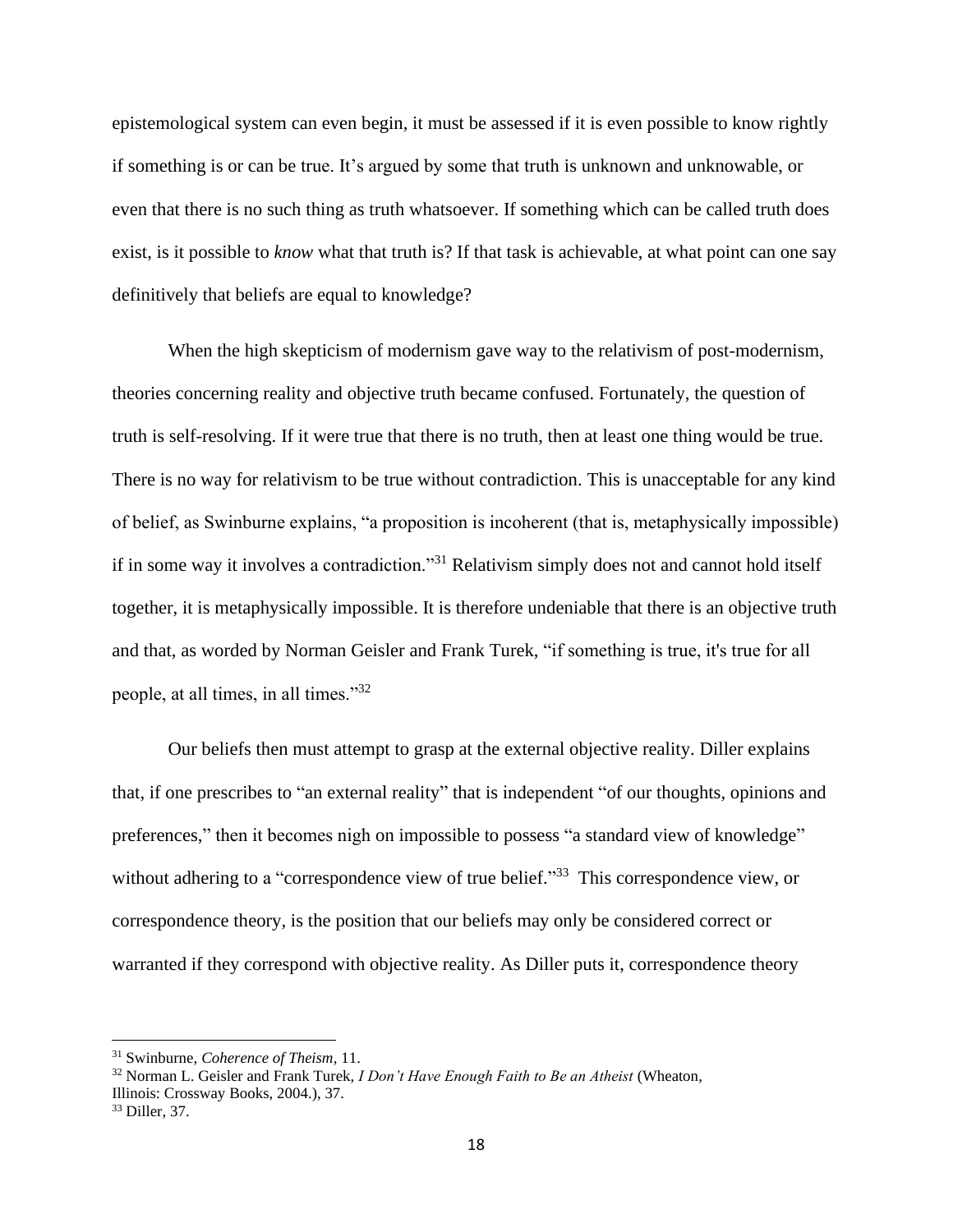epistemological system can even begin, it must be assessed if it is even possible to know rightly if something is or can be true. It's argued by some that truth is unknown and unknowable, or even that there is no such thing as truth whatsoever. If something which can be called truth does exist, is it possible to *know* what that truth is? If that task is achievable, at what point can one say definitively that beliefs are equal to knowledge?

When the high skepticism of modernism gave way to the relativism of post-modernism, theories concerning reality and objective truth became confused. Fortunately, the question of truth is self-resolving. If it were true that there is no truth, then at least one thing would be true. There is no way for relativism to be true without contradiction. This is unacceptable for any kind of belief, as Swinburne explains, "a proposition is incoherent (that is, metaphysically impossible) if in some way it involves a contradiction."[31] Relativism simply does not and cannot hold itself together, it is metaphysically impossible. It is therefore undeniable that there is an objective truth and that, as worded by Norman Geisler and Frank Turek, "if something is true, it's true for all people, at all times, in all times."[32]

Our beliefs then must attempt to grasp at the external objective reality. Diller explains that, if one prescribes to "an external reality" that is independent "of our thoughts, opinions and preferences," then it becomes nigh on impossible to possess "a standard view of knowledge" without adhering to a "correspondence view of true belief."[33] This correspondence view, or correspondence theory, is the position that our beliefs may only be considered correct or warranted if they correspond with objective reality. As Diller puts it, correspondence theory

---

[31] Swinburne, *Coherence of Theism*, 11.

[32] Norman L. Geisler and Frank Turek, *I Don't Have Enough Faith to Be an Atheist* (Wheaton, Illinois: Crossway Books, 2004.), 37.

[33] Diller, 37.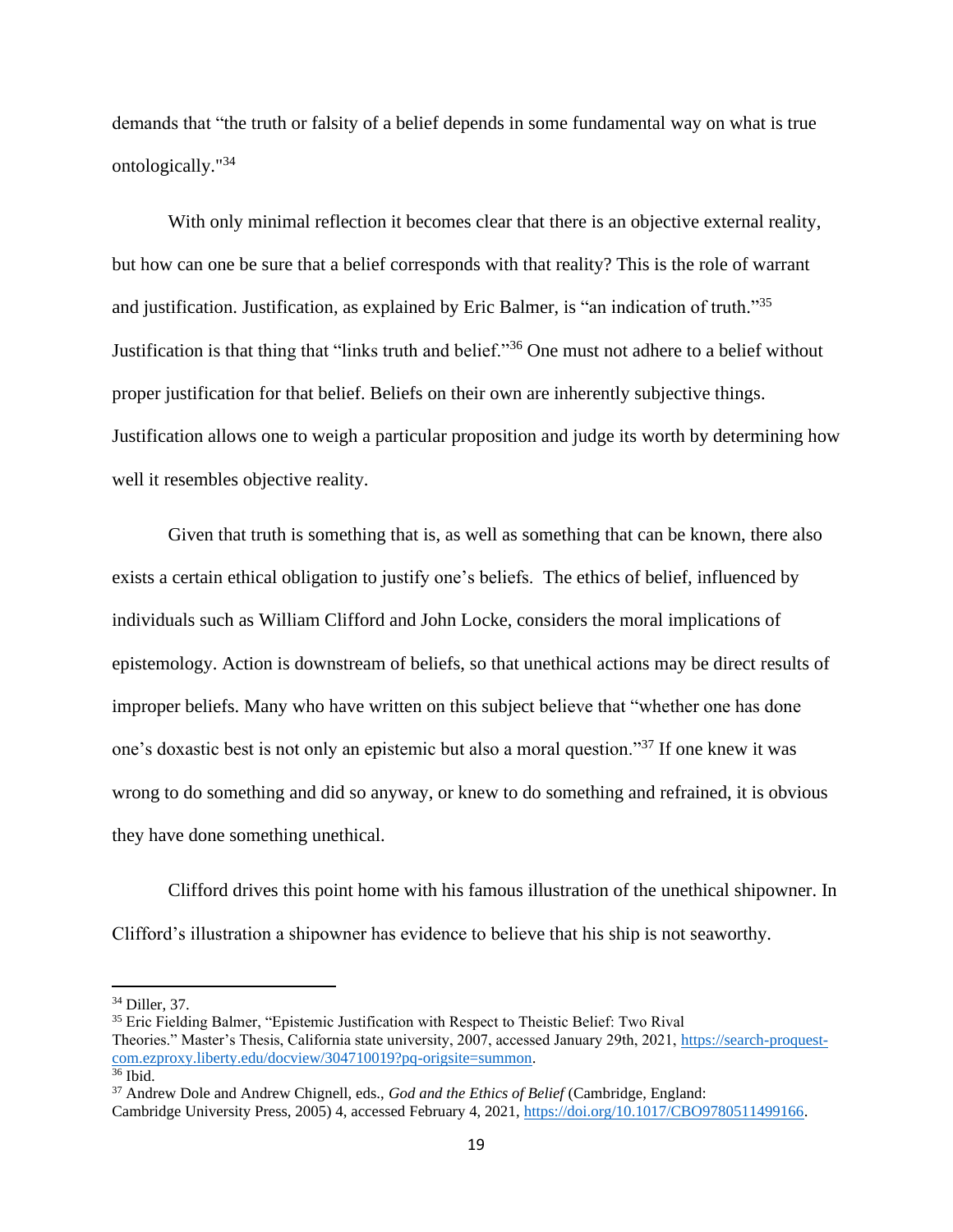demands that "the truth or falsity of a belief depends in some fundamental way on what is true ontologically."[34]

With only minimal reflection it becomes clear that there is an objective external reality, but how can one be sure that a belief corresponds with that reality? This is the role of warrant and justification. Justification, as explained by Eric Balmer, is "an indication of truth."[35] Justification is that thing that "links truth and belief."[36] One must not adhere to a belief without proper justification for that belief. Beliefs on their own are inherently subjective things. Justification allows one to weigh a particular proposition and judge its worth by determining how well it resembles objective reality.

Given that truth is something that is, as well as something that can be known, there also exists a certain ethical obligation to justify one's beliefs. The ethics of belief, influenced by individuals such as William Clifford and John Locke, considers the moral implications of epistemology. Action is downstream of beliefs, so that unethical actions may be direct results of improper beliefs. Many who have written on this subject believe that "whether one has done one's doxastic best is not only an epistemic but also a moral question."[37] If one knew it was wrong to do something and did so anyway, or knew to do something and refrained, it is obvious they have done something unethical.

Clifford drives this point home with his famous illustration of the unethical shipowner. In Clifford's illustration a shipowner has evidence to believe that his ship is not seaworthy.

---

[34] Diller, 37.

[35] Eric Fielding Balmer, "Epistemic Justification with Respect to Theistic Belief: Two Rival Theories." Master's Thesis, California state university, 2007, accessed January 29th, 2021, https://search-proquest-com.ezproxy.liberty.edu/docview/304710019?pq-origsite=summon.

[36] Ibid.

[37] Andrew Dole and Andrew Chignell, eds., *God and the Ethics of Belief* (Cambridge, England: Cambridge University Press, 2005) 4, accessed February 4, 2021, https://doi.org/10.1017/CBO9780511499166.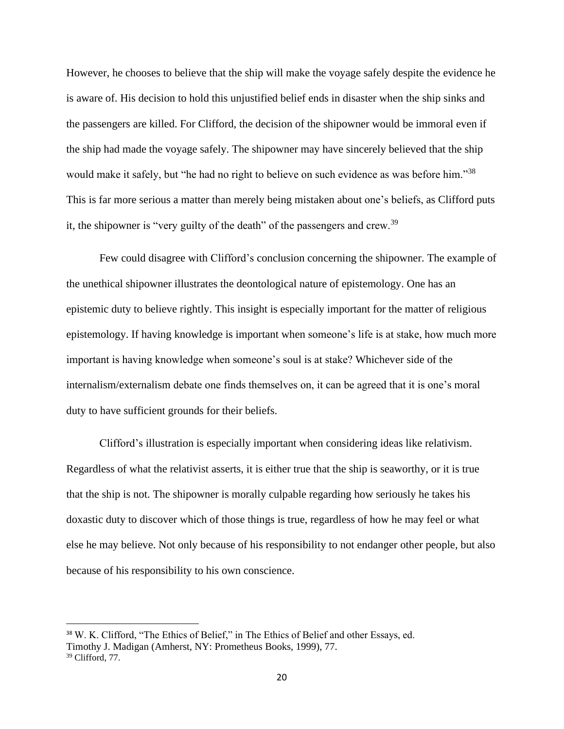However, he chooses to believe that the ship will make the voyage safely despite the evidence he is aware of. His decision to hold this unjustified belief ends in disaster when the ship sinks and the passengers are killed. For Clifford, the decision of the shipowner would be immoral even if the ship had made the voyage safely. The shipowner may have sincerely believed that the ship would make it safely, but "he had no right to believe on such evidence as was before him."[38] This is far more serious a matter than merely being mistaken about one's beliefs, as Clifford puts it, the shipowner is "very guilty of the death" of the passengers and crew.[39]

Few could disagree with Clifford's conclusion concerning the shipowner. The example of the unethical shipowner illustrates the deontological nature of epistemology. One has an epistemic duty to believe rightly. This insight is especially important for the matter of religious epistemology. If having knowledge is important when someone's life is at stake, how much more important is having knowledge when someone's soul is at stake? Whichever side of the internalism/externalism debate one finds themselves on, it can be agreed that it is one's moral duty to have sufficient grounds for their beliefs.

Clifford's illustration is especially important when considering ideas like relativism. Regardless of what the relativist asserts, it is either true that the ship is seaworthy, or it is true that the ship is not. The shipowner is morally culpable regarding how seriously he takes his doxastic duty to discover which of those things is true, regardless of how he may feel or what else he may believe. Not only because of his responsibility to not endanger other people, but also because of his responsibility to his own conscience.

---

[38] W. K. Clifford, "The Ethics of Belief," in The Ethics of Belief and other Essays, ed. Timothy J. Madigan (Amherst, NY: Prometheus Books, 1999), 77.

[39] Clifford, 77.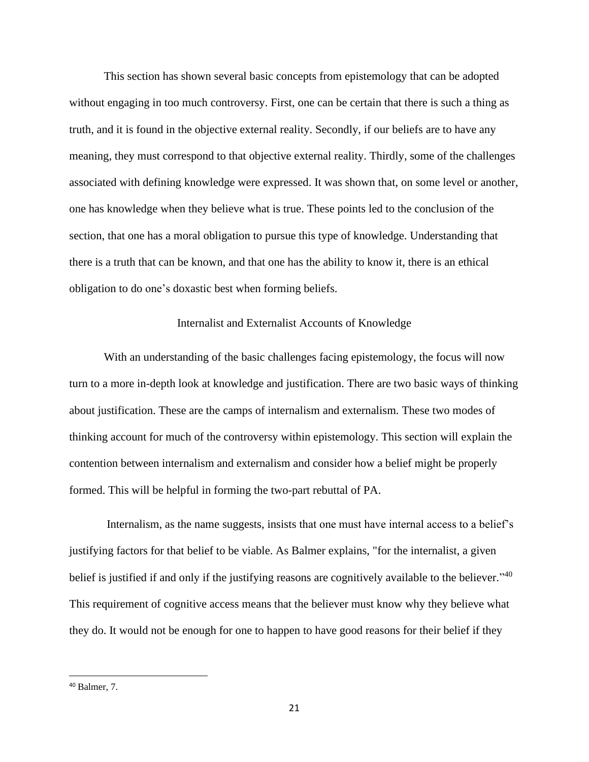This section has shown several basic concepts from epistemology that can be adopted without engaging in too much controversy. First, one can be certain that there is such a thing as truth, and it is found in the objective external reality. Secondly, if our beliefs are to have any meaning, they must correspond to that objective external reality. Thirdly, some of the challenges associated with defining knowledge were expressed. It was shown that, on some level or another, one has knowledge when they believe what is true. These points led to the conclusion of the section, that one has a moral obligation to pursue this type of knowledge. Understanding that there is a truth that can be known, and that one has the ability to know it, there is an ethical obligation to do one's doxastic best when forming beliefs.

## Internalist and Externalist Accounts of Knowledge

With an understanding of the basic challenges facing epistemology, the focus will now turn to a more in-depth look at knowledge and justification. There are two basic ways of thinking about justification. These are the camps of internalism and externalism. These two modes of thinking account for much of the controversy within epistemology. This section will explain the contention between internalism and externalism and consider how a belief might be properly formed. This will be helpful in forming the two-part rebuttal of PA.

Internalism, as the name suggests, insists that one must have internal access to a belief's justifying factors for that belief to be viable. As Balmer explains, "for the internalist, a given belief is justified if and only if the justifying reasons are cognitively available to the believer."[40] This requirement of cognitive access means that the believer must know why they believe what they do. It would not be enough for one to happen to have good reasons for their belief if they

[40] Balmer, 7.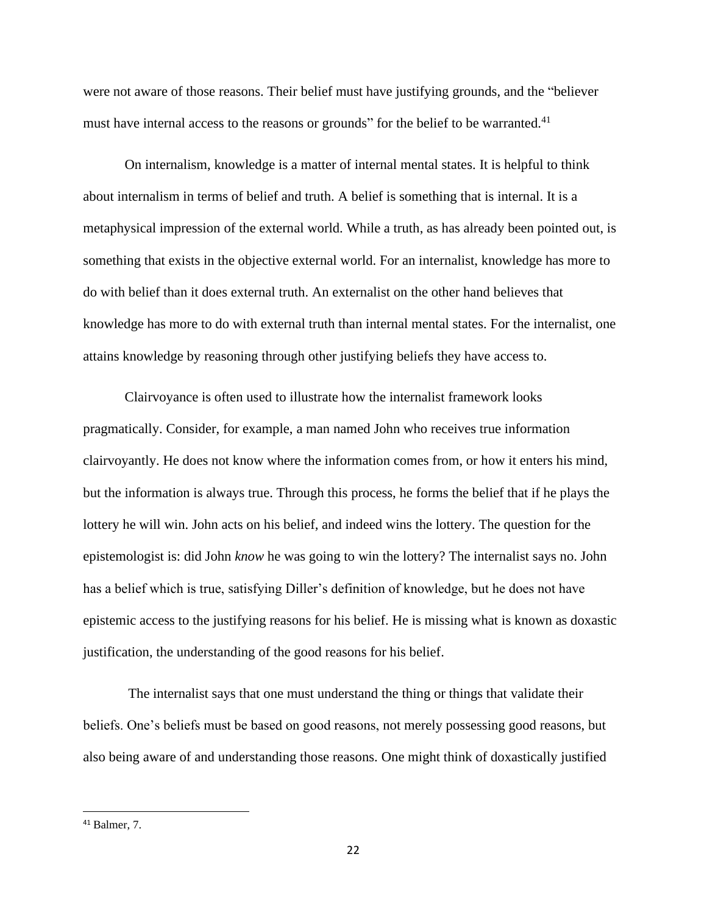were not aware of those reasons. Their belief must have justifying grounds, and the "believer must have internal access to the reasons or grounds" for the belief to be warranted.[41]

On internalism, knowledge is a matter of internal mental states. It is helpful to think about internalism in terms of belief and truth. A belief is something that is internal. It is a metaphysical impression of the external world. While a truth, as has already been pointed out, is something that exists in the objective external world. For an internalist, knowledge has more to do with belief than it does external truth. An externalist on the other hand believes that knowledge has more to do with external truth than internal mental states. For the internalist, one attains knowledge by reasoning through other justifying beliefs they have access to.

Clairvoyance is often used to illustrate how the internalist framework looks pragmatically. Consider, for example, a man named John who receives true information clairvoyantly. He does not know where the information comes from, or how it enters his mind, but the information is always true. Through this process, he forms the belief that if he plays the lottery he will win. John acts on his belief, and indeed wins the lottery. The question for the epistemologist is: did John *know* he was going to win the lottery? The internalist says no. John has a belief which is true, satisfying Diller's definition of knowledge, but he does not have epistemic access to the justifying reasons for his belief. He is missing what is known as doxastic justification, the understanding of the good reasons for his belief.

The internalist says that one must understand the thing or things that validate their beliefs. One's beliefs must be based on good reasons, not merely possessing good reasons, but also being aware of and understanding those reasons. One might think of doxastically justified

[41] Balmer, 7.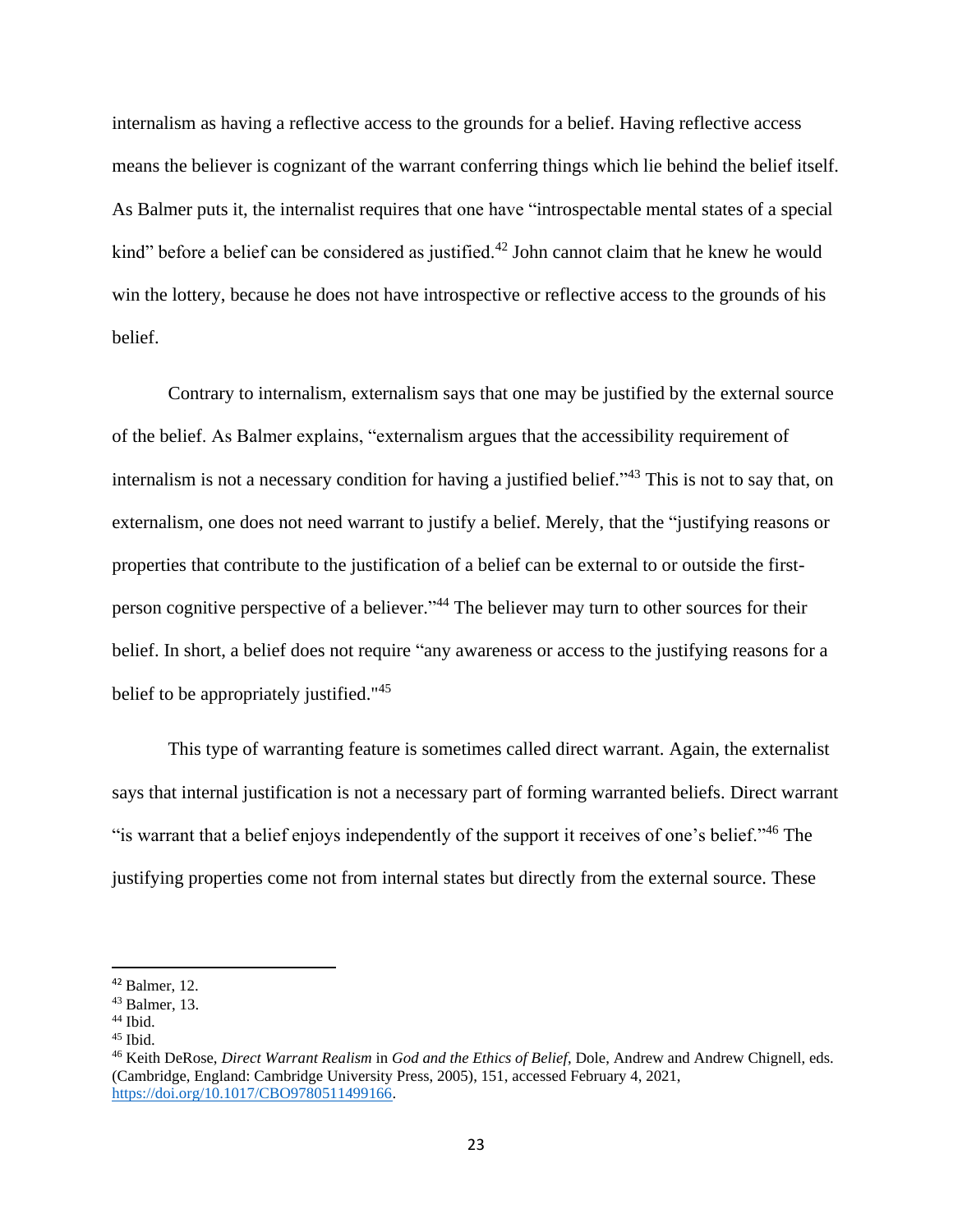internalism as having a reflective access to the grounds for a belief. Having reflective access means the believer is cognizant of the warrant conferring things which lie behind the belief itself. As Balmer puts it, the internalist requires that one have "introspectable mental states of a special kind" before a belief can be considered as justified.[42] John cannot claim that he knew he would win the lottery, because he does not have introspective or reflective access to the grounds of his belief.

Contrary to internalism, externalism says that one may be justified by the external source of the belief. As Balmer explains, "externalism argues that the accessibility requirement of internalism is not a necessary condition for having a justified belief."[43] This is not to say that, on externalism, one does not need warrant to justify a belief. Merely, that the "justifying reasons or properties that contribute to the justification of a belief can be external to or outside the first-person cognitive perspective of a believer."[44] The believer may turn to other sources for their belief. In short, a belief does not require "any awareness or access to the justifying reasons for a belief to be appropriately justified."[45]

This type of warranting feature is sometimes called direct warrant. Again, the externalist says that internal justification is not a necessary part of forming warranted beliefs. Direct warrant "is warrant that a belief enjoys independently of the support it receives of one's belief."[46] The justifying properties come not from internal states but directly from the external source. These

---

[42] Balmer, 12.
[43] Balmer, 13.
[44] Ibid.
[45] Ibid.
[46] Keith DeRose, *Direct Warrant Realism* in *God and the Ethics of Belief*, Dole, Andrew and Andrew Chignell, eds. (Cambridge, England: Cambridge University Press, 2005), 151, accessed February 4, 2021, https://doi.org/10.1017/CBO9780511499166.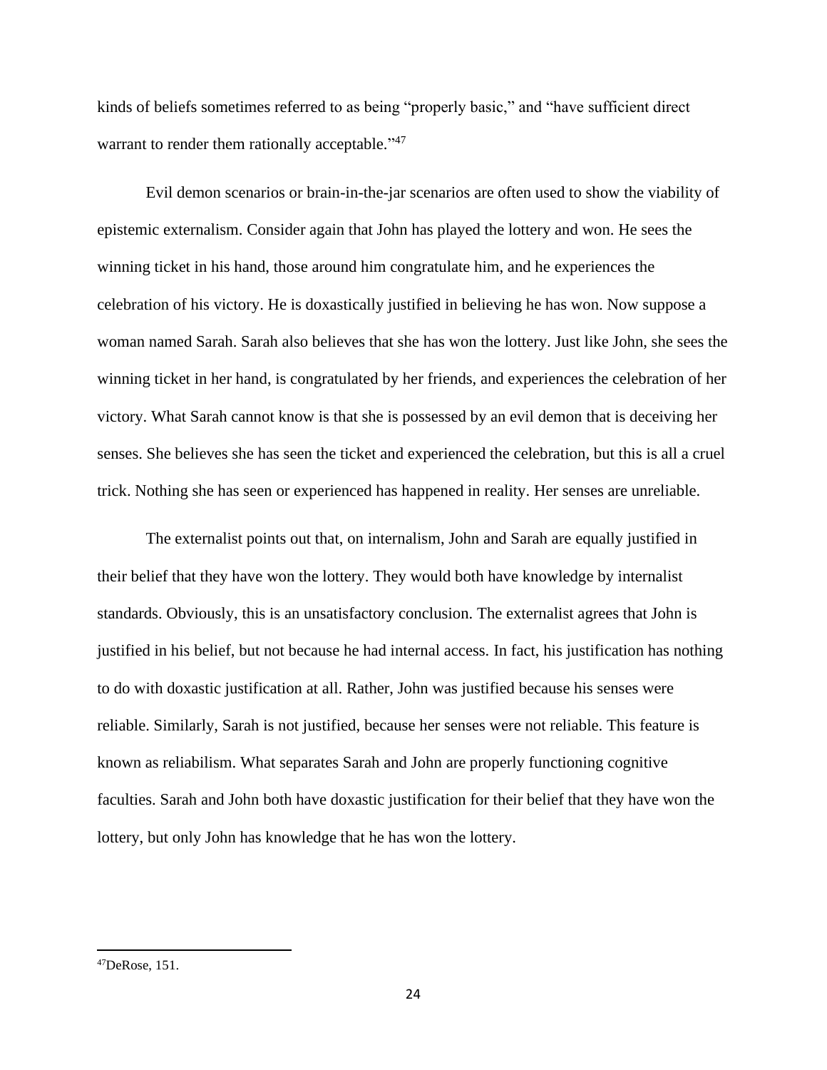kinds of beliefs sometimes referred to as being "properly basic," and "have sufficient direct warrant to render them rationally acceptable."[47]

Evil demon scenarios or brain-in-the-jar scenarios are often used to show the viability of epistemic externalism. Consider again that John has played the lottery and won. He sees the winning ticket in his hand, those around him congratulate him, and he experiences the celebration of his victory. He is doxastically justified in believing he has won. Now suppose a woman named Sarah. Sarah also believes that she has won the lottery. Just like John, she sees the winning ticket in her hand, is congratulated by her friends, and experiences the celebration of her victory. What Sarah cannot know is that she is possessed by an evil demon that is deceiving her senses. She believes she has seen the ticket and experienced the celebration, but this is all a cruel trick. Nothing she has seen or experienced has happened in reality. Her senses are unreliable.

The externalist points out that, on internalism, John and Sarah are equally justified in their belief that they have won the lottery. They would both have knowledge by internalist standards. Obviously, this is an unsatisfactory conclusion. The externalist agrees that John is justified in his belief, but not because he had internal access. In fact, his justification has nothing to do with doxastic justification at all. Rather, John was justified because his senses were reliable. Similarly, Sarah is not justified, because her senses were not reliable. This feature is known as reliabilism. What separates Sarah and John are properly functioning cognitive faculties. Sarah and John both have doxastic justification for their belief that they have won the lottery, but only John has knowledge that he has won the lottery.

---

[47] DeRose, 151.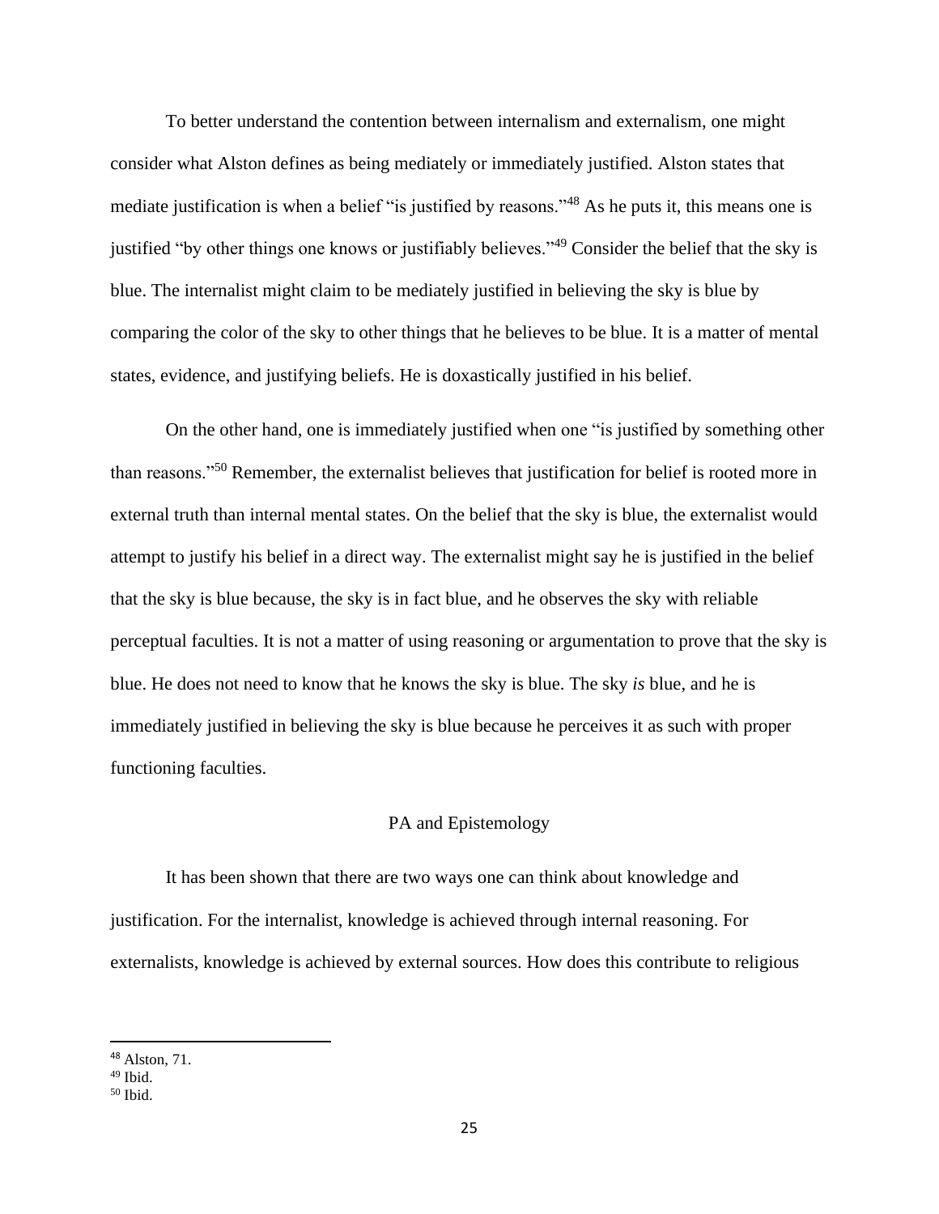To better understand the contention between internalism and externalism, one might consider what Alston defines as being mediately or immediately justified. Alston states that mediate justification is when a belief "is justified by reasons."[48] As he puts it, this means one is justified "by other things one knows or justifiably believes."[49] Consider the belief that the sky is blue. The internalist might claim to be mediately justified in believing the sky is blue by comparing the color of the sky to other things that he believes to be blue. It is a matter of mental states, evidence, and justifying beliefs. He is doxastically justified in his belief.

On the other hand, one is immediately justified when one "is justified by something other than reasons."[50] Remember, the externalist believes that justification for belief is rooted more in external truth than internal mental states. On the belief that the sky is blue, the externalist would attempt to justify his belief in a direct way. The externalist might say he is justified in the belief that the sky is blue because, the sky is in fact blue, and he observes the sky with reliable perceptual faculties. It is not a matter of using reasoning or argumentation to prove that the sky is blue. He does not need to know that he knows the sky is blue. The sky *is* blue, and he is immediately justified in believing the sky is blue because he perceives it as such with proper functioning faculties.

## PA and Epistemology

It has been shown that there are two ways one can think about knowledge and justification. For the internalist, knowledge is achieved through internal reasoning. For externalists, knowledge is achieved by external sources. How does this contribute to religious

[48] Alston, 71.
[49] Ibid.
[50] Ibid.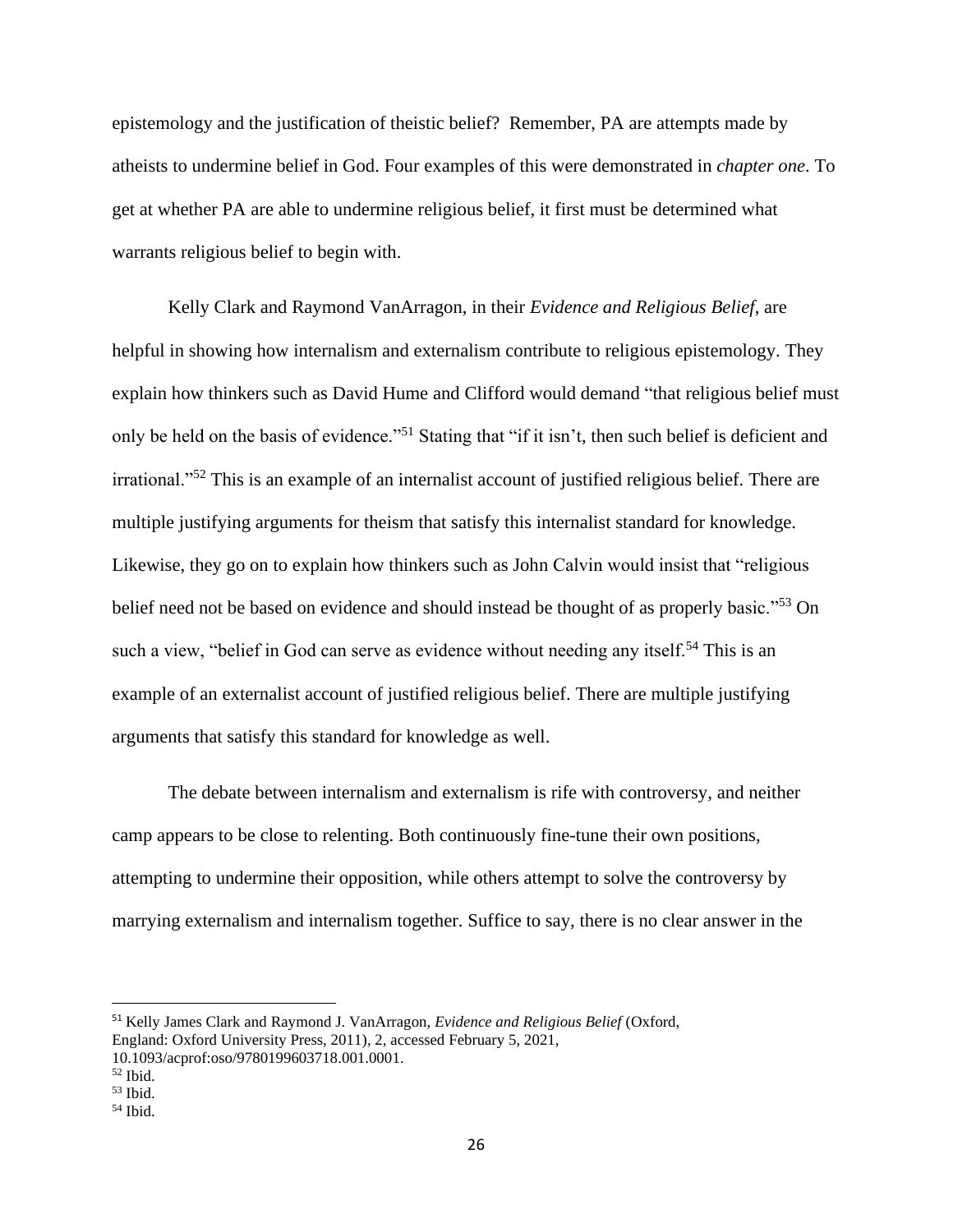epistemology and the justification of theistic belief? Remember, PA are attempts made by atheists to undermine belief in God. Four examples of this were demonstrated in *chapter one*. To get at whether PA are able to undermine religious belief, it first must be determined what warrants religious belief to begin with.

Kelly Clark and Raymond VanArragon, in their *Evidence and Religious Belief*, are helpful in showing how internalism and externalism contribute to religious epistemology. They explain how thinkers such as David Hume and Clifford would demand "that religious belief must only be held on the basis of evidence."[51] Stating that "if it isn't, then such belief is deficient and irrational."[52] This is an example of an internalist account of justified religious belief. There are multiple justifying arguments for theism that satisfy this internalist standard for knowledge. Likewise, they go on to explain how thinkers such as John Calvin would insist that "religious belief need not be based on evidence and should instead be thought of as properly basic."[53] On such a view, "belief in God can serve as evidence without needing any itself.[54] This is an example of an externalist account of justified religious belief. There are multiple justifying arguments that satisfy this standard for knowledge as well.

The debate between internalism and externalism is rife with controversy, and neither camp appears to be close to relenting. Both continuously fine-tune their own positions, attempting to undermine their opposition, while others attempt to solve the controversy by marrying externalism and internalism together. Suffice to say, there is no clear answer in the

---

[51] Kelly James Clark and Raymond J. VanArragon, *Evidence and Religious Belief* (Oxford, England: Oxford University Press, 2011), 2, accessed February 5, 2021, 10.1093/acprof:oso/9780199603718.001.0001.

[52] Ibid.

[53] Ibid.

[54] Ibid.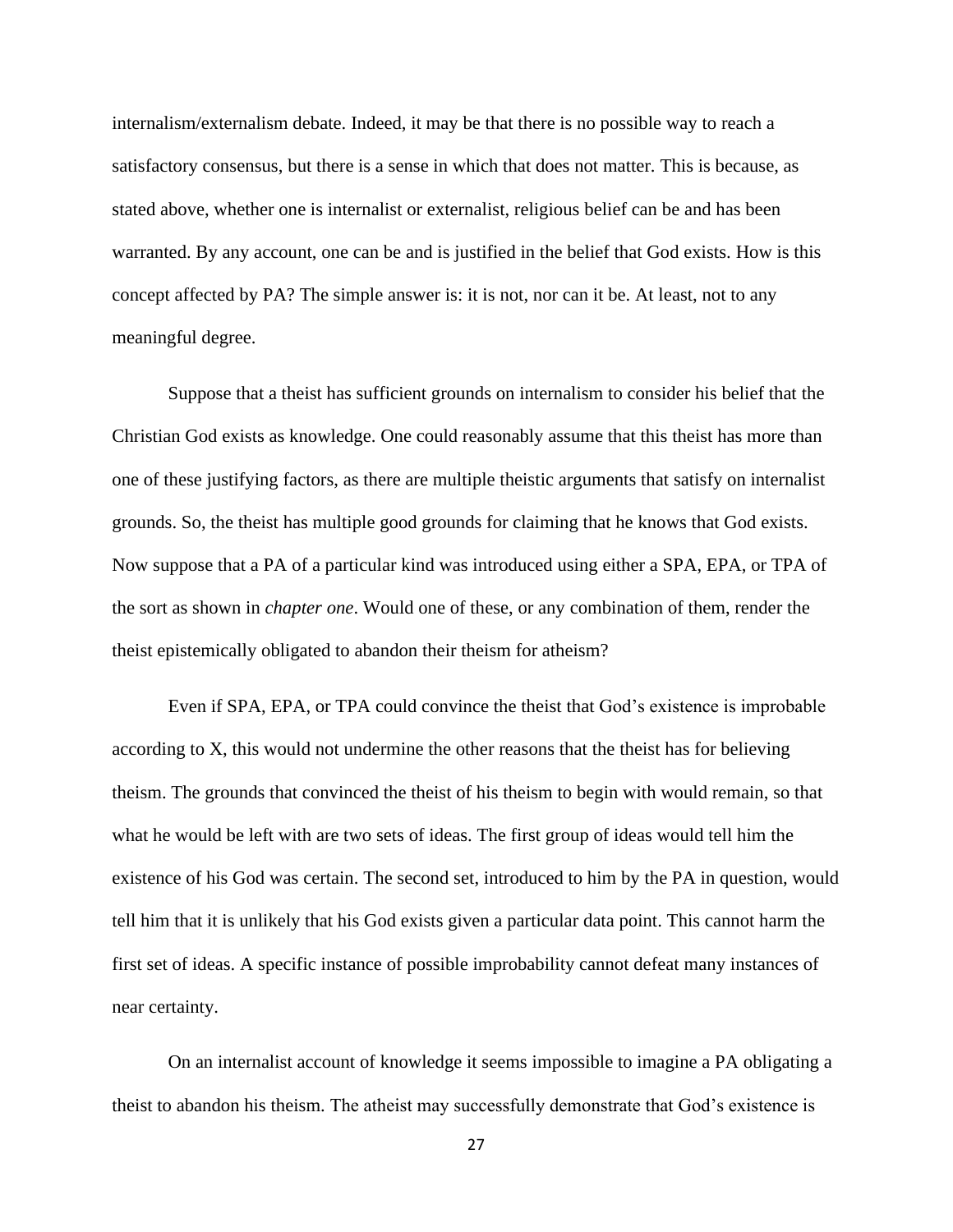internalism/externalism debate. Indeed, it may be that there is no possible way to reach a satisfactory consensus, but there is a sense in which that does not matter. This is because, as stated above, whether one is internalist or externalist, religious belief can be and has been warranted. By any account, one can be and is justified in the belief that God exists. How is this concept affected by PA? The simple answer is: it is not, nor can it be. At least, not to any meaningful degree.

Suppose that a theist has sufficient grounds on internalism to consider his belief that the Christian God exists as knowledge. One could reasonably assume that this theist has more than one of these justifying factors, as there are multiple theistic arguments that satisfy on internalist grounds. So, the theist has multiple good grounds for claiming that he knows that God exists. Now suppose that a PA of a particular kind was introduced using either a SPA, EPA, or TPA of the sort as shown in *chapter one*. Would one of these, or any combination of them, render the theist epistemically obligated to abandon their theism for atheism?

Even if SPA, EPA, or TPA could convince the theist that God's existence is improbable according to X, this would not undermine the other reasons that the theist has for believing theism. The grounds that convinced the theist of his theism to begin with would remain, so that what he would be left with are two sets of ideas. The first group of ideas would tell him the existence of his God was certain. The second set, introduced to him by the PA in question, would tell him that it is unlikely that his God exists given a particular data point. This cannot harm the first set of ideas. A specific instance of possible improbability cannot defeat many instances of near certainty.

On an internalist account of knowledge it seems impossible to imagine a PA obligating a theist to abandon his theism. The atheist may successfully demonstrate that God's existence is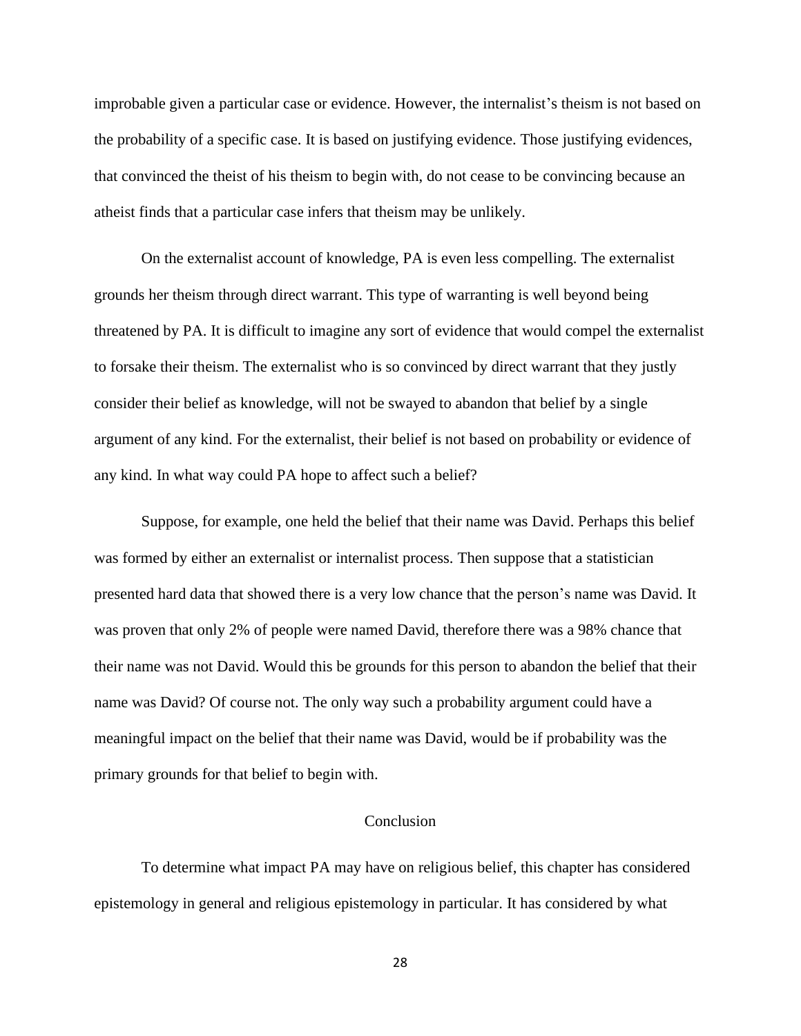improbable given a particular case or evidence. However, the internalist's theism is not based on the probability of a specific case. It is based on justifying evidence. Those justifying evidences, that convinced the theist of his theism to begin with, do not cease to be convincing because an atheist finds that a particular case infers that theism may be unlikely.

On the externalist account of knowledge, PA is even less compelling. The externalist grounds her theism through direct warrant. This type of warranting is well beyond being threatened by PA. It is difficult to imagine any sort of evidence that would compel the externalist to forsake their theism. The externalist who is so convinced by direct warrant that they justly consider their belief as knowledge, will not be swayed to abandon that belief by a single argument of any kind. For the externalist, their belief is not based on probability or evidence of any kind. In what way could PA hope to affect such a belief?

Suppose, for example, one held the belief that their name was David. Perhaps this belief was formed by either an externalist or internalist process. Then suppose that a statistician presented hard data that showed there is a very low chance that the person's name was David. It was proven that only 2% of people were named David, therefore there was a 98% chance that their name was not David. Would this be grounds for this person to abandon the belief that their name was David? Of course not. The only way such a probability argument could have a meaningful impact on the belief that their name was David, would be if probability was the primary grounds for that belief to begin with.

## Conclusion

To determine what impact PA may have on religious belief, this chapter has considered epistemology in general and religious epistemology in particular. It has considered by what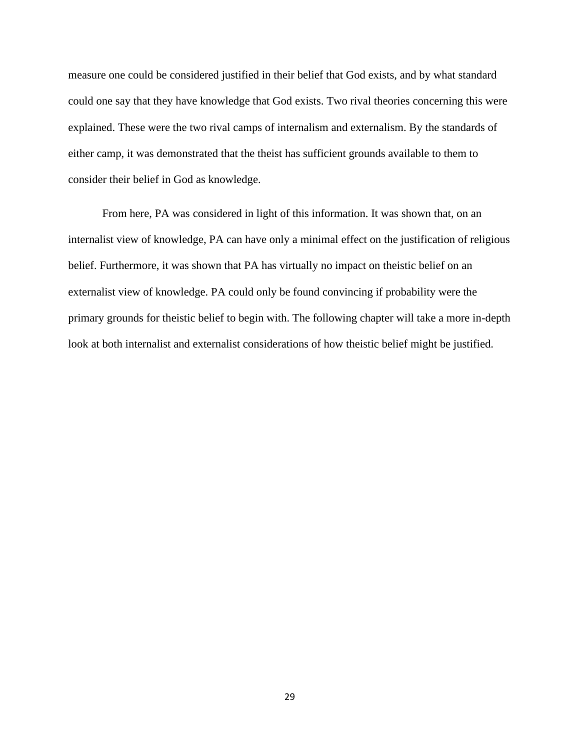measure one could be considered justified in their belief that God exists, and by what standard could one say that they have knowledge that God exists. Two rival theories concerning this were explained. These were the two rival camps of internalism and externalism. By the standards of either camp, it was demonstrated that the theist has sufficient grounds available to them to consider their belief in God as knowledge.

From here, PA was considered in light of this information. It was shown that, on an internalist view of knowledge, PA can have only a minimal effect on the justification of religious belief. Furthermore, it was shown that PA has virtually no impact on theistic belief on an externalist view of knowledge. PA could only be found convincing if probability were the primary grounds for theistic belief to begin with. The following chapter will take a more in-depth look at both internalist and externalist considerations of how theistic belief might be justified.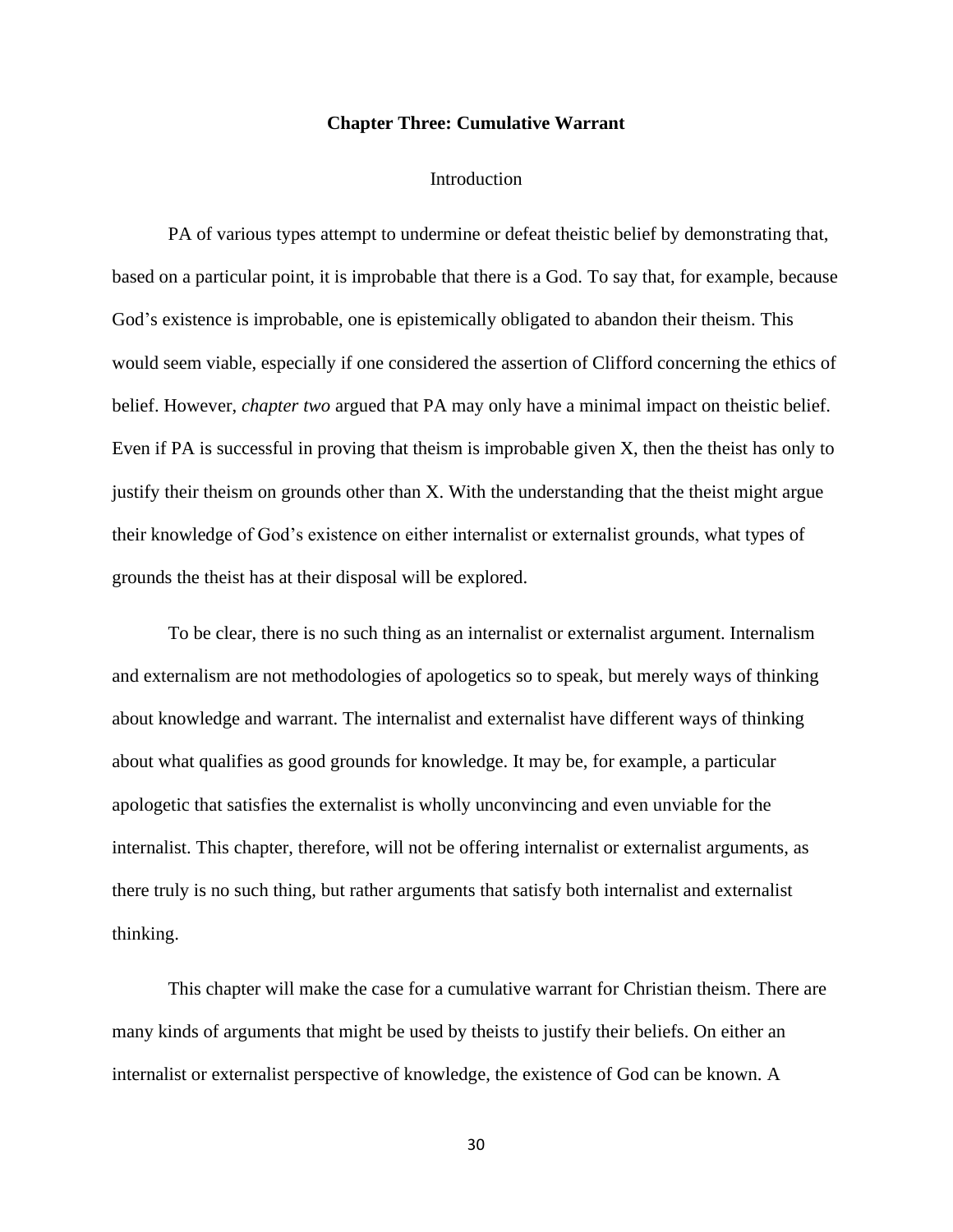## Chapter Three: Cumulative Warrant

### Introduction

PA of various types attempt to undermine or defeat theistic belief by demonstrating that, based on a particular point, it is improbable that there is a God. To say that, for example, because God's existence is improbable, one is epistemically obligated to abandon their theism. This would seem viable, especially if one considered the assertion of Clifford concerning the ethics of belief. However, *chapter two* argued that PA may only have a minimal impact on theistic belief. Even if PA is successful in proving that theism is improbable given X, then the theist has only to justify their theism on grounds other than X. With the understanding that the theist might argue their knowledge of God's existence on either internalist or externalist grounds, what types of grounds the theist has at their disposal will be explored.

To be clear, there is no such thing as an internalist or externalist argument. Internalism and externalism are not methodologies of apologetics so to speak, but merely ways of thinking about knowledge and warrant. The internalist and externalist have different ways of thinking about what qualifies as good grounds for knowledge. It may be, for example, a particular apologetic that satisfies the externalist is wholly unconvincing and even unviable for the internalist. This chapter, therefore, will not be offering internalist or externalist arguments, as there truly is no such thing, but rather arguments that satisfy both internalist and externalist thinking.

This chapter will make the case for a cumulative warrant for Christian theism. There are many kinds of arguments that might be used by theists to justify their beliefs. On either an internalist or externalist perspective of knowledge, the existence of God can be known. A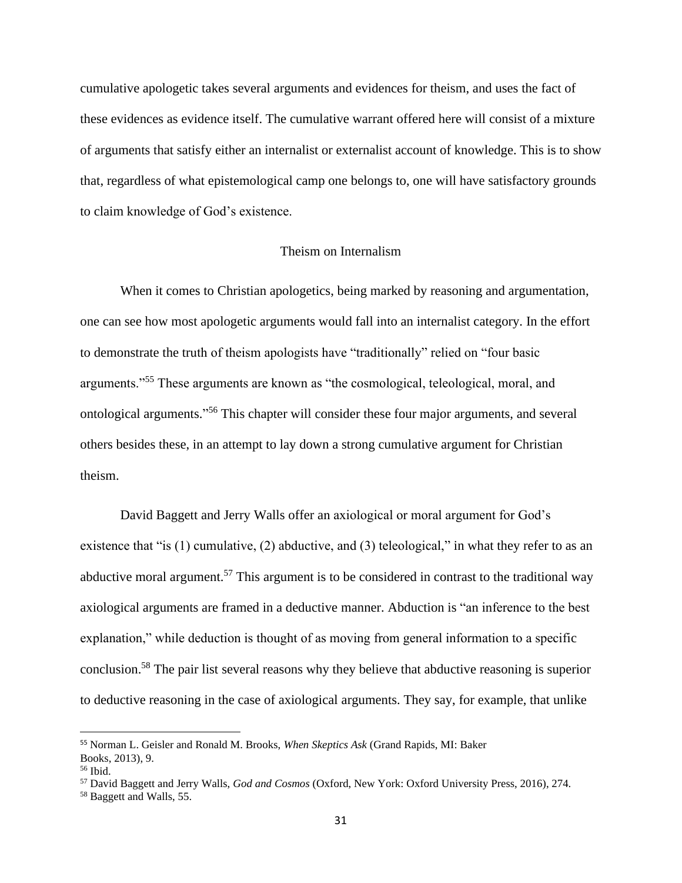cumulative apologetic takes several arguments and evidences for theism, and uses the fact of these evidences as evidence itself. The cumulative warrant offered here will consist of a mixture of arguments that satisfy either an internalist or externalist account of knowledge. This is to show that, regardless of what epistemological camp one belongs to, one will have satisfactory grounds to claim knowledge of God's existence.

## Theism on Internalism

When it comes to Christian apologetics, being marked by reasoning and argumentation, one can see how most apologetic arguments would fall into an internalist category. In the effort to demonstrate the truth of theism apologists have "traditionally" relied on "four basic arguments."[55] These arguments are known as "the cosmological, teleological, moral, and ontological arguments."[56] This chapter will consider these four major arguments, and several others besides these, in an attempt to lay down a strong cumulative argument for Christian theism.

David Baggett and Jerry Walls offer an axiological or moral argument for God's existence that "is (1) cumulative, (2) abductive, and (3) teleological," in what they refer to as an abductive moral argument.[57] This argument is to be considered in contrast to the traditional way axiological arguments are framed in a deductive manner. Abduction is "an inference to the best explanation," while deduction is thought of as moving from general information to a specific conclusion.[58] The pair list several reasons why they believe that abductive reasoning is superior to deductive reasoning in the case of axiological arguments. They say, for example, that unlike

---

[55] Norman L. Geisler and Ronald M. Brooks, *When Skeptics Ask* (Grand Rapids, MI: Baker Books, 2013), 9.

[56] Ibid.

[57] David Baggett and Jerry Walls, *God and Cosmos* (Oxford, New York: Oxford University Press, 2016), 274.

[58] Baggett and Walls, 55.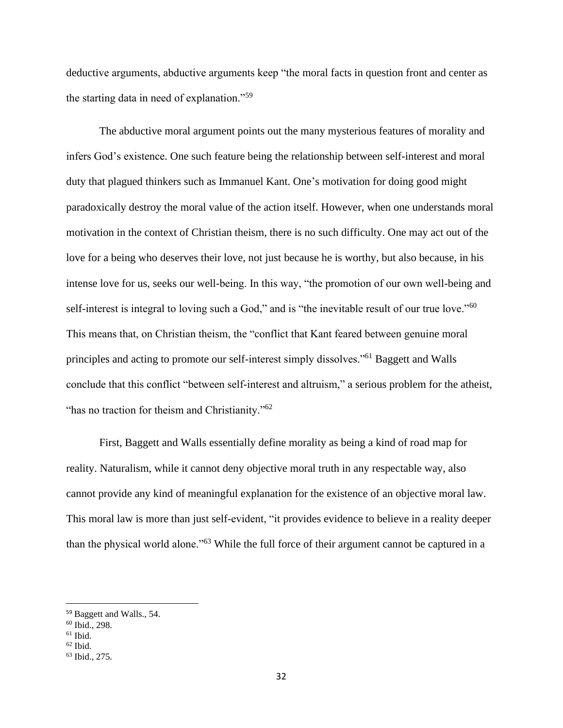deductive arguments, abductive arguments keep "the moral facts in question front and center as the starting data in need of explanation."[59]

The abductive moral argument points out the many mysterious features of morality and infers God's existence. One such feature being the relationship between self-interest and moral duty that plagued thinkers such as Immanuel Kant. One's motivation for doing good might paradoxically destroy the moral value of the action itself. However, when one understands moral motivation in the context of Christian theism, there is no such difficulty. One may act out of the love for a being who deserves their love, not just because he is worthy, but also because, in his intense love for us, seeks our well-being. In this way, "the promotion of our own well-being and self-interest is integral to loving such a God," and is "the inevitable result of our true love."[60] This means that, on Christian theism, the "conflict that Kant feared between genuine moral principles and acting to promote our self-interest simply dissolves."[61] Baggett and Walls conclude that this conflict "between self-interest and altruism," a serious problem for the atheist, "has no traction for theism and Christianity."[62]

First, Baggett and Walls essentially define morality as being a kind of road map for reality. Naturalism, while it cannot deny objective moral truth in any respectable way, also cannot provide any kind of meaningful explanation for the existence of an objective moral law. This moral law is more than just self-evident, "it provides evidence to believe in a reality deeper than the physical world alone."[63] While the full force of their argument cannot be captured in a

---

[59] Baggett and Walls., 54.
[60] Ibid., 298.
[61] Ibid.
[62] Ibid.
[63] Ibid., 275.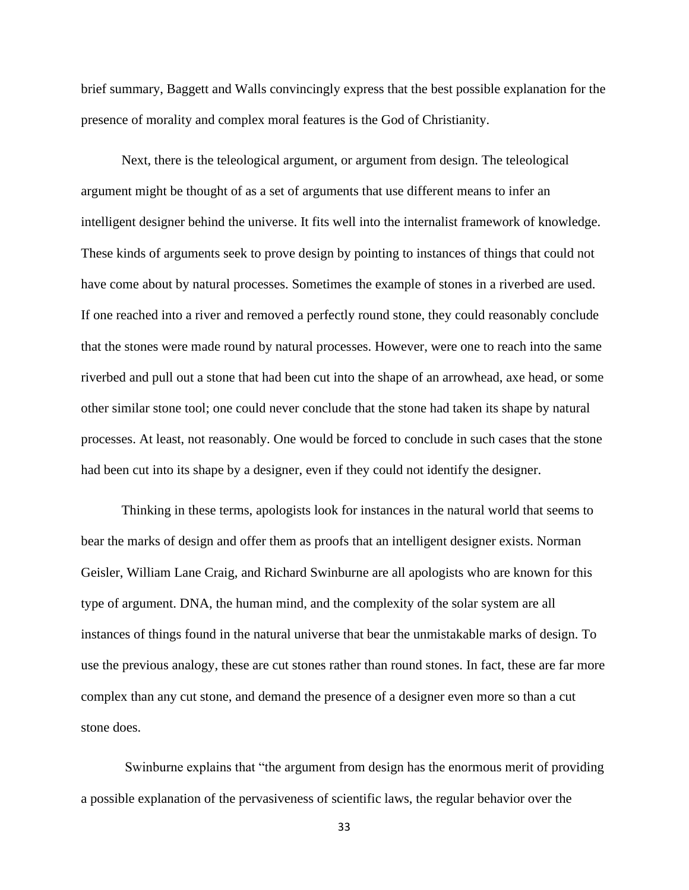brief summary, Baggett and Walls convincingly express that the best possible explanation for the presence of morality and complex moral features is the God of Christianity.

Next, there is the teleological argument, or argument from design. The teleological argument might be thought of as a set of arguments that use different means to infer an intelligent designer behind the universe. It fits well into the internalist framework of knowledge. These kinds of arguments seek to prove design by pointing to instances of things that could not have come about by natural processes. Sometimes the example of stones in a riverbed are used. If one reached into a river and removed a perfectly round stone, they could reasonably conclude that the stones were made round by natural processes. However, were one to reach into the same riverbed and pull out a stone that had been cut into the shape of an arrowhead, axe head, or some other similar stone tool; one could never conclude that the stone had taken its shape by natural processes. At least, not reasonably. One would be forced to conclude in such cases that the stone had been cut into its shape by a designer, even if they could not identify the designer.

Thinking in these terms, apologists look for instances in the natural world that seems to bear the marks of design and offer them as proofs that an intelligent designer exists. Norman Geisler, William Lane Craig, and Richard Swinburne are all apologists who are known for this type of argument. DNA, the human mind, and the complexity of the solar system are all instances of things found in the natural universe that bear the unmistakable marks of design. To use the previous analogy, these are cut stones rather than round stones. In fact, these are far more complex than any cut stone, and demand the presence of a designer even more so than a cut stone does.

Swinburne explains that "the argument from design has the enormous merit of providing a possible explanation of the pervasiveness of scientific laws, the regular behavior over the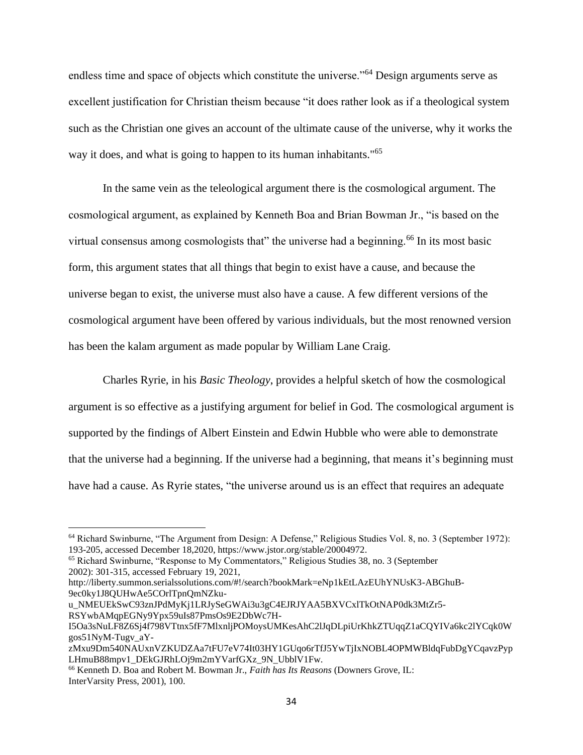endless time and space of objects which constitute the universe."[64] Design arguments serve as excellent justification for Christian theism because "it does rather look as if a theological system such as the Christian one gives an account of the ultimate cause of the universe, why it works the way it does, and what is going to happen to its human inhabitants."[65]

In the same vein as the teleological argument there is the cosmological argument. The cosmological argument, as explained by Kenneth Boa and Brian Bowman Jr., "is based on the virtual consensus among cosmologists that" the universe had a beginning.[66] In its most basic form, this argument states that all things that begin to exist have a cause, and because the universe began to exist, the universe must also have a cause. A few different versions of the cosmological argument have been offered by various individuals, but the most renowned version has been the kalam argument as made popular by William Lane Craig.

Charles Ryrie, in his *Basic Theology*, provides a helpful sketch of how the cosmological argument is so effective as a justifying argument for belief in God. The cosmological argument is supported by the findings of Albert Einstein and Edwin Hubble who were able to demonstrate that the universe had a beginning. If the universe had a beginning, that means it's beginning must have had a cause. As Ryrie states, "the universe around us is an effect that requires an adequate

---

[64] Richard Swinburne, "The Argument from Design: A Defense," Religious Studies Vol. 8, no. 3 (September 1972): 193-205, accessed December 18,2020, https://www.jstor.org/stable/20004972.

[65] Richard Swinburne, "Response to My Commentators," Religious Studies 38, no. 3 (September 2002): 301-315, accessed February 19, 2021, http://liberty.summon.serialssolutions.com/#!/search?bookMark=eNp1kEtLAzEUhYNUsK3-ABGhuB-9ec0ky1J8QUHwAe5COrlTpnQmNZku-u_NMEUEkSwC93znJPdMyKj1LRJySeGWAi3u3gC4EJRJYAA5BXVCxlTkOtNAP0dk3MtZr5-RSYwbAMqpEGNy9Ypx59uIs87PmsOs9E2DbWc7H-I5Oa3sNuLF8Z6Sj4f798VTtnx5fF7MlxnljPOMoysUMKesAhC2lJqDLpiUrKhkZTUqqZ1aCQYIVa6kc2lYCqk0Wgos51NyM-Tugv_aY-zMxu9Dm540NAUxnVZKUDZAa7tFU7eV74It03HY1GUqo6rTfJ5YwTjIxNOBL4OPMWBldqFubDgYCqavzPypLHmuB88mpv1_DEkGJRhLOj9m2mYVarfGXz_9N_UbblV1Fw.

[66] Kenneth D. Boa and Robert M. Bowman Jr., *Faith has Its Reasons* (Downers Grove, IL: InterVarsity Press, 2001), 100.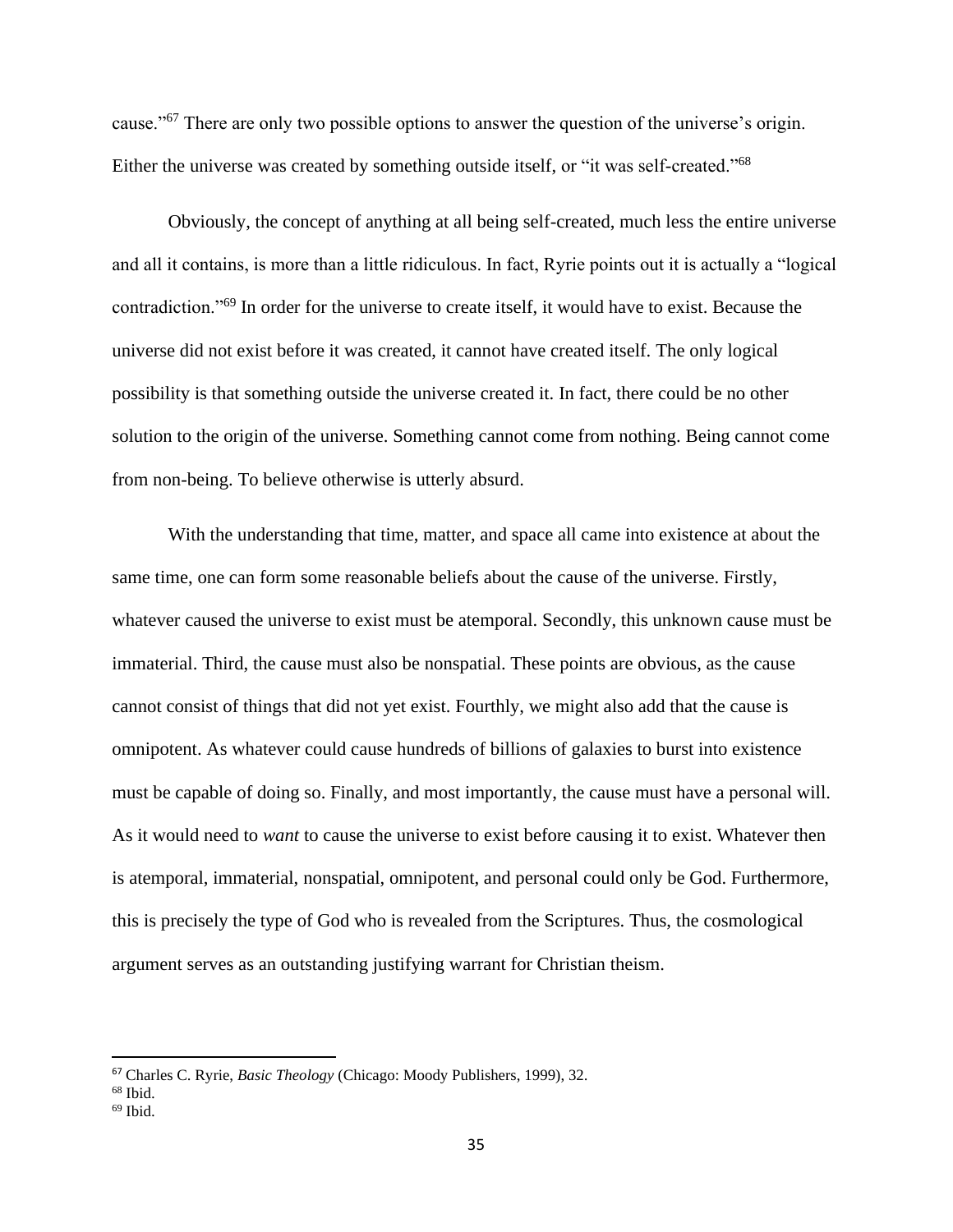cause."[67] There are only two possible options to answer the question of the universe's origin. Either the universe was created by something outside itself, or "it was self-created."[68]

Obviously, the concept of anything at all being self-created, much less the entire universe and all it contains, is more than a little ridiculous. In fact, Ryrie points out it is actually a "logical contradiction."[69] In order for the universe to create itself, it would have to exist. Because the universe did not exist before it was created, it cannot have created itself. The only logical possibility is that something outside the universe created it. In fact, there could be no other solution to the origin of the universe. Something cannot come from nothing. Being cannot come from non-being. To believe otherwise is utterly absurd.

With the understanding that time, matter, and space all came into existence at about the same time, one can form some reasonable beliefs about the cause of the universe. Firstly, whatever caused the universe to exist must be atemporal. Secondly, this unknown cause must be immaterial. Third, the cause must also be nonspatial. These points are obvious, as the cause cannot consist of things that did not yet exist. Fourthly, we might also add that the cause is omnipotent. As whatever could cause hundreds of billions of galaxies to burst into existence must be capable of doing so. Finally, and most importantly, the cause must have a personal will. As it would need to *want* to cause the universe to exist before causing it to exist. Whatever then is atemporal, immaterial, nonspatial, omnipotent, and personal could only be God. Furthermore, this is precisely the type of God who is revealed from the Scriptures. Thus, the cosmological argument serves as an outstanding justifying warrant for Christian theism.

---

[67] Charles C. Ryrie, *Basic Theology* (Chicago: Moody Publishers, 1999), 32.
[68] Ibid.
[69] Ibid.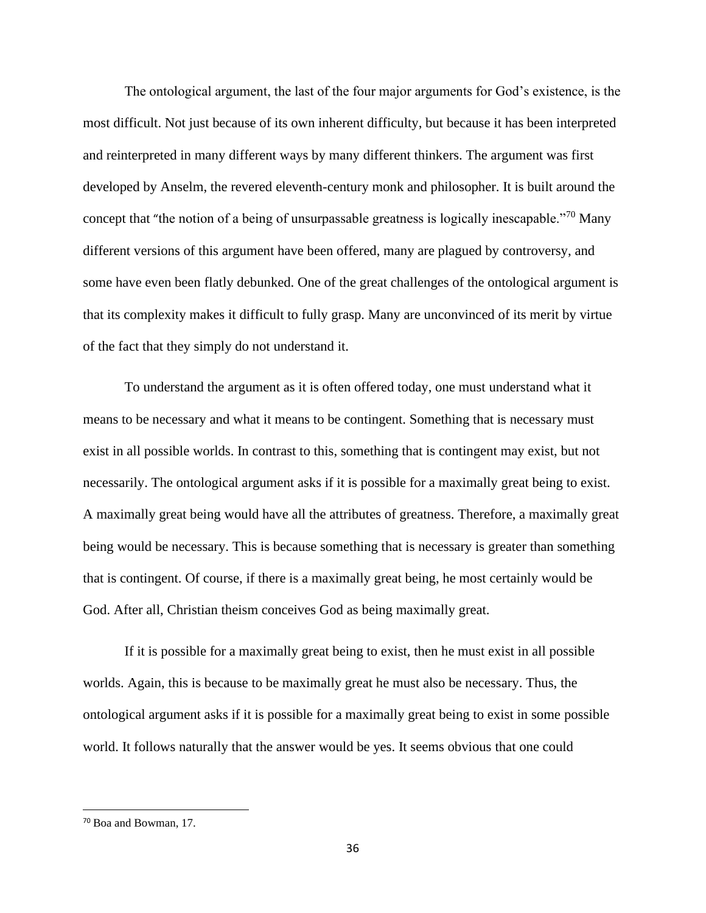The ontological argument, the last of the four major arguments for God's existence, is the most difficult. Not just because of its own inherent difficulty, but because it has been interpreted and reinterpreted in many different ways by many different thinkers. The argument was first developed by Anselm, the revered eleventh-century monk and philosopher. It is built around the concept that "the notion of a being of unsurpassable greatness is logically inescapable."[70] Many different versions of this argument have been offered, many are plagued by controversy, and some have even been flatly debunked. One of the great challenges of the ontological argument is that its complexity makes it difficult to fully grasp. Many are unconvinced of its merit by virtue of the fact that they simply do not understand it.

To understand the argument as it is often offered today, one must understand what it means to be necessary and what it means to be contingent. Something that is necessary must exist in all possible worlds. In contrast to this, something that is contingent may exist, but not necessarily. The ontological argument asks if it is possible for a maximally great being to exist. A maximally great being would have all the attributes of greatness. Therefore, a maximally great being would be necessary. This is because something that is necessary is greater than something that is contingent. Of course, if there is a maximally great being, he most certainly would be God. After all, Christian theism conceives God as being maximally great.

If it is possible for a maximally great being to exist, then he must exist in all possible worlds. Again, this is because to be maximally great he must also be necessary. Thus, the ontological argument asks if it is possible for a maximally great being to exist in some possible world. It follows naturally that the answer would be yes. It seems obvious that one could

[70] Boa and Bowman, 17.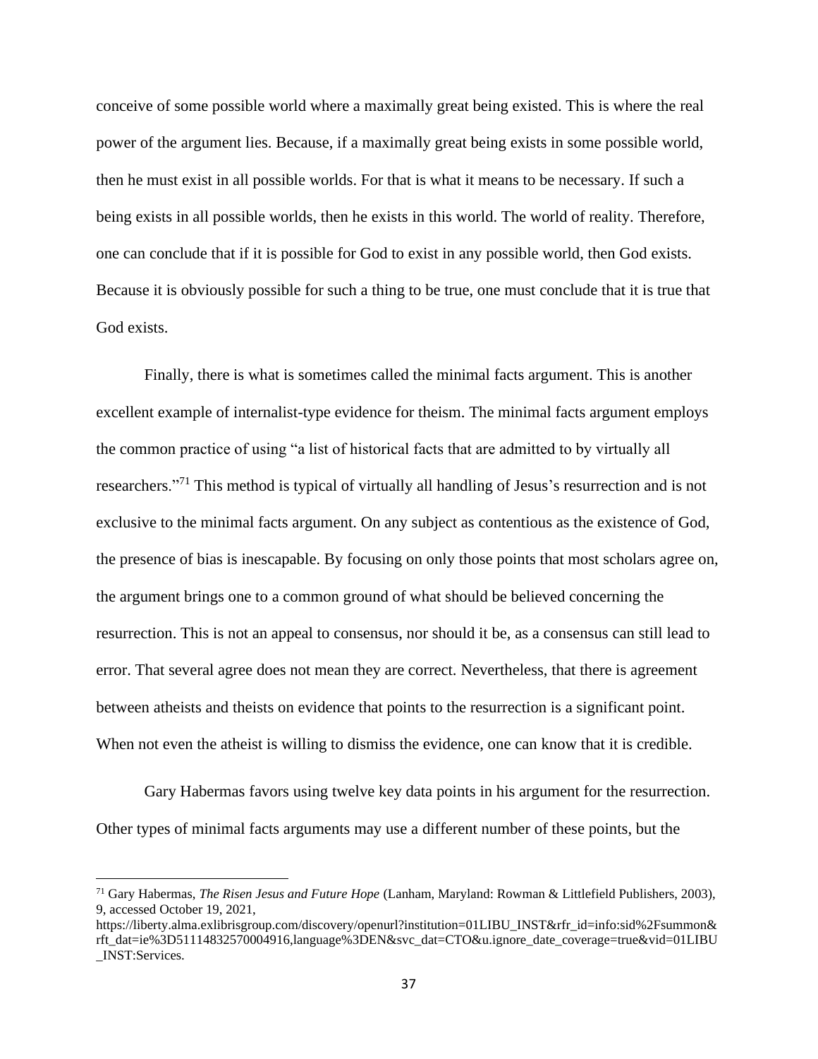conceive of some possible world where a maximally great being existed. This is where the real power of the argument lies. Because, if a maximally great being exists in some possible world, then he must exist in all possible worlds. For that is what it means to be necessary. If such a being exists in all possible worlds, then he exists in this world. The world of reality. Therefore, one can conclude that if it is possible for God to exist in any possible world, then God exists. Because it is obviously possible for such a thing to be true, one must conclude that it is true that God exists.

Finally, there is what is sometimes called the minimal facts argument. This is another excellent example of internalist-type evidence for theism. The minimal facts argument employs the common practice of using "a list of historical facts that are admitted to by virtually all researchers."[71] This method is typical of virtually all handling of Jesus's resurrection and is not exclusive to the minimal facts argument. On any subject as contentious as the existence of God, the presence of bias is inescapable. By focusing on only those points that most scholars agree on, the argument brings one to a common ground of what should be believed concerning the resurrection. This is not an appeal to consensus, nor should it be, as a consensus can still lead to error. That several agree does not mean they are correct. Nevertheless, that there is agreement between atheists and theists on evidence that points to the resurrection is a significant point. When not even the atheist is willing to dismiss the evidence, one can know that it is credible.

Gary Habermas favors using twelve key data points in his argument for the resurrection. Other types of minimal facts arguments may use a different number of these points, but the

---

[71] Gary Habermas, *The Risen Jesus and Future Hope* (Lanham, Maryland: Rowman & Littlefield Publishers, 2003), 9, accessed October 19, 2021, https://liberty.alma.exlibrisgroup.com/discovery/openurl?institution=01LIBU_INST&rfr_id=info:sid%2Fsummon&rft_dat=ie%3D51114832570004916,language%3DEN&svc_dat=CTO&u.ignore_date_coverage=true&vid=01LIBU_INST:Services.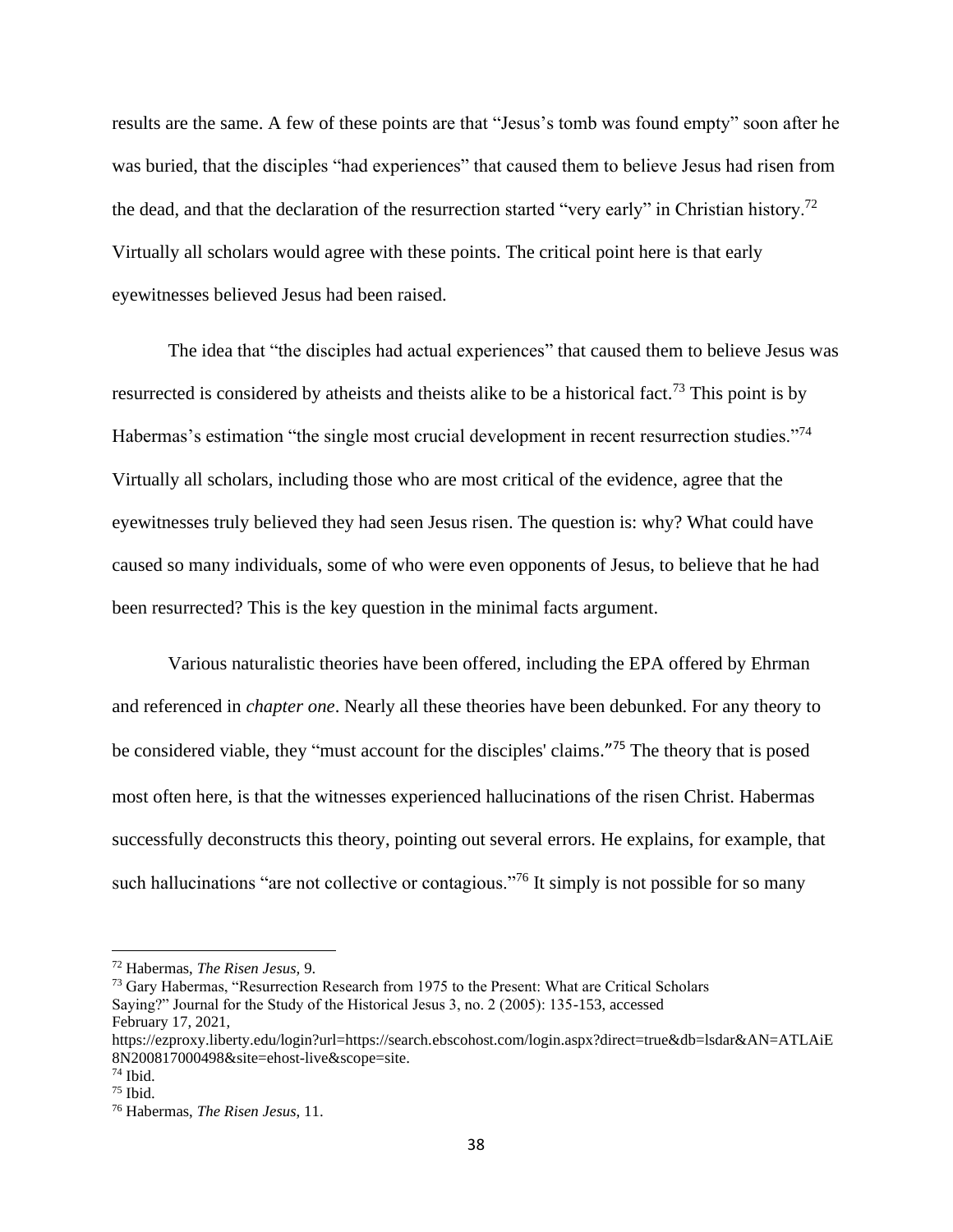results are the same. A few of these points are that “Jesus’s tomb was found empty” soon after he was buried, that the disciples “had experiences” that caused them to believe Jesus had risen from the dead, and that the declaration of the resurrection started “very early” in Christian history.[72] Virtually all scholars would agree with these points. The critical point here is that early eyewitnesses believed Jesus had been raised.

The idea that “the disciples had actual experiences” that caused them to believe Jesus was resurrected is considered by atheists and theists alike to be a historical fact.[73] This point is by Habermas’s estimation “the single most crucial development in recent resurrection studies.”[74] Virtually all scholars, including those who are most critical of the evidence, agree that the eyewitnesses truly believed they had seen Jesus risen. The question is: why? What could have caused so many individuals, some of who were even opponents of Jesus, to believe that he had been resurrected? This is the key question in the minimal facts argument.

Various naturalistic theories have been offered, including the EPA offered by Ehrman and referenced in *chapter one*. Nearly all these theories have been debunked. For any theory to be considered viable, they “must account for the disciples' claims.”[75] The theory that is posed most often here, is that the witnesses experienced hallucinations of the risen Christ. Habermas successfully deconstructs this theory, pointing out several errors. He explains, for example, that such hallucinations “are not collective or contagious.”[76] It simply is not possible for so many

---

[72] Habermas, *The Risen Jesus,* 9.

[73] Gary Habermas, “Resurrection Research from 1975 to the Present: What are Critical Scholars Saying?” Journal for the Study of the Historical Jesus 3, no. 2 (2005): 135-153, accessed February 17, 2021, https://ezproxy.liberty.edu/login?url=https://search.ebscohost.com/login.aspx?direct=true&db=lsdar&AN=ATLAiE8N200817000498&site=ehost-live&scope=site.

[74] Ibid.

[75] Ibid.

[76] Habermas, *The Risen Jesus*, 11.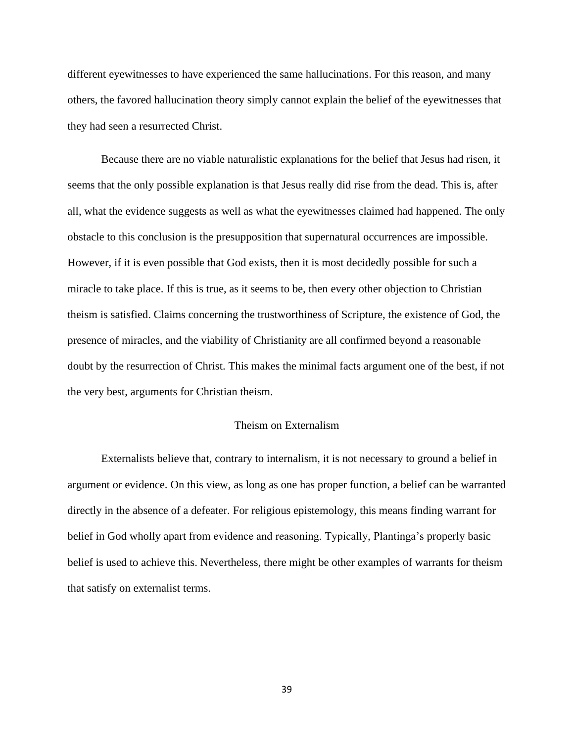different eyewitnesses to have experienced the same hallucinations. For this reason, and many others, the favored hallucination theory simply cannot explain the belief of the eyewitnesses that they had seen a resurrected Christ.

Because there are no viable naturalistic explanations for the belief that Jesus had risen, it seems that the only possible explanation is that Jesus really did rise from the dead. This is, after all, what the evidence suggests as well as what the eyewitnesses claimed had happened. The only obstacle to this conclusion is the presupposition that supernatural occurrences are impossible. However, if it is even possible that God exists, then it is most decidedly possible for such a miracle to take place. If this is true, as it seems to be, then every other objection to Christian theism is satisfied. Claims concerning the trustworthiness of Scripture, the existence of God, the presence of miracles, and the viability of Christianity are all confirmed beyond a reasonable doubt by the resurrection of Christ. This makes the minimal facts argument one of the best, if not the very best, arguments for Christian theism.

## Theism on Externalism

Externalists believe that, contrary to internalism, it is not necessary to ground a belief in argument or evidence. On this view, as long as one has proper function, a belief can be warranted directly in the absence of a defeater. For religious epistemology, this means finding warrant for belief in God wholly apart from evidence and reasoning. Typically, Plantinga's properly basic belief is used to achieve this. Nevertheless, there might be other examples of warrants for theism that satisfy on externalist terms.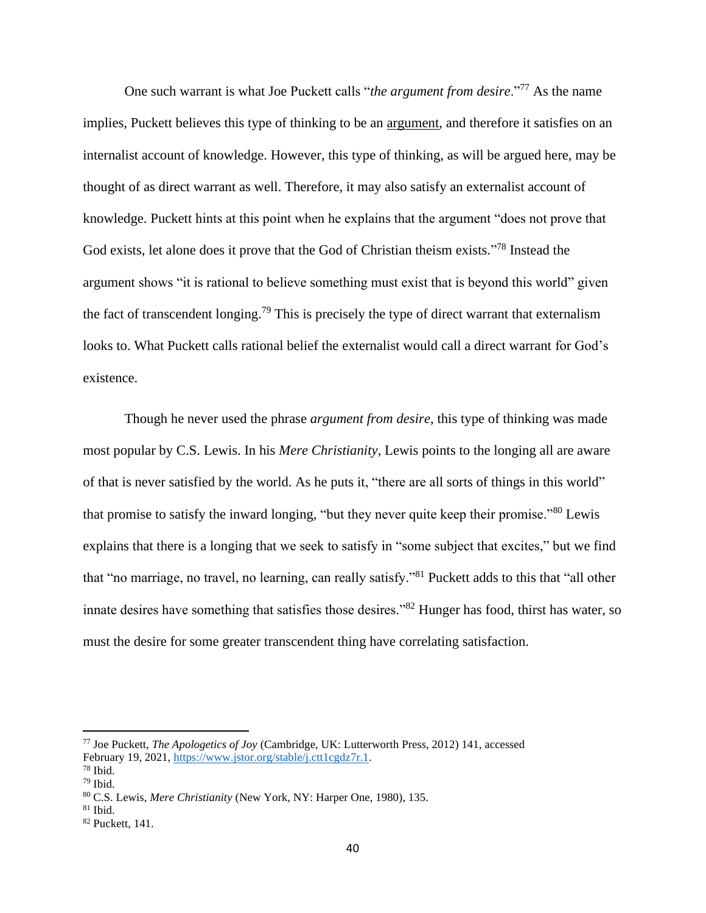One such warrant is what Joe Puckett calls "*the argument from desire*."[77] As the name implies, Puckett believes this type of thinking to be an <u>argument</u>, and therefore it satisfies on an internalist account of knowledge. However, this type of thinking, as will be argued here, may be thought of as direct warrant as well. Therefore, it may also satisfy an externalist account of knowledge. Puckett hints at this point when he explains that the argument "does not prove that God exists, let alone does it prove that the God of Christian theism exists."[78] Instead the argument shows "it is rational to believe something must exist that is beyond this world" given the fact of transcendent longing.[79] This is precisely the type of direct warrant that externalism looks to. What Puckett calls rational belief the externalist would call a direct warrant for God's existence.

Though he never used the phrase *argument from desire*, this type of thinking was made most popular by C.S. Lewis. In his *Mere Christianity*, Lewis points to the longing all are aware of that is never satisfied by the world. As he puts it, "there are all sorts of things in this world" that promise to satisfy the inward longing, "but they never quite keep their promise."[80] Lewis explains that there is a longing that we seek to satisfy in "some subject that excites," but we find that "no marriage, no travel, no learning, can really satisfy."[81] Puckett adds to this that "all other innate desires have something that satisfies those desires."[82] Hunger has food, thirst has water, so must the desire for some greater transcendent thing have correlating satisfaction.

---

[77] Joe Puckett, *The Apologetics of Joy* (Cambridge, UK: Lutterworth Press, 2012) 141, accessed February 19, 2021, https://www.jstor.org/stable/j.ctt1cgdz7r.1.
[78] Ibid.
[79] Ibid.
[80] C.S. Lewis, *Mere Christianity* (New York, NY: Harper One, 1980), 135.
[81] Ibid.
[82] Puckett, 141.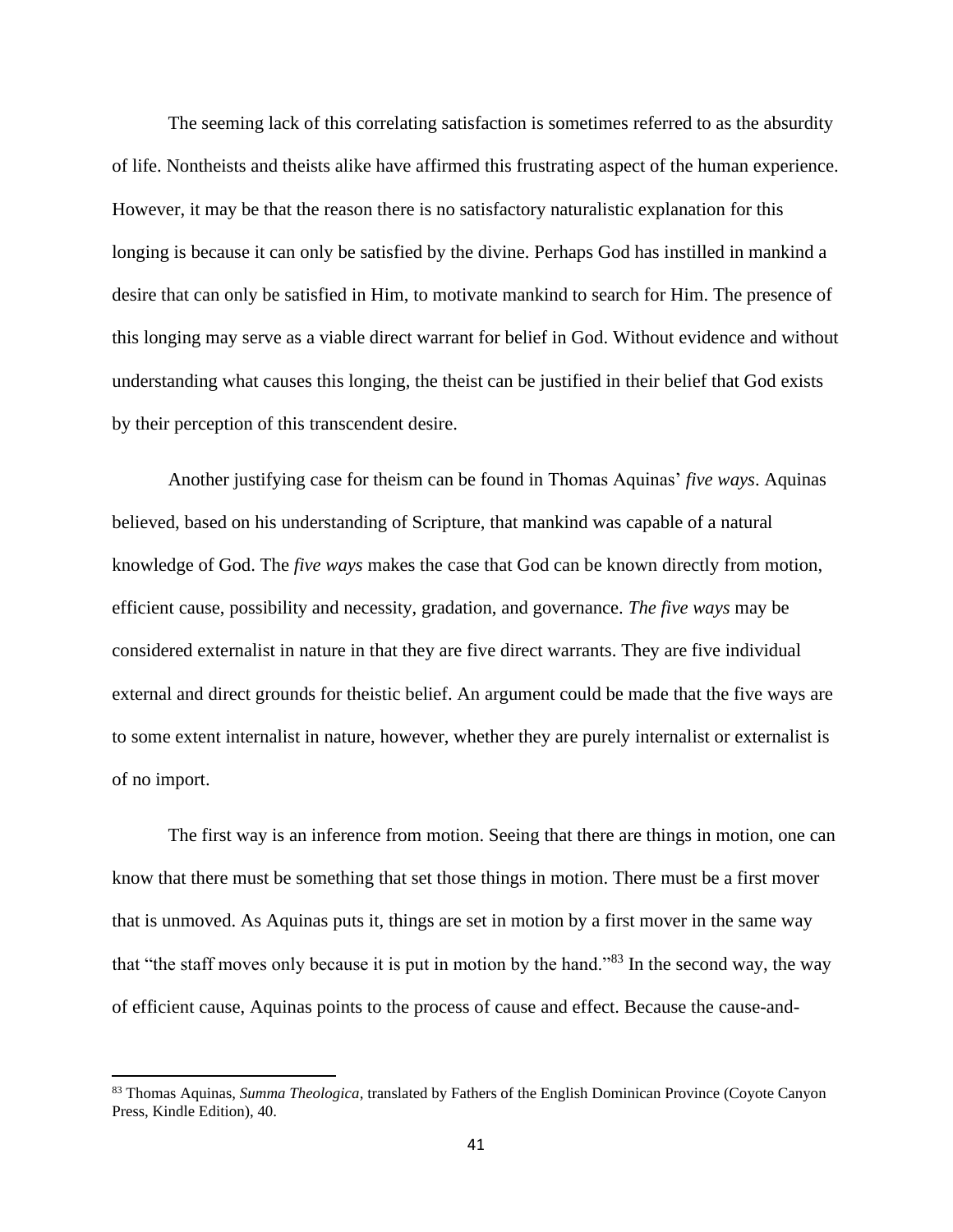The seeming lack of this correlating satisfaction is sometimes referred to as the absurdity of life. Nontheists and theists alike have affirmed this frustrating aspect of the human experience. However, it may be that the reason there is no satisfactory naturalistic explanation for this longing is because it can only be satisfied by the divine. Perhaps God has instilled in mankind a desire that can only be satisfied in Him, to motivate mankind to search for Him. The presence of this longing may serve as a viable direct warrant for belief in God. Without evidence and without understanding what causes this longing, the theist can be justified in their belief that God exists by their perception of this transcendent desire.

Another justifying case for theism can be found in Thomas Aquinas' *five ways*. Aquinas believed, based on his understanding of Scripture, that mankind was capable of a natural knowledge of God. The *five ways* makes the case that God can be known directly from motion, efficient cause, possibility and necessity, gradation, and governance. *The five ways* may be considered externalist in nature in that they are five direct warrants. They are five individual external and direct grounds for theistic belief. An argument could be made that the five ways are to some extent internalist in nature, however, whether they are purely internalist or externalist is of no import.

The first way is an inference from motion. Seeing that there are things in motion, one can know that there must be something that set those things in motion. There must be a first mover that is unmoved. As Aquinas puts it, things are set in motion by a first mover in the same way that "the staff moves only because it is put in motion by the hand."[83] In the second way, the way of efficient cause, Aquinas points to the process of cause and effect. Because the cause-and-

[83] Thomas Aquinas, *Summa Theologica*, translated by Fathers of the English Dominican Province (Coyote Canyon Press, Kindle Edition), 40.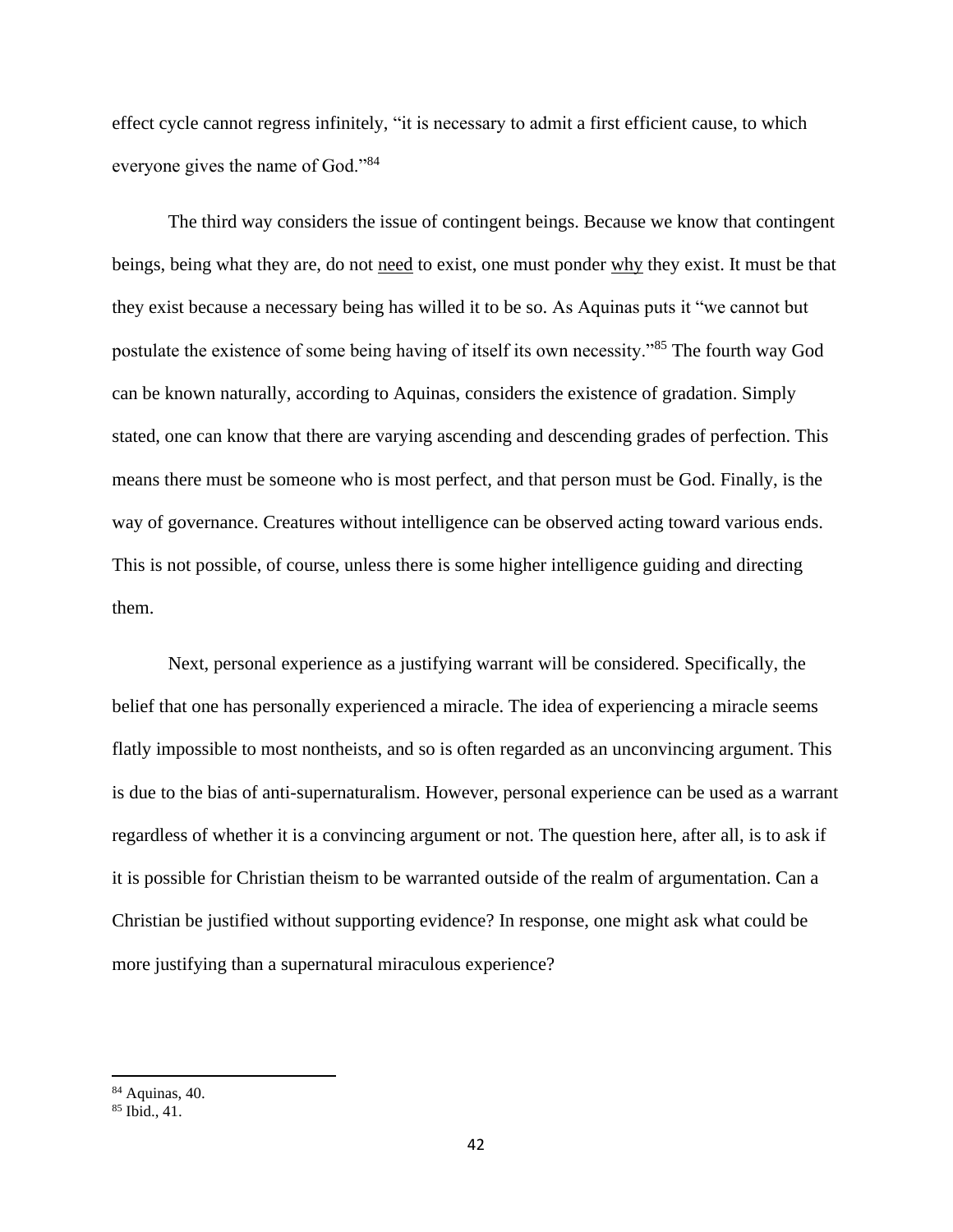effect cycle cannot regress infinitely, "it is necessary to admit a first efficient cause, to which everyone gives the name of God."[84]

The third way considers the issue of contingent beings. Because we know that contingent beings, being what they are, do not <u>need</u> to exist, one must ponder <u>why</u> they exist. It must be that they exist because a necessary being has willed it to be so. As Aquinas puts it "we cannot but postulate the existence of some being having of itself its own necessity."[85] The fourth way God can be known naturally, according to Aquinas, considers the existence of gradation. Simply stated, one can know that there are varying ascending and descending grades of perfection. This means there must be someone who is most perfect, and that person must be God. Finally, is the way of governance. Creatures without intelligence can be observed acting toward various ends. This is not possible, of course, unless there is some higher intelligence guiding and directing them.

Next, personal experience as a justifying warrant will be considered. Specifically, the belief that one has personally experienced a miracle. The idea of experiencing a miracle seems flatly impossible to most nontheists, and so is often regarded as an unconvincing argument. This is due to the bias of anti-supernaturalism. However, personal experience can be used as a warrant regardless of whether it is a convincing argument or not. The question here, after all, is to ask if it is possible for Christian theism to be warranted outside of the realm of argumentation. Can a Christian be justified without supporting evidence? In response, one might ask what could be more justifying than a supernatural miraculous experience?

---

[84] Aquinas, 40.

[85] Ibid., 41.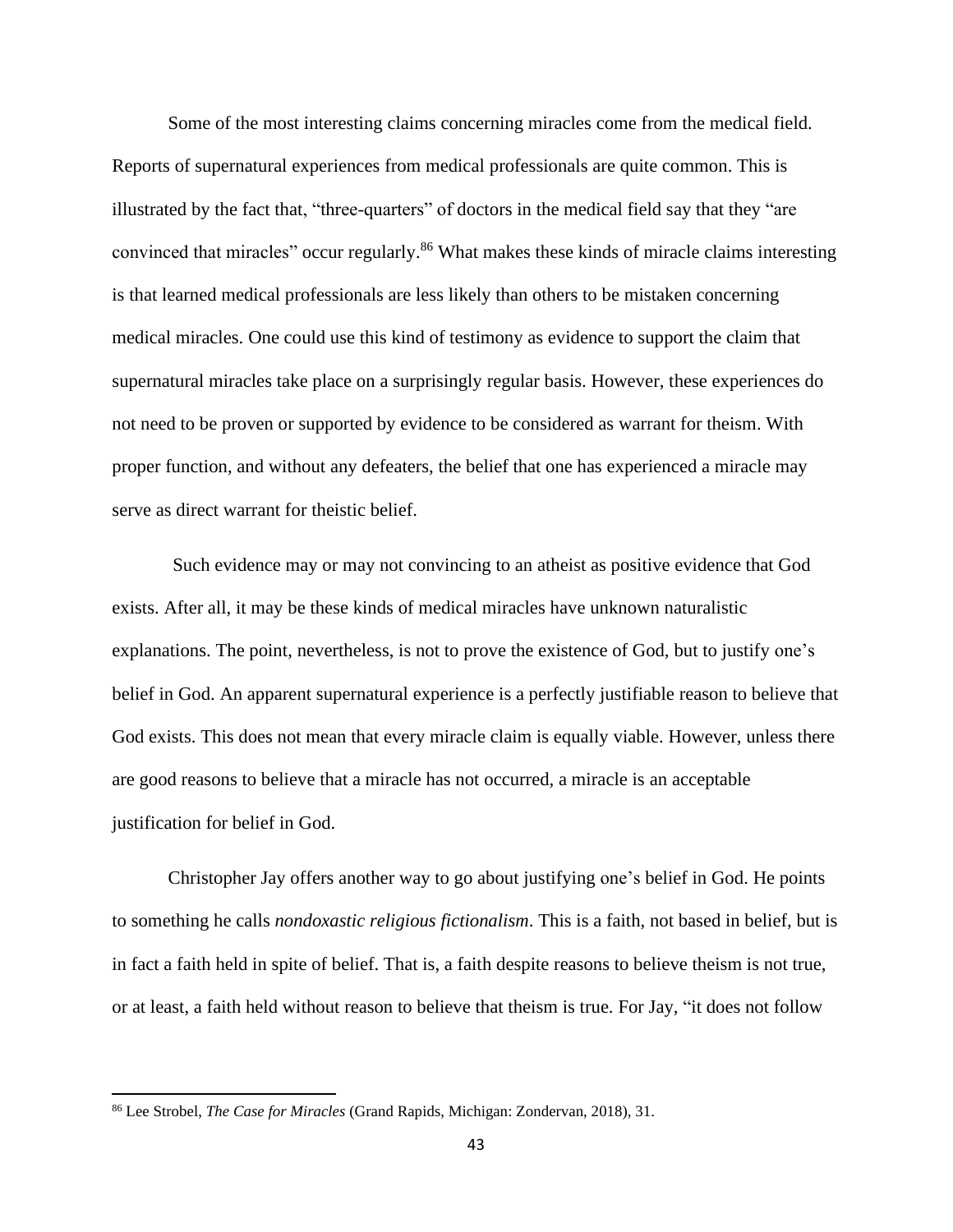Some of the most interesting claims concerning miracles come from the medical field. Reports of supernatural experiences from medical professionals are quite common. This is illustrated by the fact that, "three-quarters" of doctors in the medical field say that they "are convinced that miracles" occur regularly.[86] What makes these kinds of miracle claims interesting is that learned medical professionals are less likely than others to be mistaken concerning medical miracles. One could use this kind of testimony as evidence to support the claim that supernatural miracles take place on a surprisingly regular basis. However, these experiences do not need to be proven or supported by evidence to be considered as warrant for theism. With proper function, and without any defeaters, the belief that one has experienced a miracle may serve as direct warrant for theistic belief.

Such evidence may or may not convincing to an atheist as positive evidence that God exists. After all, it may be these kinds of medical miracles have unknown naturalistic explanations. The point, nevertheless, is not to prove the existence of God, but to justify one's belief in God. An apparent supernatural experience is a perfectly justifiable reason to believe that God exists. This does not mean that every miracle claim is equally viable. However, unless there are good reasons to believe that a miracle has not occurred, a miracle is an acceptable justification for belief in God.

Christopher Jay offers another way to go about justifying one's belief in God. He points to something he calls *nondoxastic religious fictionalism*. This is a faith, not based in belief, but is in fact a faith held in spite of belief. That is, a faith despite reasons to believe theism is not true, or at least, a faith held without reason to believe that theism is true. For Jay, "it does not follow

---

[86] Lee Strobel, *The Case for Miracles* (Grand Rapids, Michigan: Zondervan, 2018), 31.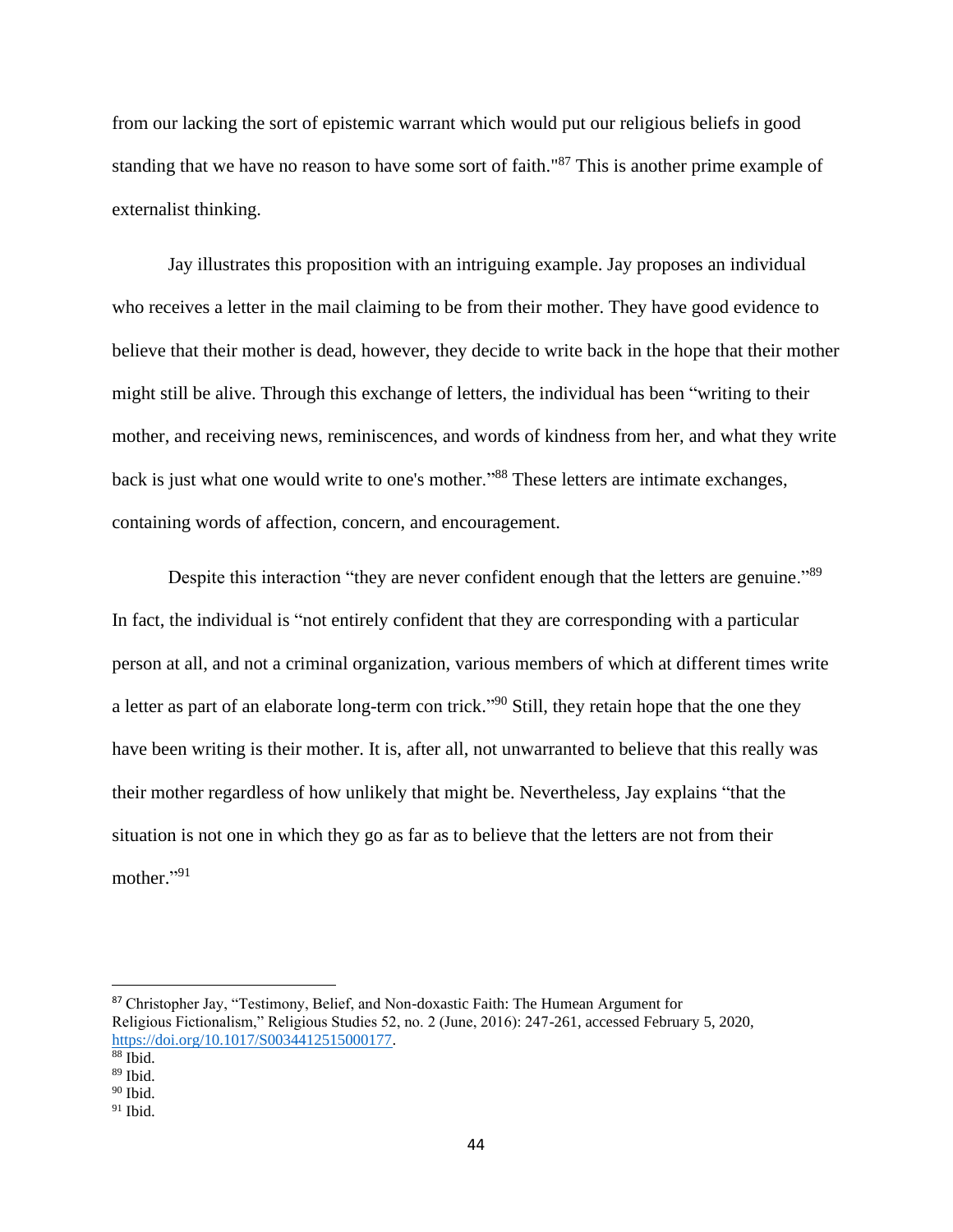from our lacking the sort of epistemic warrant which would put our religious beliefs in good standing that we have no reason to have some sort of faith."[87] This is another prime example of externalist thinking.

Jay illustrates this proposition with an intriguing example. Jay proposes an individual who receives a letter in the mail claiming to be from their mother. They have good evidence to believe that their mother is dead, however, they decide to write back in the hope that their mother might still be alive. Through this exchange of letters, the individual has been "writing to their mother, and receiving news, reminiscences, and words of kindness from her, and what they write back is just what one would write to one's mother."[88] These letters are intimate exchanges, containing words of affection, concern, and encouragement.

Despite this interaction "they are never confident enough that the letters are genuine."[89] In fact, the individual is "not entirely confident that they are corresponding with a particular person at all, and not a criminal organization, various members of which at different times write a letter as part of an elaborate long-term con trick."[90] Still, they retain hope that the one they have been writing is their mother. It is, after all, not unwarranted to believe that this really was their mother regardless of how unlikely that might be. Nevertheless, Jay explains "that the situation is not one in which they go as far as to believe that the letters are not from their mother."[91]

---

[87] Christopher Jay, "Testimony, Belief, and Non-doxastic Faith: The Humean Argument for Religious Fictionalism," Religious Studies 52, no. 2 (June, 2016): 247-261, accessed February 5, 2020, https://doi.org/10.1017/S0034412515000177.
[88] Ibid.
[89] Ibid.
[90] Ibid.
[91] Ibid.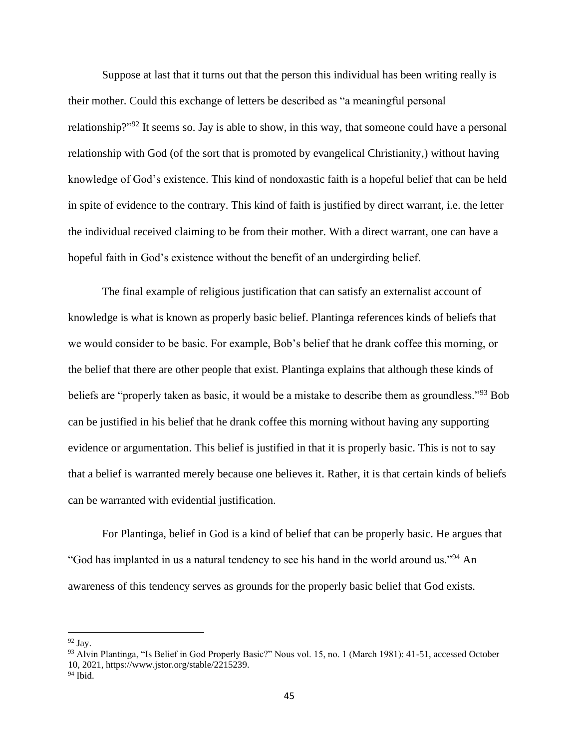Suppose at last that it turns out that the person this individual has been writing really is their mother. Could this exchange of letters be described as "a meaningful personal relationship?"[92] It seems so. Jay is able to show, in this way, that someone could have a personal relationship with God (of the sort that is promoted by evangelical Christianity,) without having knowledge of God's existence. This kind of nondoxastic faith is a hopeful belief that can be held in spite of evidence to the contrary. This kind of faith is justified by direct warrant, i.e. the letter the individual received claiming to be from their mother. With a direct warrant, one can have a hopeful faith in God's existence without the benefit of an undergirding belief.

The final example of religious justification that can satisfy an externalist account of knowledge is what is known as properly basic belief. Plantinga references kinds of beliefs that we would consider to be basic. For example, Bob's belief that he drank coffee this morning, or the belief that there are other people that exist. Plantinga explains that although these kinds of beliefs are "properly taken as basic, it would be a mistake to describe them as groundless."[93] Bob can be justified in his belief that he drank coffee this morning without having any supporting evidence or argumentation. This belief is justified in that it is properly basic. This is not to say that a belief is warranted merely because one believes it. Rather, it is that certain kinds of beliefs can be warranted with evidential justification.

For Plantinga, belief in God is a kind of belief that can be properly basic. He argues that "God has implanted in us a natural tendency to see his hand in the world around us."[94] An awareness of this tendency serves as grounds for the properly basic belief that God exists.

---

[92] Jay.

[93] Alvin Plantinga, "Is Belief in God Properly Basic?" Nous vol. 15, no. 1 (March 1981): 41-51, accessed October 10, 2021, https://www.jstor.org/stable/2215239.

[94] Ibid.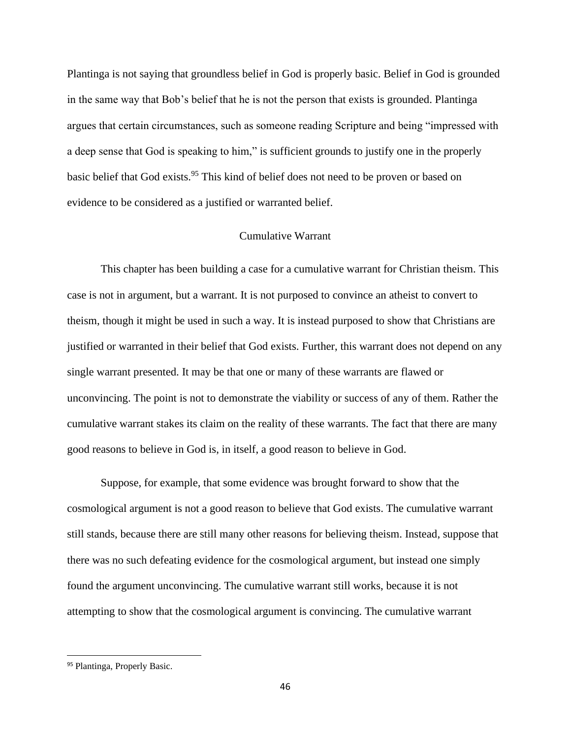Plantinga is not saying that groundless belief in God is properly basic. Belief in God is grounded in the same way that Bob's belief that he is not the person that exists is grounded. Plantinga argues that certain circumstances, such as someone reading Scripture and being "impressed with a deep sense that God is speaking to him," is sufficient grounds to justify one in the properly basic belief that God exists.[95] This kind of belief does not need to be proven or based on evidence to be considered as a justified or warranted belief.

## Cumulative Warrant

This chapter has been building a case for a cumulative warrant for Christian theism. This case is not in argument, but a warrant. It is not purposed to convince an atheist to convert to theism, though it might be used in such a way. It is instead purposed to show that Christians are justified or warranted in their belief that God exists. Further, this warrant does not depend on any single warrant presented. It may be that one or many of these warrants are flawed or unconvincing. The point is not to demonstrate the viability or success of any of them. Rather the cumulative warrant stakes its claim on the reality of these warrants. The fact that there are many good reasons to believe in God is, in itself, a good reason to believe in God.

Suppose, for example, that some evidence was brought forward to show that the cosmological argument is not a good reason to believe that God exists. The cumulative warrant still stands, because there are still many other reasons for believing theism. Instead, suppose that there was no such defeating evidence for the cosmological argument, but instead one simply found the argument unconvincing. The cumulative warrant still works, because it is not attempting to show that the cosmological argument is convincing. The cumulative warrant

[95] Plantinga, Properly Basic.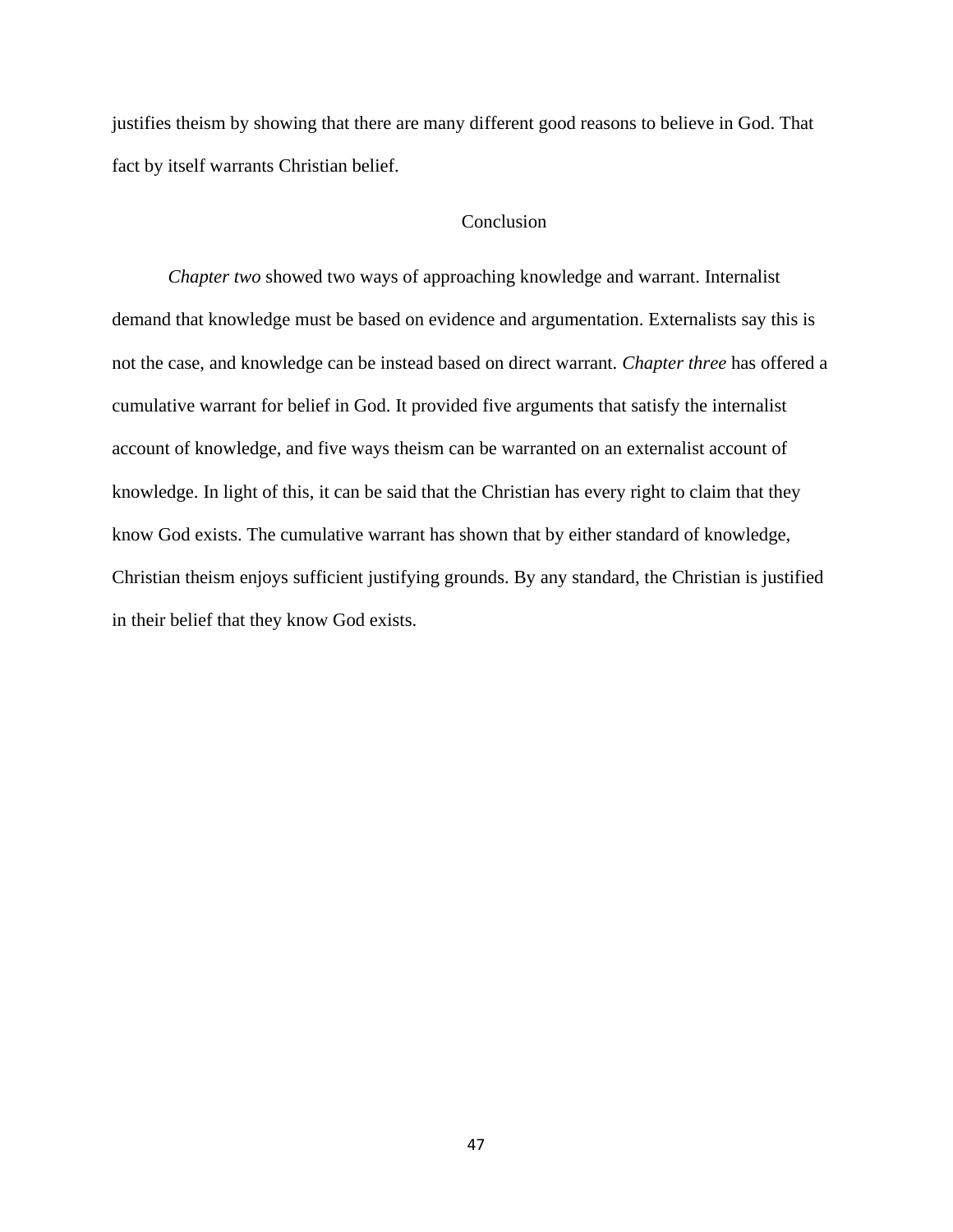justifies theism by showing that there are many different good reasons to believe in God. That fact by itself warrants Christian belief.

## Conclusion

*Chapter two* showed two ways of approaching knowledge and warrant. Internalist demand that knowledge must be based on evidence and argumentation. Externalists say this is not the case, and knowledge can be instead based on direct warrant. *Chapter three* has offered a cumulative warrant for belief in God. It provided five arguments that satisfy the internalist account of knowledge, and five ways theism can be warranted on an externalist account of knowledge. In light of this, it can be said that the Christian has every right to claim that they know God exists. The cumulative warrant has shown that by either standard of knowledge, Christian theism enjoys sufficient justifying grounds. By any standard, the Christian is justified in their belief that they know God exists.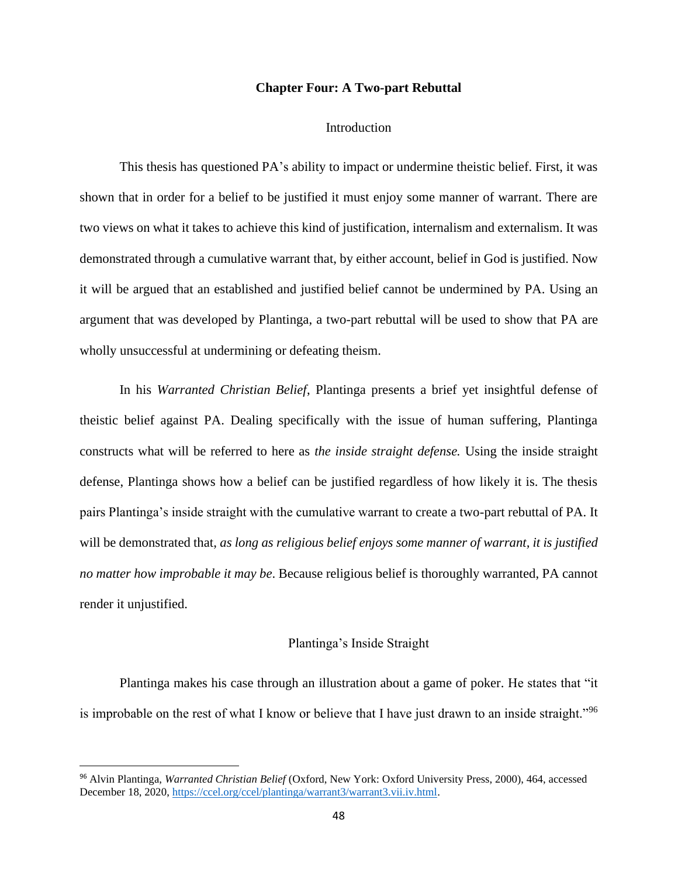## Chapter Four: A Two-part Rebuttal

### Introduction

This thesis has questioned PA's ability to impact or undermine theistic belief. First, it was shown that in order for a belief to be justified it must enjoy some manner of warrant. There are two views on what it takes to achieve this kind of justification, internalism and externalism. It was demonstrated through a cumulative warrant that, by either account, belief in God is justified. Now it will be argued that an established and justified belief cannot be undermined by PA. Using an argument that was developed by Plantinga, a two-part rebuttal will be used to show that PA are wholly unsuccessful at undermining or defeating theism.

In his *Warranted Christian Belief*, Plantinga presents a brief yet insightful defense of theistic belief against PA. Dealing specifically with the issue of human suffering, Plantinga constructs what will be referred to here as *the inside straight defense.* Using the inside straight defense, Plantinga shows how a belief can be justified regardless of how likely it is. The thesis pairs Plantinga's inside straight with the cumulative warrant to create a two-part rebuttal of PA. It will be demonstrated that, *as long as religious belief enjoys some manner of warrant, it is justified no matter how improbable it may be*. Because religious belief is thoroughly warranted, PA cannot render it unjustified.

### Plantinga's Inside Straight

Plantinga makes his case through an illustration about a game of poker. He states that "it is improbable on the rest of what I know or believe that I have just drawn to an inside straight."[96]

---

[96] Alvin Plantinga, *Warranted Christian Belief* (Oxford, New York: Oxford University Press, 2000), 464, accessed December 18, 2020, https://ccel.org/ccel/plantinga/warrant3/warrant3.vii.iv.html.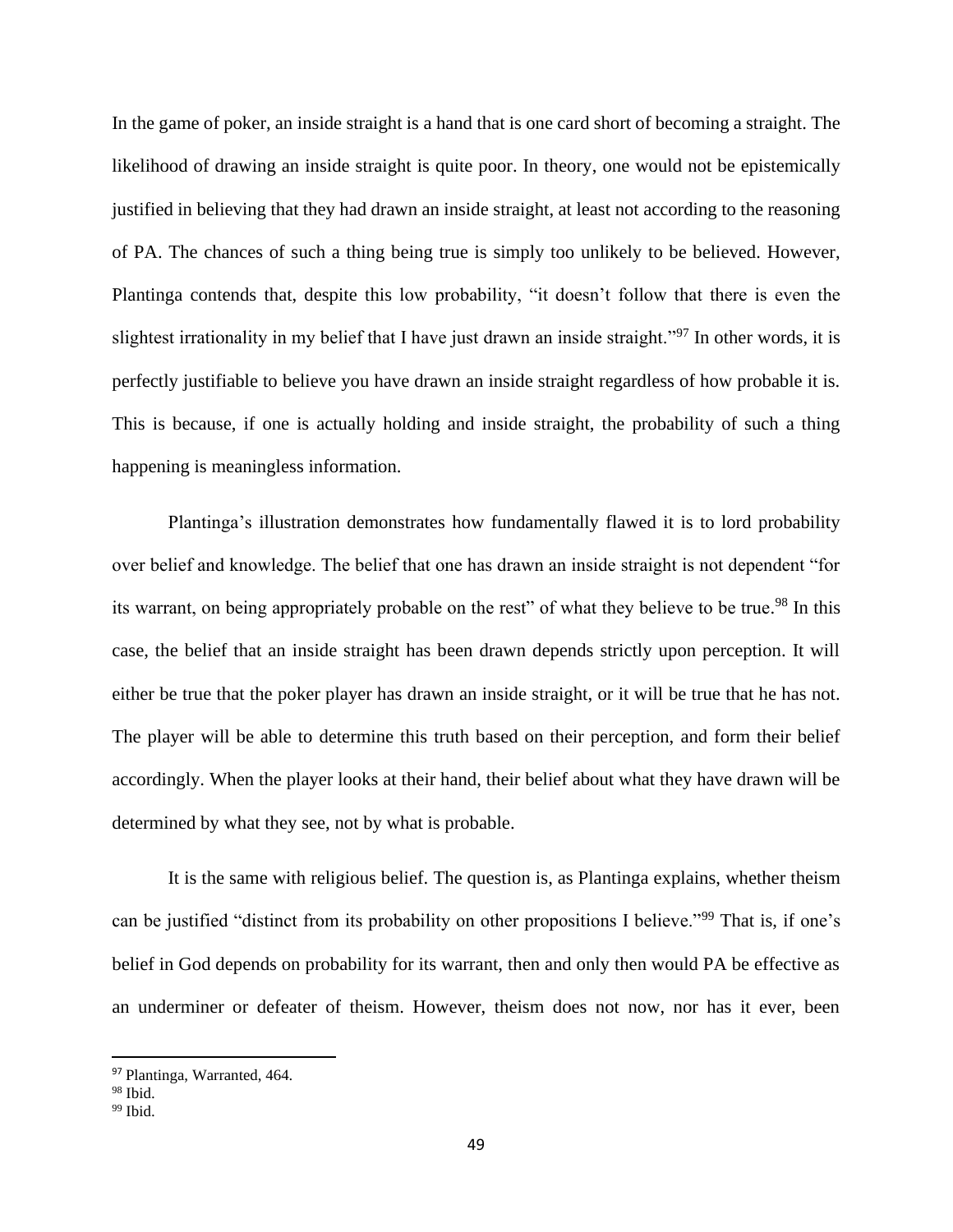In the game of poker, an inside straight is a hand that is one card short of becoming a straight. The likelihood of drawing an inside straight is quite poor. In theory, one would not be epistemically justified in believing that they had drawn an inside straight, at least not according to the reasoning of PA. The chances of such a thing being true is simply too unlikely to be believed. However, Plantinga contends that, despite this low probability, "it doesn't follow that there is even the slightest irrationality in my belief that I have just drawn an inside straight."[97] In other words, it is perfectly justifiable to believe you have drawn an inside straight regardless of how probable it is. This is because, if one is actually holding and inside straight, the probability of such a thing happening is meaningless information.

Plantinga's illustration demonstrates how fundamentally flawed it is to lord probability over belief and knowledge. The belief that one has drawn an inside straight is not dependent "for its warrant, on being appropriately probable on the rest" of what they believe to be true.[98] In this case, the belief that an inside straight has been drawn depends strictly upon perception. It will either be true that the poker player has drawn an inside straight, or it will be true that he has not. The player will be able to determine this truth based on their perception, and form their belief accordingly. When the player looks at their hand, their belief about what they have drawn will be determined by what they see, not by what is probable.

It is the same with religious belief. The question is, as Plantinga explains, whether theism can be justified "distinct from its probability on other propositions I believe."[99] That is, if one's belief in God depends on probability for its warrant, then and only then would PA be effective as an underminer or defeater of theism. However, theism does not now, nor has it ever, been

---

[97] Plantinga, Warranted, 464.
[98] Ibid.
[99] Ibid.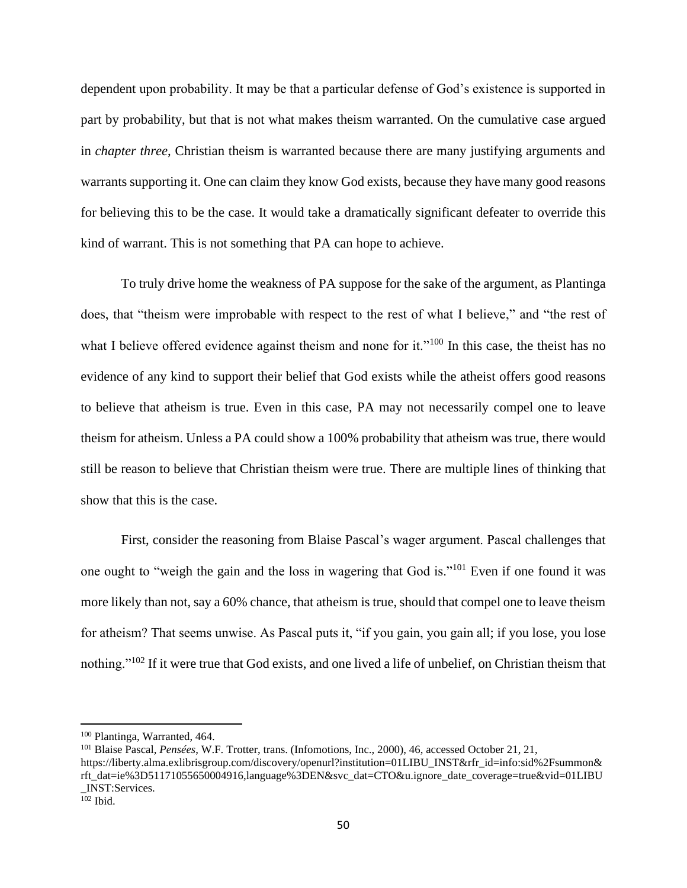dependent upon probability. It may be that a particular defense of God's existence is supported in part by probability, but that is not what makes theism warranted. On the cumulative case argued in *chapter three*, Christian theism is warranted because there are many justifying arguments and warrants supporting it. One can claim they know God exists, because they have many good reasons for believing this to be the case. It would take a dramatically significant defeater to override this kind of warrant. This is not something that PA can hope to achieve.

To truly drive home the weakness of PA suppose for the sake of the argument, as Plantinga does, that "theism were improbable with respect to the rest of what I believe," and "the rest of what I believe offered evidence against theism and none for it."[100] In this case, the theist has no evidence of any kind to support their belief that God exists while the atheist offers good reasons to believe that atheism is true. Even in this case, PA may not necessarily compel one to leave theism for atheism. Unless a PA could show a 100% probability that atheism was true, there would still be reason to believe that Christian theism were true. There are multiple lines of thinking that show that this is the case.

First, consider the reasoning from Blaise Pascal's wager argument. Pascal challenges that one ought to "weigh the gain and the loss in wagering that God is."[101] Even if one found it was more likely than not, say a 60% chance, that atheism is true, should that compel one to leave theism for atheism? That seems unwise. As Pascal puts it, "if you gain, you gain all; if you lose, you lose nothing."[102] If it were true that God exists, and one lived a life of unbelief, on Christian theism that

---

[100] Plantinga, Warranted, 464.

[101] Blaise Pascal, *Pensées*, W.F. Trotter, trans. (Infomotions, Inc., 2000), 46, accessed October 21, 21, https://liberty.alma.exlibrisgroup.com/discovery/openurl?institution=01LIBU_INST&rfr_id=info:sid%2Fsummon&rft_dat=ie%3D51171055650004916,language%3DEN&svc_dat=CTO&u.ignore_date_coverage=true&vid=01LIBU_INST:Services.

[102] Ibid.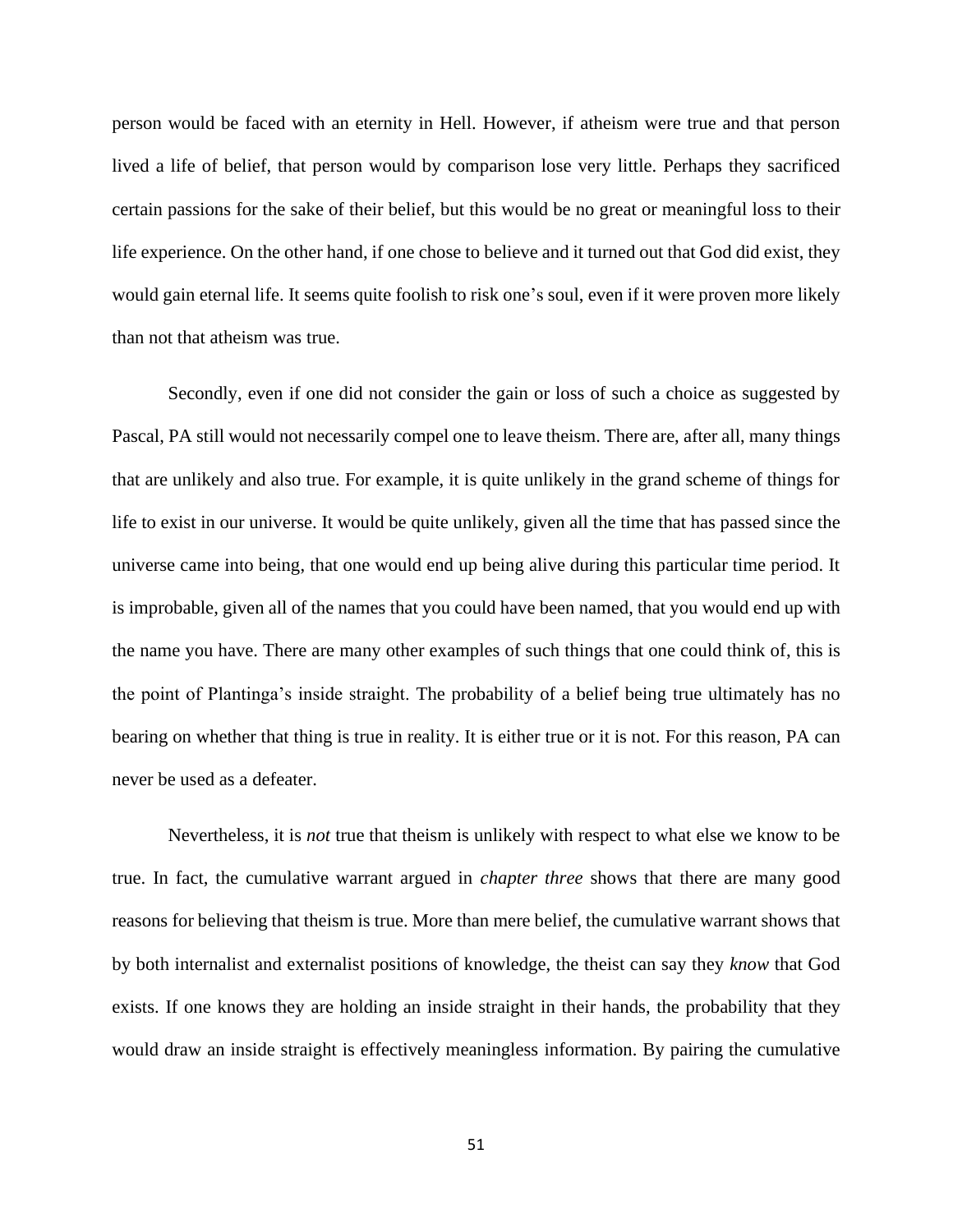person would be faced with an eternity in Hell. However, if atheism were true and that person lived a life of belief, that person would by comparison lose very little. Perhaps they sacrificed certain passions for the sake of their belief, but this would be no great or meaningful loss to their life experience. On the other hand, if one chose to believe and it turned out that God did exist, they would gain eternal life. It seems quite foolish to risk one's soul, even if it were proven more likely than not that atheism was true.

Secondly, even if one did not consider the gain or loss of such a choice as suggested by Pascal, PA still would not necessarily compel one to leave theism. There are, after all, many things that are unlikely and also true. For example, it is quite unlikely in the grand scheme of things for life to exist in our universe. It would be quite unlikely, given all the time that has passed since the universe came into being, that one would end up being alive during this particular time period. It is improbable, given all of the names that you could have been named, that you would end up with the name you have. There are many other examples of such things that one could think of, this is the point of Plantinga's inside straight. The probability of a belief being true ultimately has no bearing on whether that thing is true in reality. It is either true or it is not. For this reason, PA can never be used as a defeater.

Nevertheless, it is *not* true that theism is unlikely with respect to what else we know to be true. In fact, the cumulative warrant argued in *chapter three* shows that there are many good reasons for believing that theism is true. More than mere belief, the cumulative warrant shows that by both internalist and externalist positions of knowledge, the theist can say they *know* that God exists. If one knows they are holding an inside straight in their hands, the probability that they would draw an inside straight is effectively meaningless information. By pairing the cumulative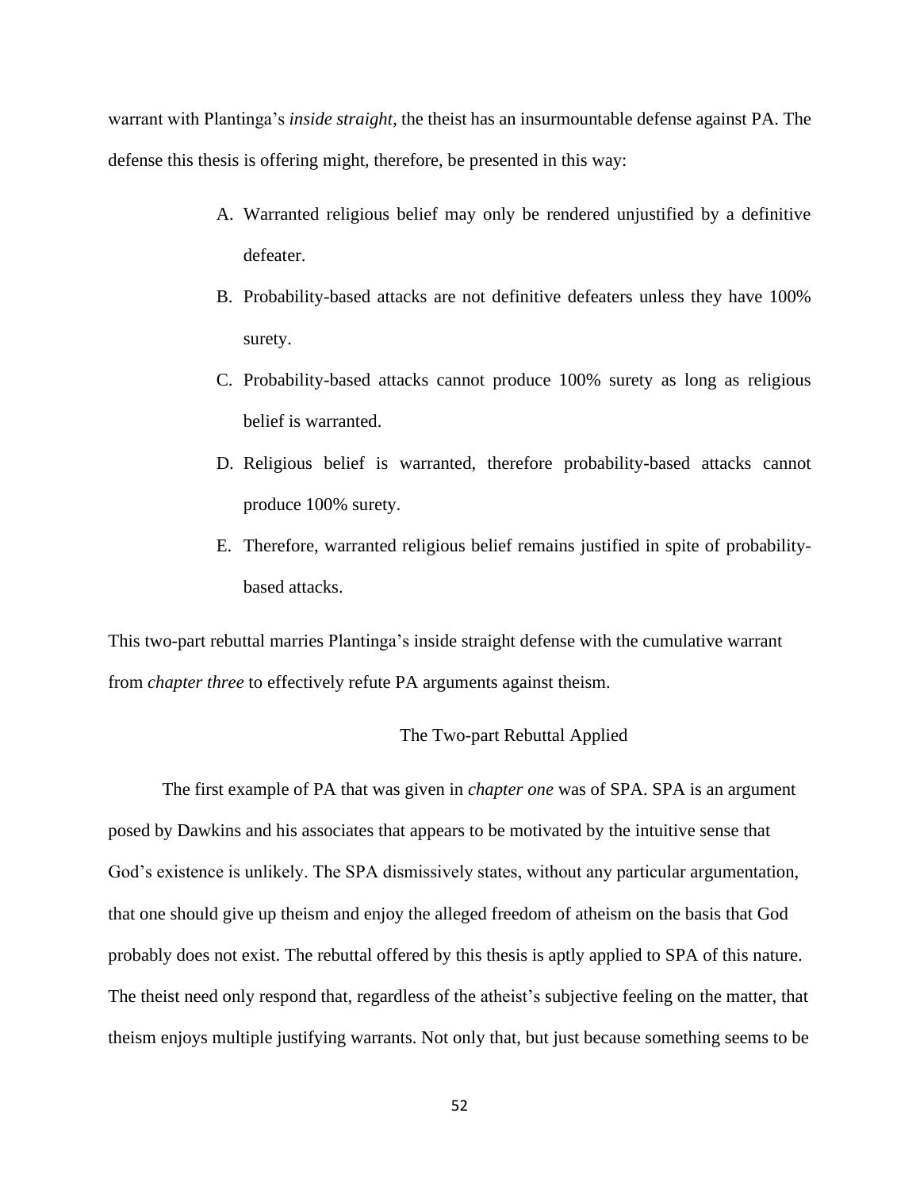warrant with Plantinga's *inside straight*, the theist has an insurmountable defense against PA. The defense this thesis is offering might, therefore, be presented in this way:

A. Warranted religious belief may only be rendered unjustified by a definitive defeater.
B. Probability-based attacks are not definitive defeaters unless they have 100% surety.
C. Probability-based attacks cannot produce 100% surety as long as religious belief is warranted.
D. Religious belief is warranted, therefore probability-based attacks cannot produce 100% surety.
E. Therefore, warranted religious belief remains justified in spite of probability-based attacks.

This two-part rebuttal marries Plantinga's inside straight defense with the cumulative warrant from *chapter three* to effectively refute PA arguments against theism.

## The Two-part Rebuttal Applied

The first example of PA that was given in *chapter one* was of SPA. SPA is an argument posed by Dawkins and his associates that appears to be motivated by the intuitive sense that God's existence is unlikely. The SPA dismissively states, without any particular argumentation, that one should give up theism and enjoy the alleged freedom of atheism on the basis that God probably does not exist. The rebuttal offered by this thesis is aptly applied to SPA of this nature. The theist need only respond that, regardless of the atheist's subjective feeling on the matter, that theism enjoys multiple justifying warrants. Not only that, but just because something seems to be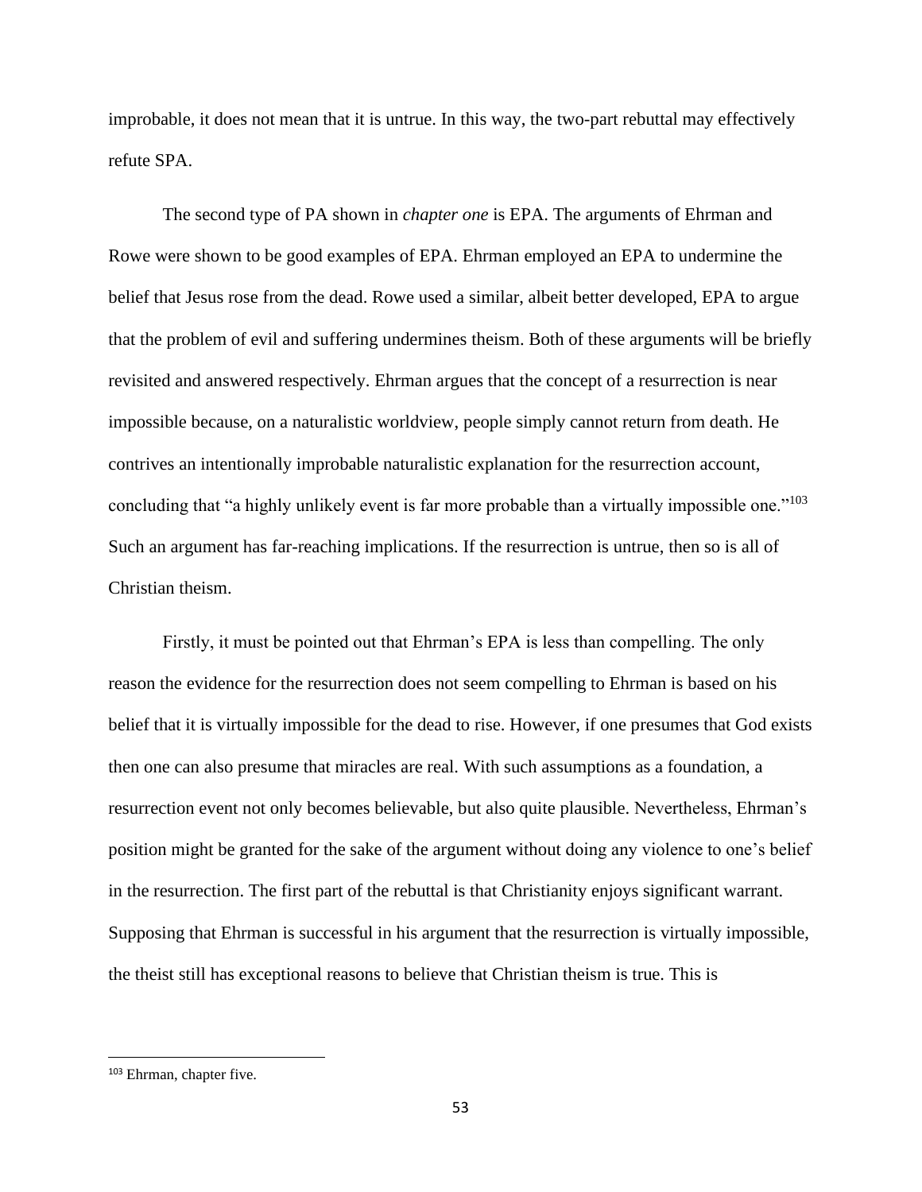improbable, it does not mean that it is untrue. In this way, the two-part rebuttal may effectively refute SPA.

The second type of PA shown in *chapter one* is EPA. The arguments of Ehrman and Rowe were shown to be good examples of EPA. Ehrman employed an EPA to undermine the belief that Jesus rose from the dead. Rowe used a similar, albeit better developed, EPA to argue that the problem of evil and suffering undermines theism. Both of these arguments will be briefly revisited and answered respectively. Ehrman argues that the concept of a resurrection is near impossible because, on a naturalistic worldview, people simply cannot return from death. He contrives an intentionally improbable naturalistic explanation for the resurrection account, concluding that "a highly unlikely event is far more probable than a virtually impossible one."[103] Such an argument has far-reaching implications. If the resurrection is untrue, then so is all of Christian theism.

Firstly, it must be pointed out that Ehrman's EPA is less than compelling. The only reason the evidence for the resurrection does not seem compelling to Ehrman is based on his belief that it is virtually impossible for the dead to rise. However, if one presumes that God exists then one can also presume that miracles are real. With such assumptions as a foundation, a resurrection event not only becomes believable, but also quite plausible. Nevertheless, Ehrman's position might be granted for the sake of the argument without doing any violence to one's belief in the resurrection. The first part of the rebuttal is that Christianity enjoys significant warrant. Supposing that Ehrman is successful in his argument that the resurrection is virtually impossible, the theist still has exceptional reasons to believe that Christian theism is true. This is

---

[103] Ehrman, chapter five.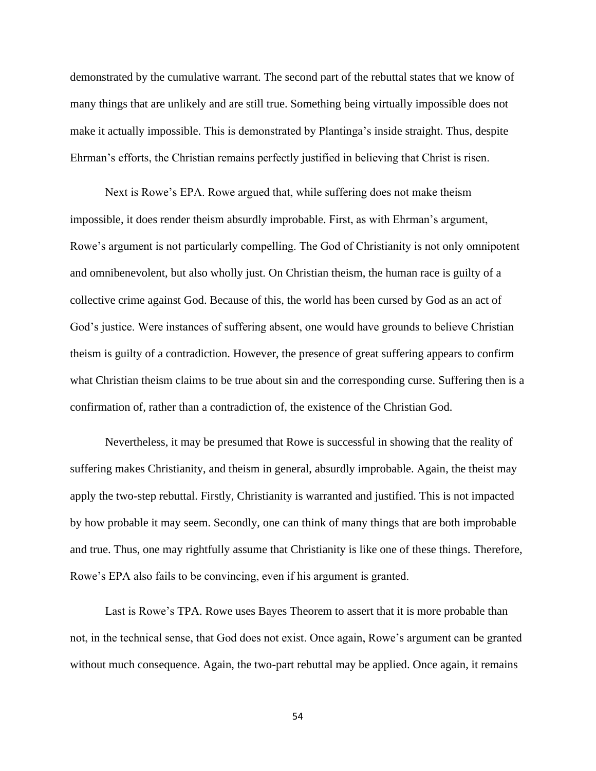demonstrated by the cumulative warrant. The second part of the rebuttal states that we know of many things that are unlikely and are still true. Something being virtually impossible does not make it actually impossible. This is demonstrated by Plantinga's inside straight. Thus, despite Ehrman's efforts, the Christian remains perfectly justified in believing that Christ is risen.

Next is Rowe's EPA. Rowe argued that, while suffering does not make theism impossible, it does render theism absurdly improbable. First, as with Ehrman's argument, Rowe's argument is not particularly compelling. The God of Christianity is not only omnipotent and omnibenevolent, but also wholly just. On Christian theism, the human race is guilty of a collective crime against God. Because of this, the world has been cursed by God as an act of God's justice. Were instances of suffering absent, one would have grounds to believe Christian theism is guilty of a contradiction. However, the presence of great suffering appears to confirm what Christian theism claims to be true about sin and the corresponding curse. Suffering then is a confirmation of, rather than a contradiction of, the existence of the Christian God.

Nevertheless, it may be presumed that Rowe is successful in showing that the reality of suffering makes Christianity, and theism in general, absurdly improbable. Again, the theist may apply the two-step rebuttal. Firstly, Christianity is warranted and justified. This is not impacted by how probable it may seem. Secondly, one can think of many things that are both improbable and true. Thus, one may rightfully assume that Christianity is like one of these things. Therefore, Rowe's EPA also fails to be convincing, even if his argument is granted.

Last is Rowe's TPA. Rowe uses Bayes Theorem to assert that it is more probable than not, in the technical sense, that God does not exist. Once again, Rowe's argument can be granted without much consequence. Again, the two-part rebuttal may be applied. Once again, it remains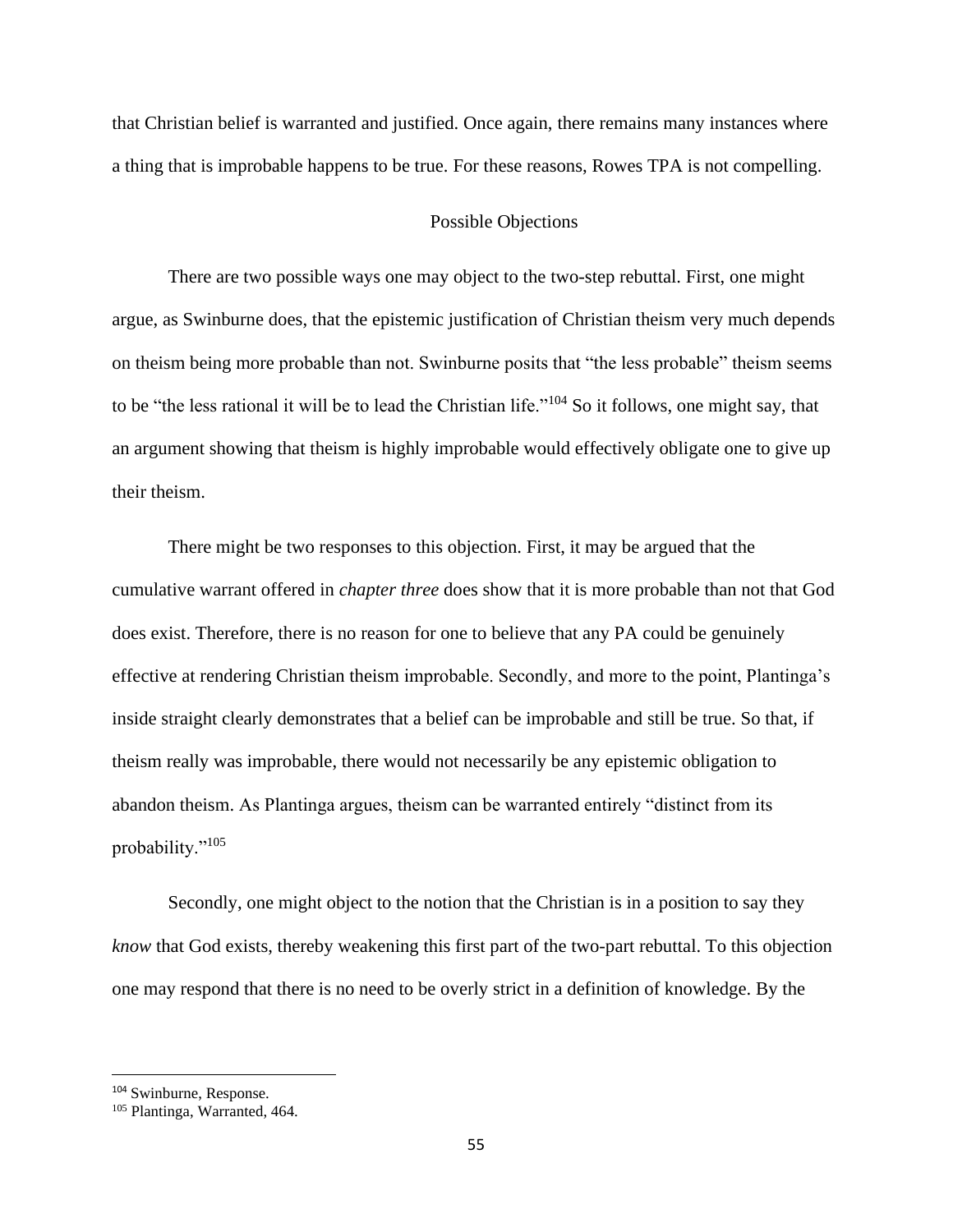that Christian belief is warranted and justified. Once again, there remains many instances where a thing that is improbable happens to be true. For these reasons, Rowes TPA is not compelling.

## Possible Objections

There are two possible ways one may object to the two-step rebuttal. First, one might argue, as Swinburne does, that the epistemic justification of Christian theism very much depends on theism being more probable than not. Swinburne posits that "the less probable" theism seems to be "the less rational it will be to lead the Christian life."[104] So it follows, one might say, that an argument showing that theism is highly improbable would effectively obligate one to give up their theism.

There might be two responses to this objection. First, it may be argued that the cumulative warrant offered in *chapter three* does show that it is more probable than not that God does exist. Therefore, there is no reason for one to believe that any PA could be genuinely effective at rendering Christian theism improbable. Secondly, and more to the point, Plantinga's inside straight clearly demonstrates that a belief can be improbable and still be true. So that, if theism really was improbable, there would not necessarily be any epistemic obligation to abandon theism. As Plantinga argues, theism can be warranted entirely "distinct from its probability."[105]

Secondly, one might object to the notion that the Christian is in a position to say they *know* that God exists, thereby weakening this first part of the two-part rebuttal. To this objection one may respond that there is no need to be overly strict in a definition of knowledge. By the

---

[104] Swinburne, Response.

[105] Plantinga, Warranted, 464.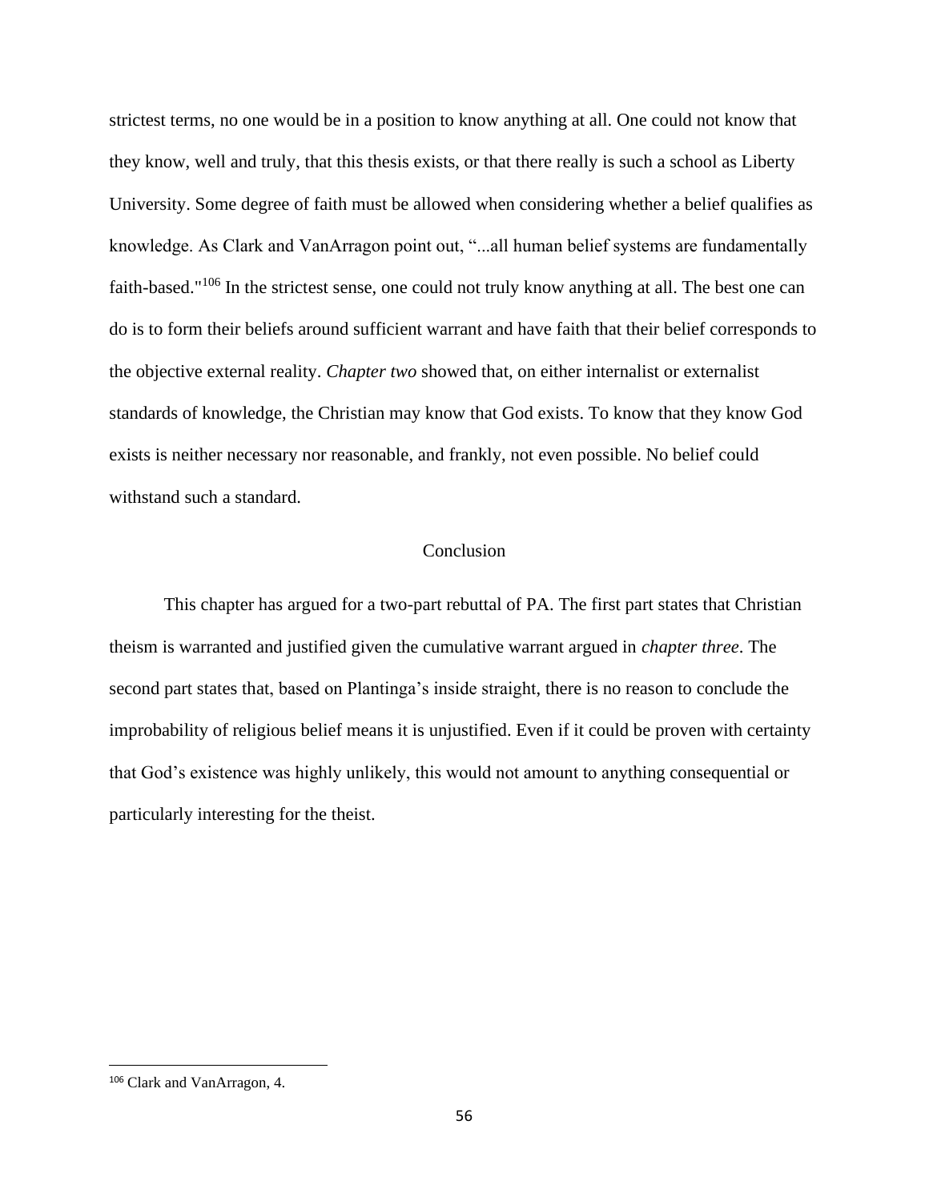strictest terms, no one would be in a position to know anything at all. One could not know that they know, well and truly, that this thesis exists, or that there really is such a school as Liberty University. Some degree of faith must be allowed when considering whether a belief qualifies as knowledge. As Clark and VanArragon point out, "...all human belief systems are fundamentally faith-based."[106] In the strictest sense, one could not truly know anything at all. The best one can do is to form their beliefs around sufficient warrant and have faith that their belief corresponds to the objective external reality. *Chapter two* showed that, on either internalist or externalist standards of knowledge, the Christian may know that God exists. To know that they know God exists is neither necessary nor reasonable, and frankly, not even possible. No belief could withstand such a standard.

## Conclusion

This chapter has argued for a two-part rebuttal of PA. The first part states that Christian theism is warranted and justified given the cumulative warrant argued in *chapter three*. The second part states that, based on Plantinga's inside straight, there is no reason to conclude the improbability of religious belief means it is unjustified. Even if it could be proven with certainty that God's existence was highly unlikely, this would not amount to anything consequential or particularly interesting for the theist.

---

[106] Clark and VanArragon, 4.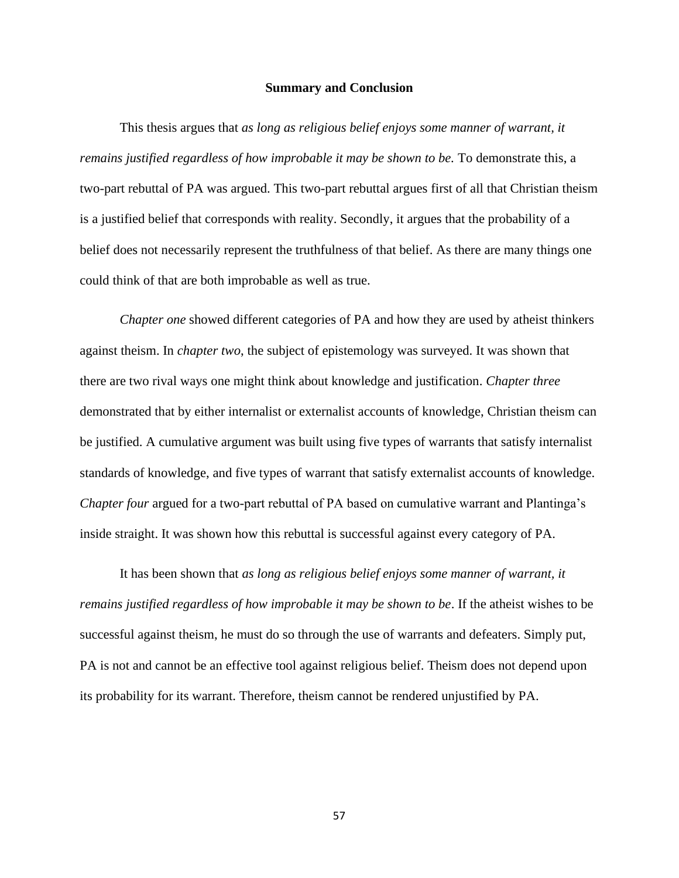## Summary and Conclusion

This thesis argues that *as long as religious belief enjoys some manner of warrant, it remains justified regardless of how improbable it may be shown to be.* To demonstrate this, a two-part rebuttal of PA was argued. This two-part rebuttal argues first of all that Christian theism is a justified belief that corresponds with reality. Secondly, it argues that the probability of a belief does not necessarily represent the truthfulness of that belief. As there are many things one could think of that are both improbable as well as true.

*Chapter one* showed different categories of PA and how they are used by atheist thinkers against theism. In *chapter two*, the subject of epistemology was surveyed. It was shown that there are two rival ways one might think about knowledge and justification. *Chapter three* demonstrated that by either internalist or externalist accounts of knowledge, Christian theism can be justified. A cumulative argument was built using five types of warrants that satisfy internalist standards of knowledge, and five types of warrant that satisfy externalist accounts of knowledge. *Chapter four* argued for a two-part rebuttal of PA based on cumulative warrant and Plantinga's inside straight. It was shown how this rebuttal is successful against every category of PA.

It has been shown that *as long as religious belief enjoys some manner of warrant, it remains justified regardless of how improbable it may be shown to be*. If the atheist wishes to be successful against theism, he must do so through the use of warrants and defeaters. Simply put, PA is not and cannot be an effective tool against religious belief. Theism does not depend upon its probability for its warrant. Therefore, theism cannot be rendered unjustified by PA.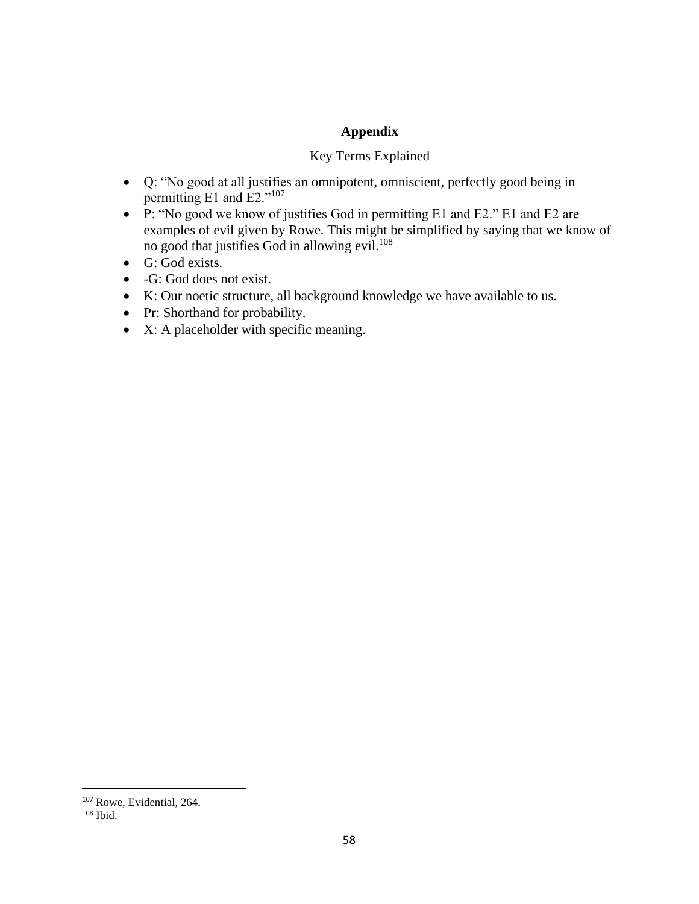# Appendix

Key Terms Explained

- Q: "No good at all justifies an omnipotent, omniscient, perfectly good being in permitting E1 and E2."[107]
- P: "No good we know of justifies God in permitting E1 and E2." E1 and E2 are examples of evil given by Rowe. This might be simplified by saying that we know of no good that justifies God in allowing evil.[108]
- G: God exists.
- -G: God does not exist.
- K: Our noetic structure, all background knowledge we have available to us.
- Pr: Shorthand for probability.
- X: A placeholder with specific meaning.

---

[107] Rowe, Evidential, 264.

[108] Ibid.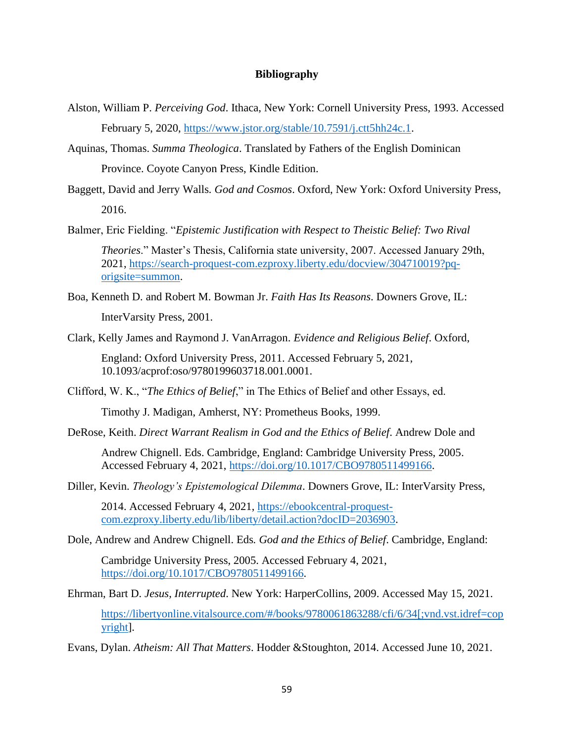## Bibliography

Alston, William P. *Perceiving God*. Ithaca, New York: Cornell University Press, 1993. Accessed February 5, 2020, https://www.jstor.org/stable/10.7591/j.ctt5hh24c.1.

Aquinas, Thomas. *Summa Theologica*. Translated by Fathers of the English Dominican Province. Coyote Canyon Press, Kindle Edition.

Baggett, David and Jerry Walls. *God and Cosmos*. Oxford, New York: Oxford University Press, 2016.

Balmer, Eric Fielding. "*Epistemic Justification with Respect to Theistic Belief: Two Rival Theories*." Master's Thesis, California state university, 2007. Accessed January 29th, 2021, https://search-proquest-com.ezproxy.liberty.edu/docview/304710019?pq-origsite=summon.

Boa, Kenneth D. and Robert M. Bowman Jr. *Faith Has Its Reasons*. Downers Grove, IL: InterVarsity Press, 2001.

Clark, Kelly James and Raymond J. VanArragon. *Evidence and Religious Belief*. Oxford, England: Oxford University Press, 2011. Accessed February 5, 2021, 10.1093/acprof:oso/9780199603718.001.0001.

Clifford, W. K., "*The Ethics of Belief*," in The Ethics of Belief and other Essays, ed. Timothy J. Madigan, Amherst, NY: Prometheus Books, 1999.

DeRose, Keith. *Direct Warrant Realism in God and the Ethics of Belief.* Andrew Dole and Andrew Chignell. Eds. Cambridge, England: Cambridge University Press, 2005. Accessed February 4, 2021, https://doi.org/10.1017/CBO9780511499166.

Diller, Kevin. *Theology's Epistemological Dilemma*. Downers Grove, IL: InterVarsity Press, 2014. Accessed February 4, 2021, https://ebookcentral-proquest-com.ezproxy.liberty.edu/lib/liberty/detail.action?docID=2036903.

Dole, Andrew and Andrew Chignell. Eds. *God and the Ethics of Belief*. Cambridge, England: Cambridge University Press, 2005. Accessed February 4, 2021, https://doi.org/10.1017/CBO9780511499166.

Ehrman, Bart D. *Jesus, Interrupted*. New York: HarperCollins, 2009. Accessed May 15, 2021. https://libertyonline.vitalsource.com/#/books/9780061863288/cfi/6/34[;vnd.vst.idref=copyright].

Evans, Dylan. *Atheism: All That Matters*. Hodder &Stoughton, 2014. Accessed June 10, 2021.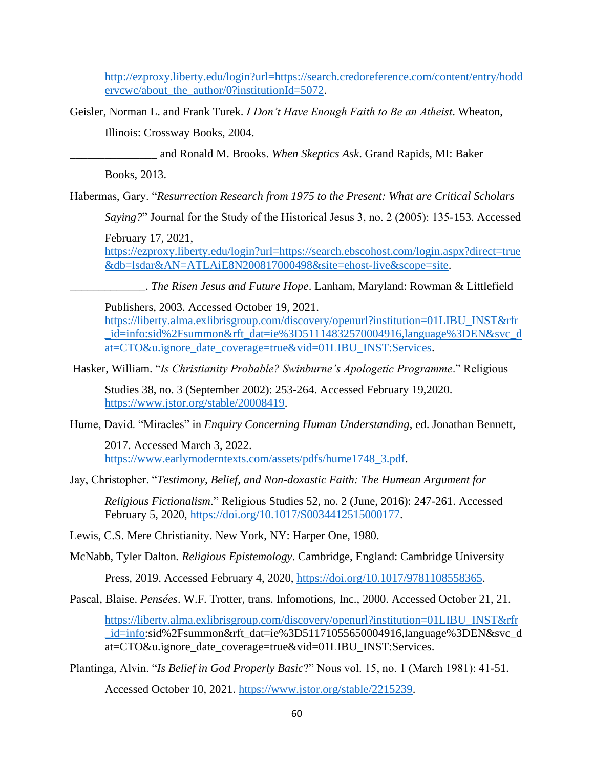http://ezproxy.liberty.edu/login?url=https://search.credoreference.com/content/entry/hoddervcwc/about_the_author/0?institutionId=5072.

Geisler, Norman L. and Frank Turek. *I Don't Have Enough Faith to Be an Atheist*. Wheaton, Illinois: Crossway Books, 2004.

_______________ and Ronald M. Brooks. *When Skeptics Ask*. Grand Rapids, MI: Baker Books, 2013.

Habermas, Gary. "*Resurrection Research from 1975 to the Present: What are Critical Scholars Saying?*" Journal for the Study of the Historical Jesus 3, no. 2 (2005): 135-153. Accessed February 17, 2021, https://ezproxy.liberty.edu/login?url=https://search.ebscohost.com/login.aspx?direct=true&db=lsdar&AN=ATLAiE8N200817000498&site=ehost-live&scope=site.

_____________. *The Risen Jesus and Future Hope*. Lanham, Maryland: Rowman & Littlefield Publishers, 2003. Accessed October 19, 2021. https://liberty.alma.exlibrisgroup.com/discovery/openurl?institution=01LIBU_INST&rfr_id=info:sid%2Fsummon&rft_dat=ie%3D51114832570004916,language%3DEN&svc_dat=CTO&u.ignore_date_coverage=true&vid=01LIBU_INST:Services.

Hasker, William. "*Is Christianity Probable? Swinburne's Apologetic Programme*." Religious Studies 38, no. 3 (September 2002): 253-264. Accessed February 19,2020. https://www.jstor.org/stable/20008419.

Hume, David. "Miracles" in *Enquiry Concerning Human Understanding*, ed. Jonathan Bennett, 2017. Accessed March 3, 2022. https://www.earlymoderntexts.com/assets/pdfs/hume1748_3.pdf.

Jay, Christopher. "*Testimony, Belief, and Non-doxastic Faith: The Humean Argument for Religious Fictionalism*." Religious Studies 52, no. 2 (June, 2016): 247-261. Accessed February 5, 2020, https://doi.org/10.1017/S0034412515000177.

Lewis, C.S. Mere Christianity. New York, NY: Harper One, 1980.

McNabb, Tyler Dalton*. Religious Epistemology*. Cambridge, England: Cambridge University Press, 2019. Accessed February 4, 2020, https://doi.org/10.1017/9781108558365.

Pascal, Blaise. *Pensées*. W.F. Trotter, trans. Infomotions, Inc., 2000. Accessed October 21, 21. https://liberty.alma.exlibrisgroup.com/discovery/openurl?institution=01LIBU_INST&rfr_id=info:sid%2Fsummon&rft_dat=ie%3D51171055650004916,language%3DEN&svc_dat=CTO&u.ignore_date_coverage=true&vid=01LIBU_INST:Services.

Plantinga, Alvin. "*Is Belief in God Properly Basic*?" Nous vol. 15, no. 1 (March 1981): 41-51. Accessed October 10, 2021. https://www.jstor.org/stable/2215239.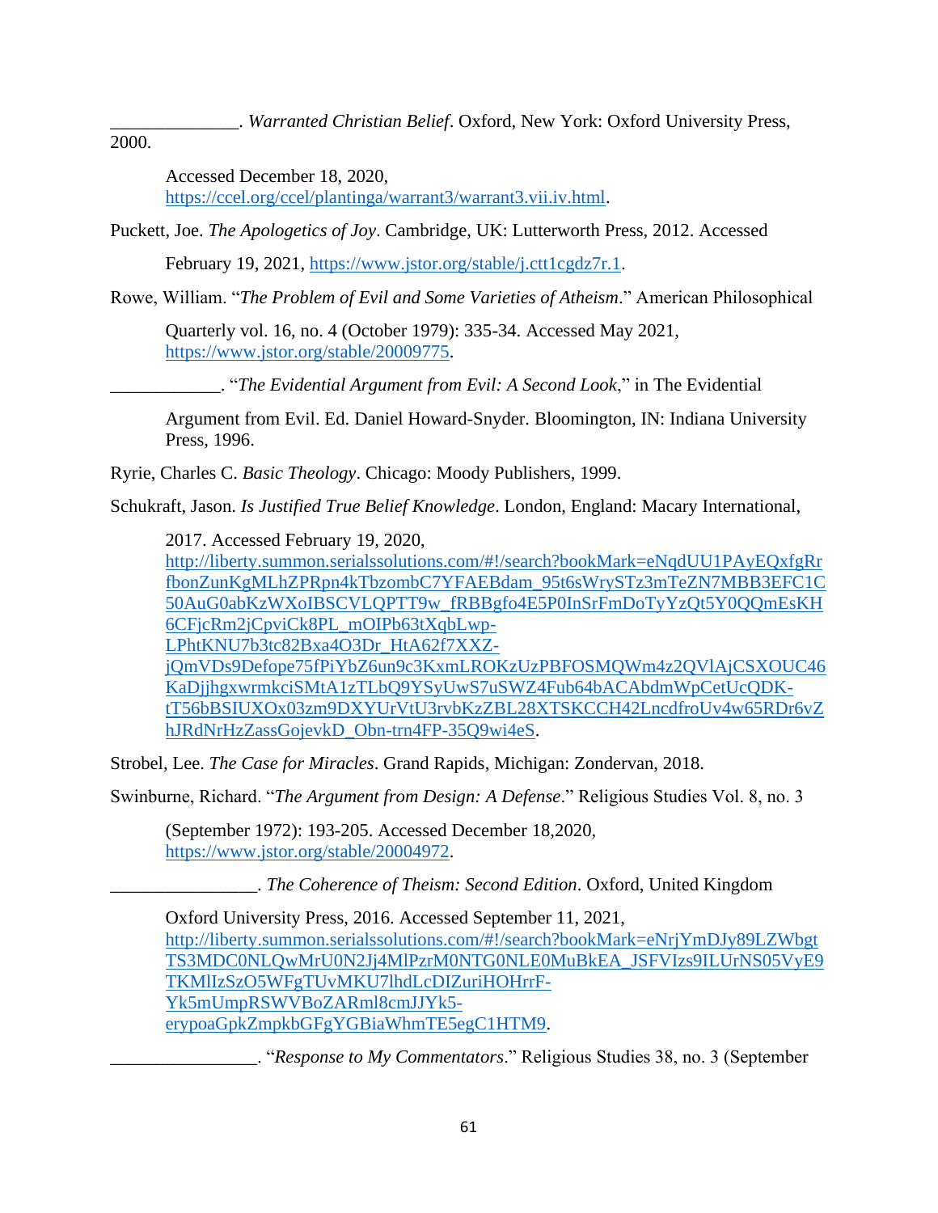______________. *Warranted Christian Belief*. Oxford, New York: Oxford University Press, 2000.

Accessed December 18, 2020, https://ccel.org/ccel/plantinga/warrant3/warrant3.vii.iv.html.

Puckett, Joe. *The Apologetics of Joy*. Cambridge, UK: Lutterworth Press, 2012. Accessed February 19, 2021, https://www.jstor.org/stable/j.ctt1cgdz7r.1.

Rowe, William. "*The Problem of Evil and Some Varieties of Atheism*." American Philosophical Quarterly vol. 16, no. 4 (October 1979): 335-34. Accessed May 2021, https://www.jstor.org/stable/20009775.

____________. "*The Evidential Argument from Evil: A Second Look*," in The Evidential Argument from Evil. Ed. Daniel Howard-Snyder. Bloomington, IN: Indiana University Press, 1996.

Ryrie, Charles C. *Basic Theology*. Chicago: Moody Publishers, 1999.

Schukraft, Jason. *Is Justified True Belief Knowledge*. London, England: Macary International, 2017. Accessed February 19, 2020, http://liberty.summon.serialssolutions.com/#!/search?bookMark=eNqdUU1PAyEQxfgRrfbonZunKgMLhZPRpn4kTbzombC7YFAEBdam_95t6sWrySTz3mTeZN7MBB3EFC1C50AuG0abKzWXoIBSCVLQPTT9w_fRBBgfo4E5P0InSrFmDoTyYzQt5Y0QQmEsKH6CFjcRm2jCpviCk8PL_mOIPb63tXqbLwp-LPhtKNU7b3tc82Bxa4O3Dr_HtA62f7XXZ-jQmVDs9Defope75fPiYbZ6un9c3KxmLROKzUzPBFOSMQWm4z2QVlAjCSXOUC46KaDjjhgxwrmkciSMtA1zTLbQ9YSyUwS7uSWZ4Fub64bACAbdmWpCetUcQDK-tT56bBSIUXOx03zm9DXYUrVtU3rvbKzZBL28XTSKCCH42LncdfroUv4w65RDr6vZhJRdNrHzZassGojevkD_Obn-trn4FP-35Q9wi4eS.

Strobel, Lee. *The Case for Miracles*. Grand Rapids, Michigan: Zondervan, 2018.

Swinburne, Richard. "*The Argument from Design: A Defense*." Religious Studies Vol. 8, no. 3 (September 1972): 193-205. Accessed December 18,2020, https://www.jstor.org/stable/20004972.

________________. *The Coherence of Theism: Second Edition*. Oxford, United Kingdom Oxford University Press, 2016. Accessed September 11, 2021, http://liberty.summon.serialssolutions.com/#!/search?bookMark=eNrjYmDJy89LZWbgtTS3MDC0NLQwMrU0N2Jj4MlPzrM0NTG0NLE0MuBkEA_JSFVIzs9ILUrNS05VyE9TKMlIzSzO5WFgTUvMKU7lhdLcDIZuriHOHrrF-Yk5mUmpRSWVBoZARml8cmJJYk5-erypoaGpkZmpkbGFgYGBiaWhmTE5egC1HTM9.

________________. "*Response to My Commentators*." Religious Studies 38, no. 3 (September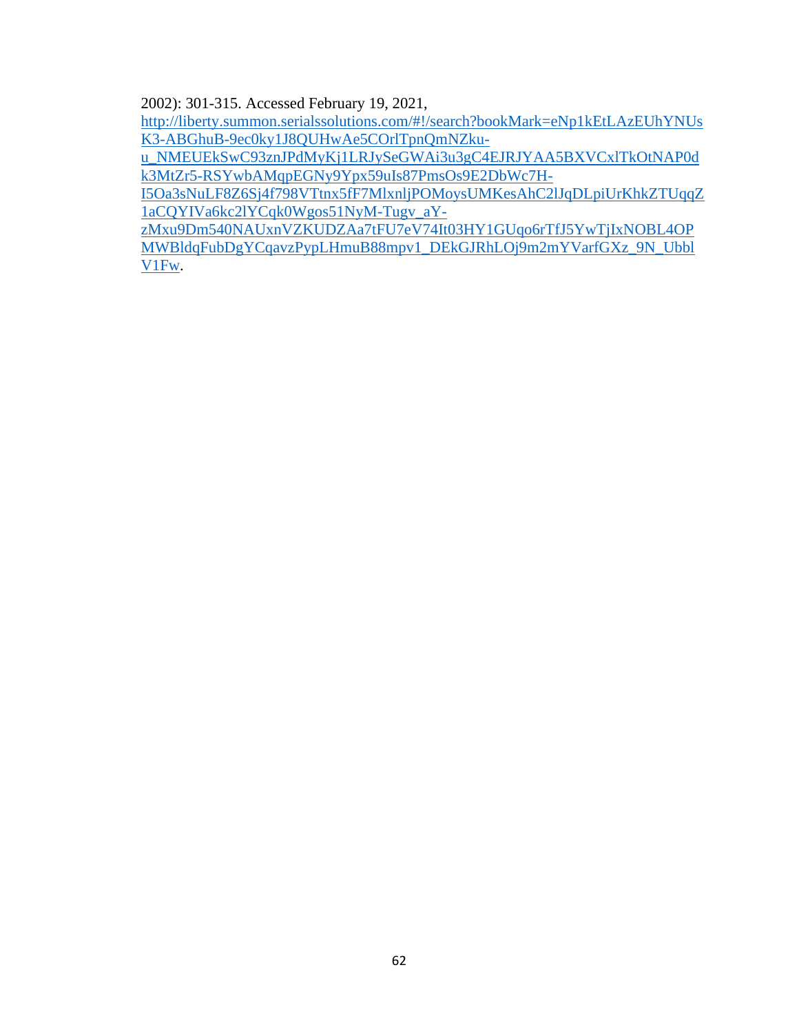2002): 301-315. Accessed February 19, 2021, http://liberty.summon.serialssolutions.com/#!/search?bookMark=eNp1kEtLAzEUhYNUsK3-ABGhuB-9ec0ky1J8QUHwAe5COrlTpnQmNZku-u_NMEUEkSwC93znJPdMyKj1LRJySeGWAi3u3gC4EJRJYAA5BXVCxlTkOtNAP0dk3MtZr5-RSYwbAMqpEGNy9Ypx59uIs87PmsOs9E2DbWc7H-I5Oa3sNuLF8Z6Sj4f798VTtnx5fF7MlxnljPOMoysUMKesAhC2lJqDLpiUrKhkZTUqqZ1aCQYIVa6kc2lYCqk0Wgos51NyM-Tugv_aY-zMxu9Dm540NAUxnVZKUDZAa7tFU7eV74It03HY1GUqo6rTfJ5YwTjIxNOBL4OPMWBldqFubDgYCqavzPypLHmuB88mpv1_DEkGJRhLOj9m2mYVarfGXz_9N_UbblV1Fw.